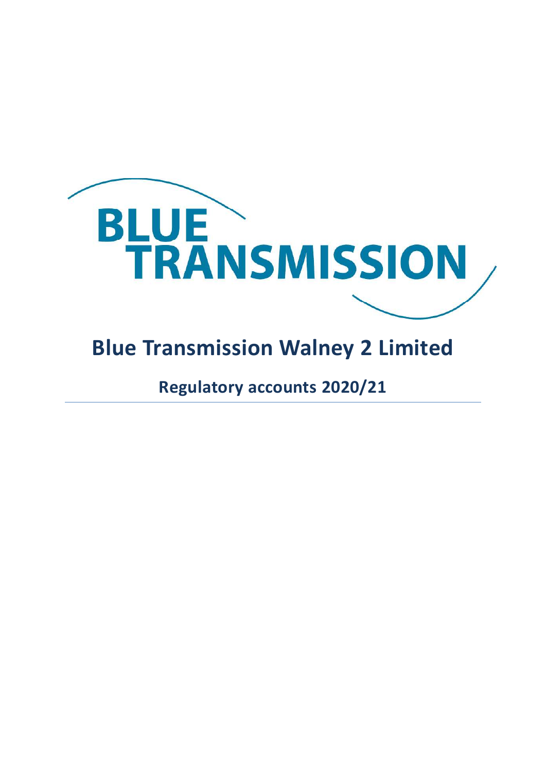BLUE TRANSMISSION

# Blue Transmission Walney 2 Limited

## Regulatory accounts 2020/21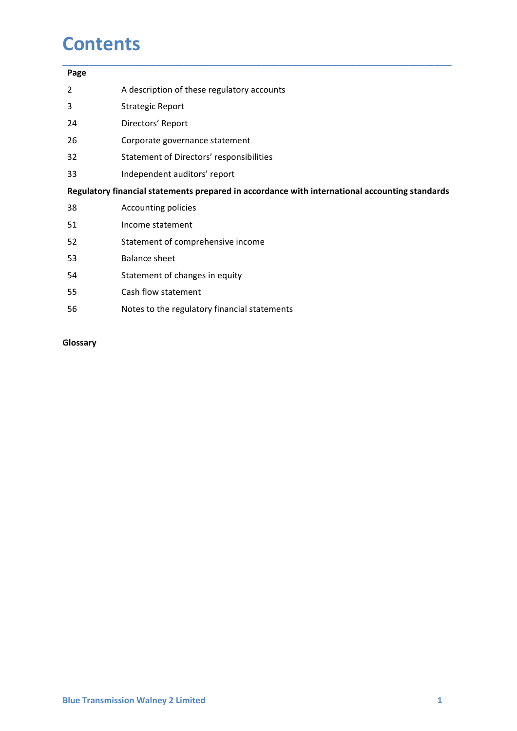# Contents

| Page | |
|---|---|
| 2 | A description of these regulatory accounts |
| 3 | Strategic Report |
| 24 | Directors' Report |
| 26 | Corporate governance statement |
| 32 | Statement of Directors' responsibilities |
| 33 | Independent auditors' report |
| **Regulatory financial statements prepared in accordance with international accounting standards** | |
| 38 | Accounting policies |
| 51 | Income statement |
| 52 | Statement of comprehensive income |
| 53 | Balance sheet |
| 54 | Statement of changes in equity |
| 55 | Cash flow statement |
| 56 | Notes to the regulatory financial statements |

**Glossary**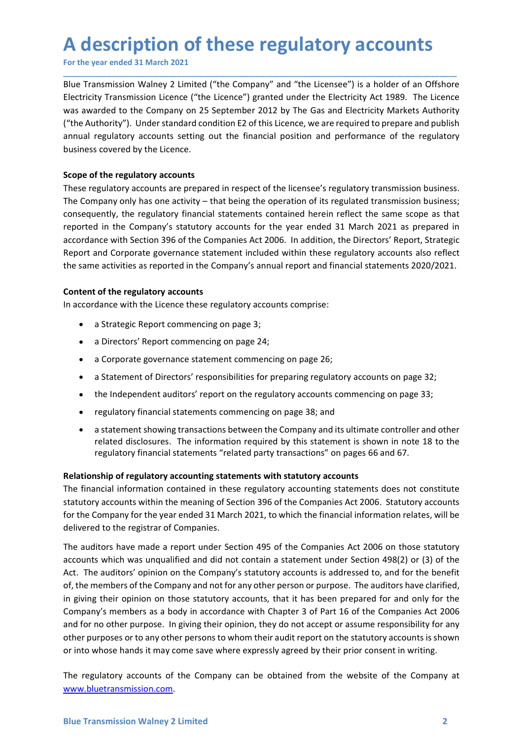# A description of these regulatory accounts

For the year ended 31 March 2021

Blue Transmission Walney 2 Limited ("the Company" and "the Licensee") is a holder of an Offshore Electricity Transmission Licence ("the Licence") granted under the Electricity Act 1989. The Licence was awarded to the Company on 25 September 2012 by The Gas and Electricity Markets Authority ("the Authority"). Under standard condition E2 of this Licence, we are required to prepare and publish annual regulatory accounts setting out the financial position and performance of the regulatory business covered by the Licence.

**Scope of the regulatory accounts**

These regulatory accounts are prepared in respect of the licensee's regulatory transmission business. The Company only has one activity – that being the operation of its regulated transmission business; consequently, the regulatory financial statements contained herein reflect the same scope as that reported in the Company's statutory accounts for the year ended 31 March 2021 as prepared in accordance with Section 396 of the Companies Act 2006. In addition, the Directors' Report, Strategic Report and Corporate governance statement included within these regulatory accounts also reflect the same activities as reported in the Company's annual report and financial statements 2020/2021.

**Content of the regulatory accounts**

In accordance with the Licence these regulatory accounts comprise:

- a Strategic Report commencing on page 3;
- a Directors' Report commencing on page 24;
- a Corporate governance statement commencing on page 26;
- a Statement of Directors' responsibilities for preparing regulatory accounts on page 32;
- the Independent auditors' report on the regulatory accounts commencing on page 33;
- regulatory financial statements commencing on page 38; and
- a statement showing transactions between the Company and its ultimate controller and other related disclosures. The information required by this statement is shown in note 18 to the regulatory financial statements "related party transactions" on pages 66 and 67.

**Relationship of regulatory accounting statements with statutory accounts**

The financial information contained in these regulatory accounting statements does not constitute statutory accounts within the meaning of Section 396 of the Companies Act 2006. Statutory accounts for the Company for the year ended 31 March 2021, to which the financial information relates, will be delivered to the registrar of Companies.

The auditors have made a report under Section 495 of the Companies Act 2006 on those statutory accounts which was unqualified and did not contain a statement under Section 498(2) or (3) of the Act. The auditors' opinion on the Company's statutory accounts is addressed to, and for the benefit of, the members of the Company and not for any other person or purpose. The auditors have clarified, in giving their opinion on those statutory accounts, that it has been prepared for and only for the Company's members as a body in accordance with Chapter 3 of Part 16 of the Companies Act 2006 and for no other purpose. In giving their opinion, they do not accept or assume responsibility for any other purposes or to any other persons to whom their audit report on the statutory accounts is shown or into whose hands it may come save where expressly agreed by their prior consent in writing.

The regulatory accounts of the Company can be obtained from the website of the Company at www.bluetransmission.com.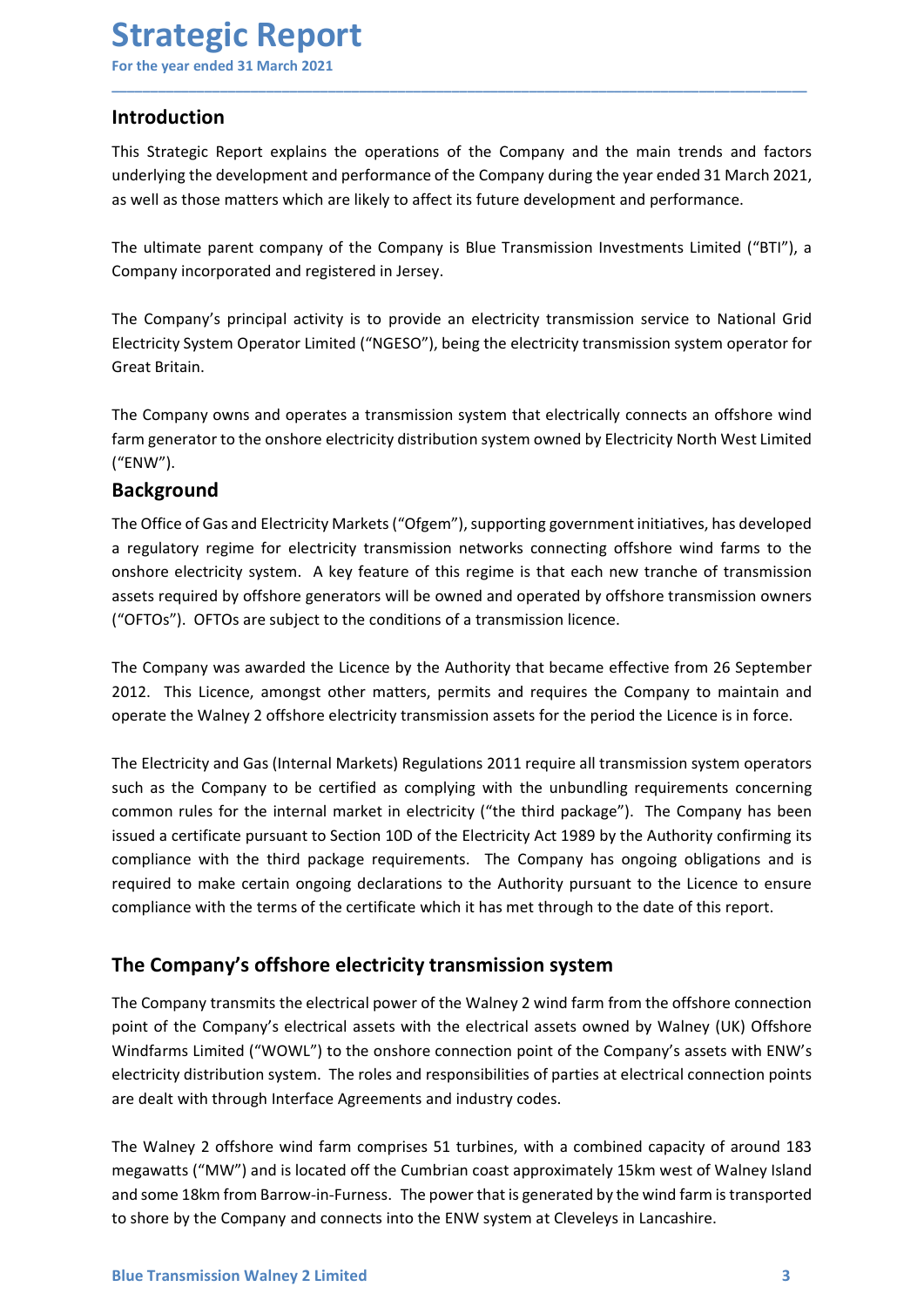# Strategic Report

For the year ended 31 March 2021

## Introduction

This Strategic Report explains the operations of the Company and the main trends and factors underlying the development and performance of the Company during the year ended 31 March 2021, as well as those matters which are likely to affect its future development and performance.

The ultimate parent company of the Company is Blue Transmission Investments Limited ("BTI"), a Company incorporated and registered in Jersey.

The Company's principal activity is to provide an electricity transmission service to National Grid Electricity System Operator Limited ("NGESO"), being the electricity transmission system operator for Great Britain.

The Company owns and operates a transmission system that electrically connects an offshore wind farm generator to the onshore electricity distribution system owned by Electricity North West Limited ("ENW").

## Background

The Office of Gas and Electricity Markets ("Ofgem"), supporting government initiatives, has developed a regulatory regime for electricity transmission networks connecting offshore wind farms to the onshore electricity system. A key feature of this regime is that each new tranche of transmission assets required by offshore generators will be owned and operated by offshore transmission owners ("OFTOs"). OFTOs are subject to the conditions of a transmission licence.

The Company was awarded the Licence by the Authority that became effective from 26 September 2012. This Licence, amongst other matters, permits and requires the Company to maintain and operate the Walney 2 offshore electricity transmission assets for the period the Licence is in force.

The Electricity and Gas (Internal Markets) Regulations 2011 require all transmission system operators such as the Company to be certified as complying with the unbundling requirements concerning common rules for the internal market in electricity ("the third package"). The Company has been issued a certificate pursuant to Section 10D of the Electricity Act 1989 by the Authority confirming its compliance with the third package requirements. The Company has ongoing obligations and is required to make certain ongoing declarations to the Authority pursuant to the Licence to ensure compliance with the terms of the certificate which it has met through to the date of this report.

## The Company's offshore electricity transmission system

The Company transmits the electrical power of the Walney 2 wind farm from the offshore connection point of the Company's electrical assets with the electrical assets owned by Walney (UK) Offshore Windfarms Limited ("WOWL") to the onshore connection point of the Company's assets with ENW's electricity distribution system. The roles and responsibilities of parties at electrical connection points are dealt with through Interface Agreements and industry codes.

The Walney 2 offshore wind farm comprises 51 turbines, with a combined capacity of around 183 megawatts ("MW") and is located off the Cumbrian coast approximately 15km west of Walney Island and some 18km from Barrow-in-Furness. The power that is generated by the wind farm is transported to shore by the Company and connects into the ENW system at Cleveleys in Lancashire.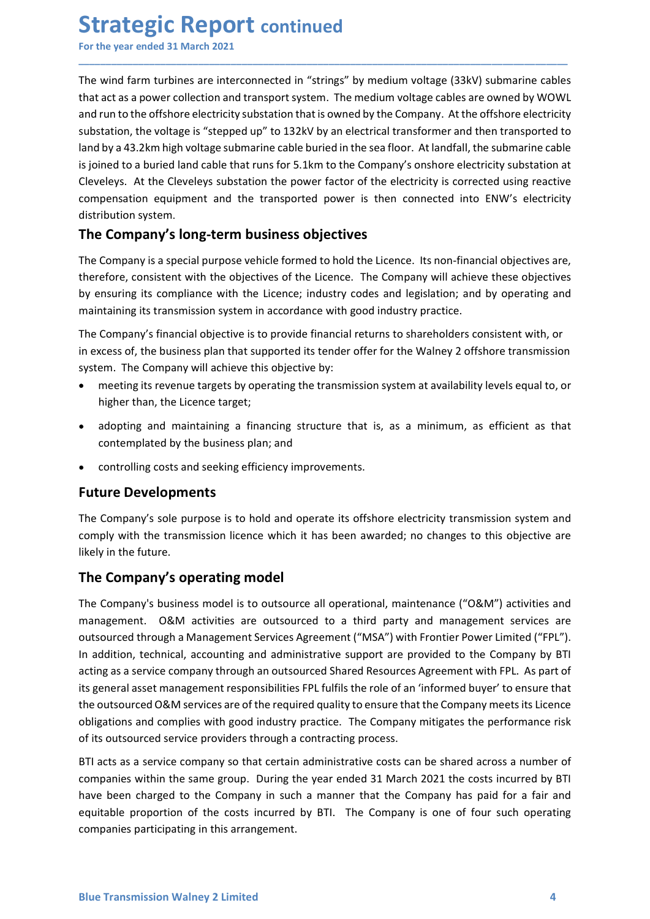# Strategic Report continued

For the year ended 31 March 2021

The wind farm turbines are interconnected in "strings" by medium voltage (33kV) submarine cables that act as a power collection and transport system. The medium voltage cables are owned by WOWL and run to the offshore electricity substation that is owned by the Company. At the offshore electricity substation, the voltage is "stepped up" to 132kV by an electrical transformer and then transported to land by a 43.2km high voltage submarine cable buried in the sea floor. At landfall, the submarine cable is joined to a buried land cable that runs for 5.1km to the Company's onshore electricity substation at Cleveleys. At the Cleveleys substation the power factor of the electricity is corrected using reactive compensation equipment and the transported power is then connected into ENW's electricity distribution system.

## The Company's long-term business objectives

The Company is a special purpose vehicle formed to hold the Licence. Its non-financial objectives are, therefore, consistent with the objectives of the Licence. The Company will achieve these objectives by ensuring its compliance with the Licence; industry codes and legislation; and by operating and maintaining its transmission system in accordance with good industry practice.

The Company's financial objective is to provide financial returns to shareholders consistent with, or in excess of, the business plan that supported its tender offer for the Walney 2 offshore transmission system. The Company will achieve this objective by:

- meeting its revenue targets by operating the transmission system at availability levels equal to, or higher than, the Licence target;
- adopting and maintaining a financing structure that is, as a minimum, as efficient as that contemplated by the business plan; and
- controlling costs and seeking efficiency improvements.

## Future Developments

The Company's sole purpose is to hold and operate its offshore electricity transmission system and comply with the transmission licence which it has been awarded; no changes to this objective are likely in the future.

## The Company's operating model

The Company's business model is to outsource all operational, maintenance ("O&M") activities and management. O&M activities are outsourced to a third party and management services are outsourced through a Management Services Agreement ("MSA") with Frontier Power Limited ("FPL"). In addition, technical, accounting and administrative support are provided to the Company by BTI acting as a service company through an outsourced Shared Resources Agreement with FPL. As part of its general asset management responsibilities FPL fulfils the role of an 'informed buyer' to ensure that the outsourced O&M services are of the required quality to ensure that the Company meets its Licence obligations and complies with good industry practice. The Company mitigates the performance risk of its outsourced service providers through a contracting process.

BTI acts as a service company so that certain administrative costs can be shared across a number of companies within the same group. During the year ended 31 March 2021 the costs incurred by BTI have been charged to the Company in such a manner that the Company has paid for a fair and equitable proportion of the costs incurred by BTI. The Company is one of four such operating companies participating in this arrangement.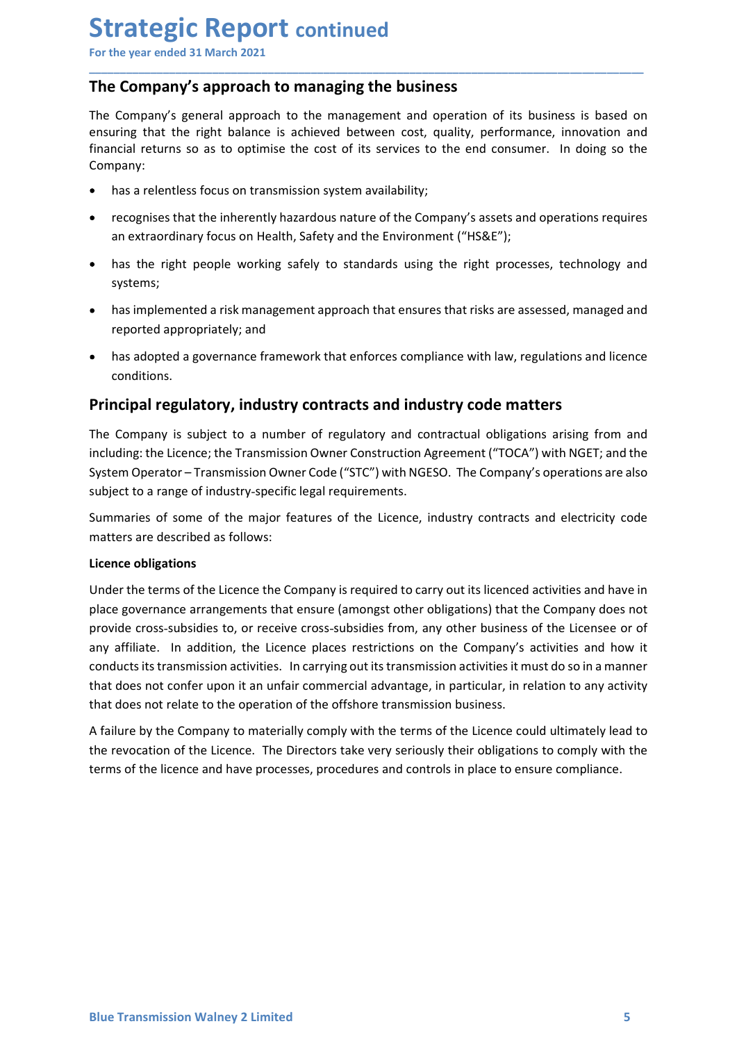## The Company's approach to managing the business

The Company's general approach to the management and operation of its business is based on ensuring that the right balance is achieved between cost, quality, performance, innovation and financial returns so as to optimise the cost of its services to the end consumer. In doing so the Company:

- has a relentless focus on transmission system availability;
- recognises that the inherently hazardous nature of the Company's assets and operations requires an extraordinary focus on Health, Safety and the Environment ("HS&E");
- has the right people working safely to standards using the right processes, technology and systems;
- has implemented a risk management approach that ensures that risks are assessed, managed and reported appropriately; and
- has adopted a governance framework that enforces compliance with law, regulations and licence conditions.

## Principal regulatory, industry contracts and industry code matters

The Company is subject to a number of regulatory and contractual obligations arising from and including: the Licence; the Transmission Owner Construction Agreement ("TOCA") with NGET; and the System Operator – Transmission Owner Code ("STC") with NGESO. The Company's operations are also subject to a range of industry-specific legal requirements.

Summaries of some of the major features of the Licence, industry contracts and electricity code matters are described as follows:

**Licence obligations**

Under the terms of the Licence the Company is required to carry out its licenced activities and have in place governance arrangements that ensure (amongst other obligations) that the Company does not provide cross-subsidies to, or receive cross-subsidies from, any other business of the Licensee or of any affiliate. In addition, the Licence places restrictions on the Company's activities and how it conducts its transmission activities. In carrying out its transmission activities it must do so in a manner that does not confer upon it an unfair commercial advantage, in particular, in relation to any activity that does not relate to the operation of the offshore transmission business.

A failure by the Company to materially comply with the terms of the Licence could ultimately lead to the revocation of the Licence. The Directors take very seriously their obligations to comply with the terms of the licence and have processes, procedures and controls in place to ensure compliance.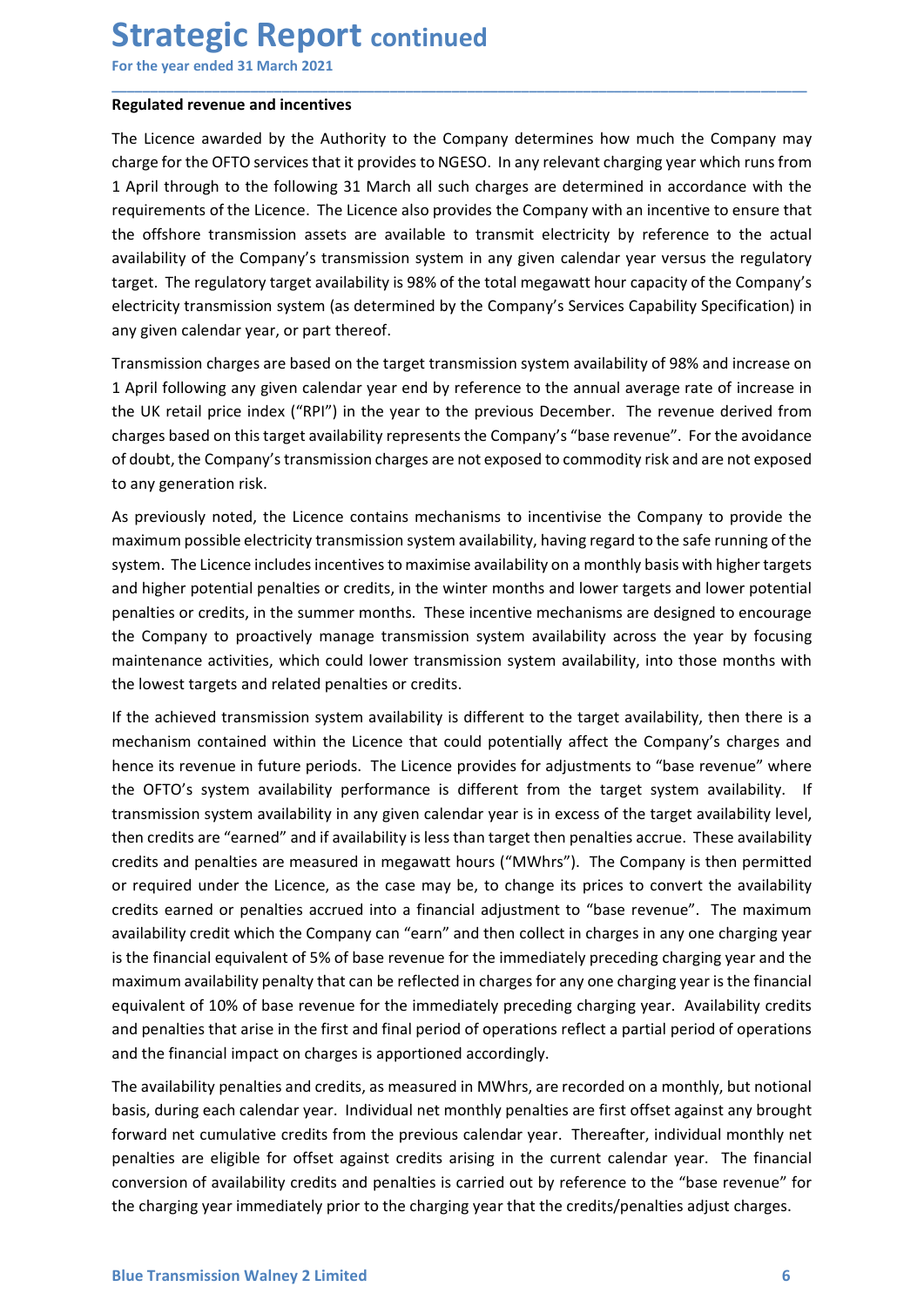## Regulated revenue and incentives

The Licence awarded by the Authority to the Company determines how much the Company may charge for the OFTO services that it provides to NGESO. In any relevant charging year which runs from 1 April through to the following 31 March all such charges are determined in accordance with the requirements of the Licence. The Licence also provides the Company with an incentive to ensure that the offshore transmission assets are available to transmit electricity by reference to the actual availability of the Company's transmission system in any given calendar year versus the regulatory target. The regulatory target availability is 98% of the total megawatt hour capacity of the Company's electricity transmission system (as determined by the Company's Services Capability Specification) in any given calendar year, or part thereof.

Transmission charges are based on the target transmission system availability of 98% and increase on 1 April following any given calendar year end by reference to the annual average rate of increase in the UK retail price index ("RPI") in the year to the previous December. The revenue derived from charges based on this target availability represents the Company's "base revenue". For the avoidance of doubt, the Company's transmission charges are not exposed to commodity risk and are not exposed to any generation risk.

As previously noted, the Licence contains mechanisms to incentivise the Company to provide the maximum possible electricity transmission system availability, having regard to the safe running of the system. The Licence includes incentives to maximise availability on a monthly basis with higher targets and higher potential penalties or credits, in the winter months and lower targets and lower potential penalties or credits, in the summer months. These incentive mechanisms are designed to encourage the Company to proactively manage transmission system availability across the year by focusing maintenance activities, which could lower transmission system availability, into those months with the lowest targets and related penalties or credits.

If the achieved transmission system availability is different to the target availability, then there is a mechanism contained within the Licence that could potentially affect the Company's charges and hence its revenue in future periods. The Licence provides for adjustments to "base revenue" where the OFTO's system availability performance is different from the target system availability. If transmission system availability in any given calendar year is in excess of the target availability level, then credits are "earned" and if availability is less than target then penalties accrue. These availability credits and penalties are measured in megawatt hours ("MWhrs"). The Company is then permitted or required under the Licence, as the case may be, to change its prices to convert the availability credits earned or penalties accrued into a financial adjustment to "base revenue". The maximum availability credit which the Company can "earn" and then collect in charges in any one charging year is the financial equivalent of 5% of base revenue for the immediately preceding charging year and the maximum availability penalty that can be reflected in charges for any one charging year is the financial equivalent of 10% of base revenue for the immediately preceding charging year. Availability credits and penalties that arise in the first and final period of operations reflect a partial period of operations and the financial impact on charges is apportioned accordingly.

The availability penalties and credits, as measured in MWhrs, are recorded on a monthly, but notional basis, during each calendar year. Individual net monthly penalties are first offset against any brought forward net cumulative credits from the previous calendar year. Thereafter, individual monthly net penalties are eligible for offset against credits arising in the current calendar year. The financial conversion of availability credits and penalties is carried out by reference to the "base revenue" for the charging year immediately prior to the charging year that the credits/penalties adjust charges.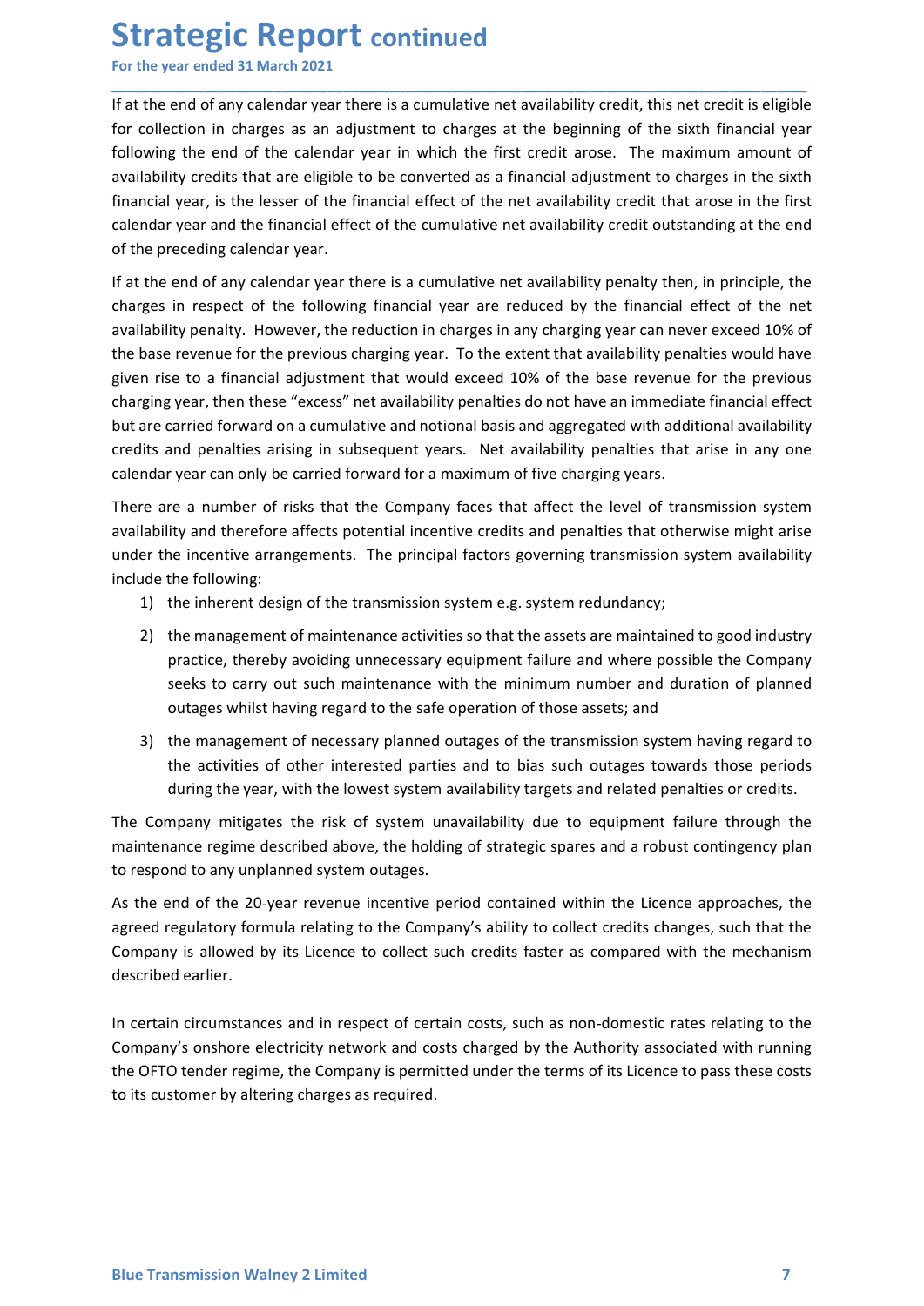# Strategic Report continued

For the year ended 31 March 2021

If at the end of any calendar year there is a cumulative net availability credit, this net credit is eligible for collection in charges as an adjustment to charges at the beginning of the sixth financial year following the end of the calendar year in which the first credit arose. The maximum amount of availability credits that are eligible to be converted as a financial adjustment to charges in the sixth financial year, is the lesser of the financial effect of the net availability credit that arose in the first calendar year and the financial effect of the cumulative net availability credit outstanding at the end of the preceding calendar year.

If at the end of any calendar year there is a cumulative net availability penalty then, in principle, the charges in respect of the following financial year are reduced by the financial effect of the net availability penalty. However, the reduction in charges in any charging year can never exceed 10% of the base revenue for the previous charging year. To the extent that availability penalties would have given rise to a financial adjustment that would exceed 10% of the base revenue for the previous charging year, then these "excess" net availability penalties do not have an immediate financial effect but are carried forward on a cumulative and notional basis and aggregated with additional availability credits and penalties arising in subsequent years. Net availability penalties that arise in any one calendar year can only be carried forward for a maximum of five charging years.

There are a number of risks that the Company faces that affect the level of transmission system availability and therefore affects potential incentive credits and penalties that otherwise might arise under the incentive arrangements. The principal factors governing transmission system availability include the following:

1) the inherent design of the transmission system e.g. system redundancy;
2) the management of maintenance activities so that the assets are maintained to good industry practice, thereby avoiding unnecessary equipment failure and where possible the Company seeks to carry out such maintenance with the minimum number and duration of planned outages whilst having regard to the safe operation of those assets; and
3) the management of necessary planned outages of the transmission system having regard to the activities of other interested parties and to bias such outages towards those periods during the year, with the lowest system availability targets and related penalties or credits.

The Company mitigates the risk of system unavailability due to equipment failure through the maintenance regime described above, the holding of strategic spares and a robust contingency plan to respond to any unplanned system outages.

As the end of the 20-year revenue incentive period contained within the Licence approaches, the agreed regulatory formula relating to the Company's ability to collect credits changes, such that the Company is allowed by its Licence to collect such credits faster as compared with the mechanism described earlier.

In certain circumstances and in respect of certain costs, such as non-domestic rates relating to the Company's onshore electricity network and costs charged by the Authority associated with running the OFTO tender regime, the Company is permitted under the terms of its Licence to pass these costs to its customer by altering charges as required.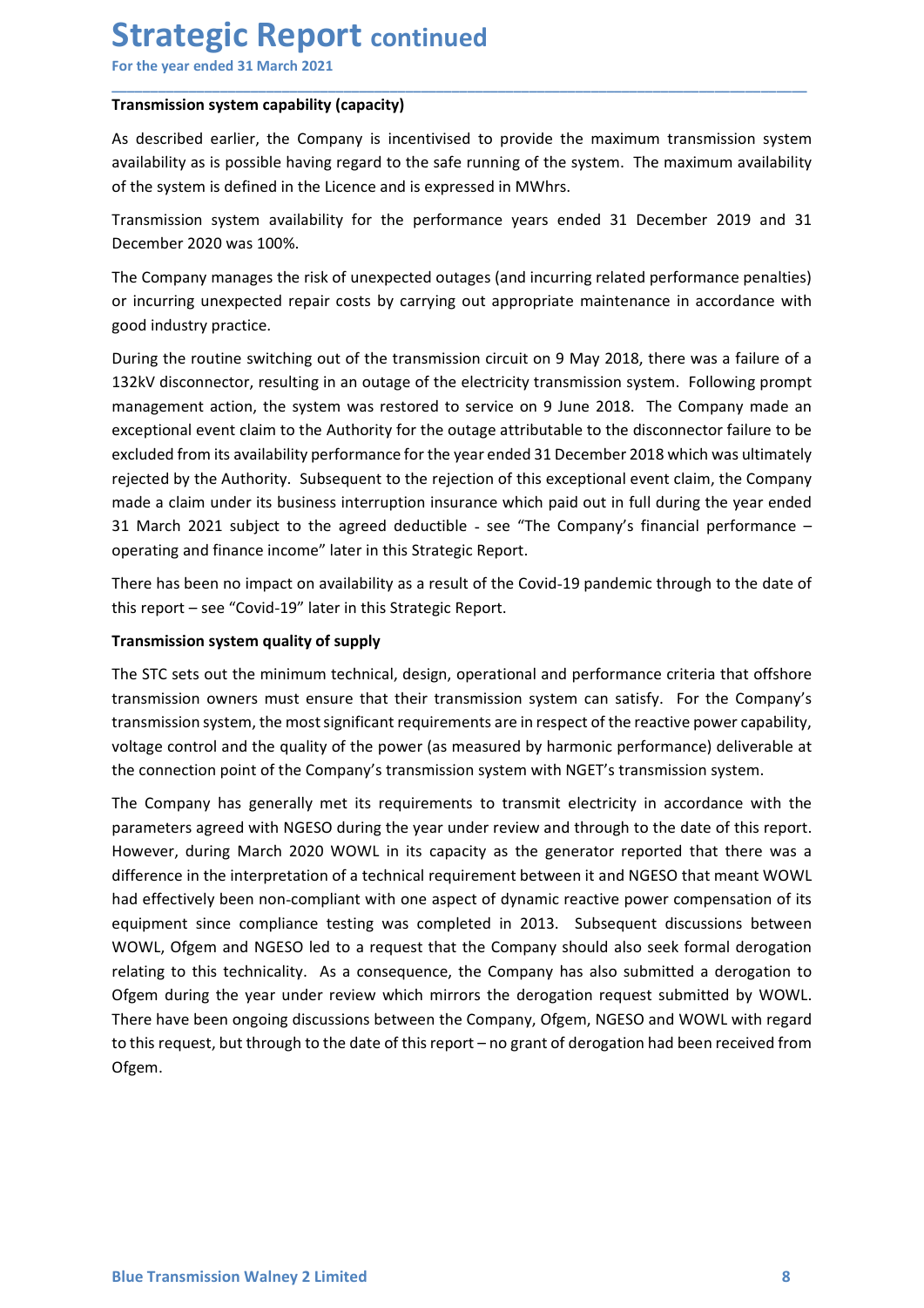# Strategic Report continued

For the year ended 31 March 2021

### Transmission system capability (capacity)

As described earlier, the Company is incentivised to provide the maximum transmission system availability as is possible having regard to the safe running of the system. The maximum availability of the system is defined in the Licence and is expressed in MWhrs.

Transmission system availability for the performance years ended 31 December 2019 and 31 December 2020 was 100%.

The Company manages the risk of unexpected outages (and incurring related performance penalties) or incurring unexpected repair costs by carrying out appropriate maintenance in accordance with good industry practice.

During the routine switching out of the transmission circuit on 9 May 2018, there was a failure of a 132kV disconnector, resulting in an outage of the electricity transmission system. Following prompt management action, the system was restored to service on 9 June 2018. The Company made an exceptional event claim to the Authority for the outage attributable to the disconnector failure to be excluded from its availability performance for the year ended 31 December 2018 which was ultimately rejected by the Authority. Subsequent to the rejection of this exceptional event claim, the Company made a claim under its business interruption insurance which paid out in full during the year ended 31 March 2021 subject to the agreed deductible - see "The Company's financial performance – operating and finance income" later in this Strategic Report.

There has been no impact on availability as a result of the Covid-19 pandemic through to the date of this report – see "Covid-19" later in this Strategic Report.

### Transmission system quality of supply

The STC sets out the minimum technical, design, operational and performance criteria that offshore transmission owners must ensure that their transmission system can satisfy. For the Company's transmission system, the most significant requirements are in respect of the reactive power capability, voltage control and the quality of the power (as measured by harmonic performance) deliverable at the connection point of the Company's transmission system with NGET's transmission system.

The Company has generally met its requirements to transmit electricity in accordance with the parameters agreed with NGESO during the year under review and through to the date of this report. However, during March 2020 WOWL in its capacity as the generator reported that there was a difference in the interpretation of a technical requirement between it and NGESO that meant WOWL had effectively been non-compliant with one aspect of dynamic reactive power compensation of its equipment since compliance testing was completed in 2013. Subsequent discussions between WOWL, Ofgem and NGESO led to a request that the Company should also seek formal derogation relating to this technicality. As a consequence, the Company has also submitted a derogation to Ofgem during the year under review which mirrors the derogation request submitted by WOWL. There have been ongoing discussions between the Company, Ofgem, NGESO and WOWL with regard to this request, but through to the date of this report – no grant of derogation had been received from Ofgem.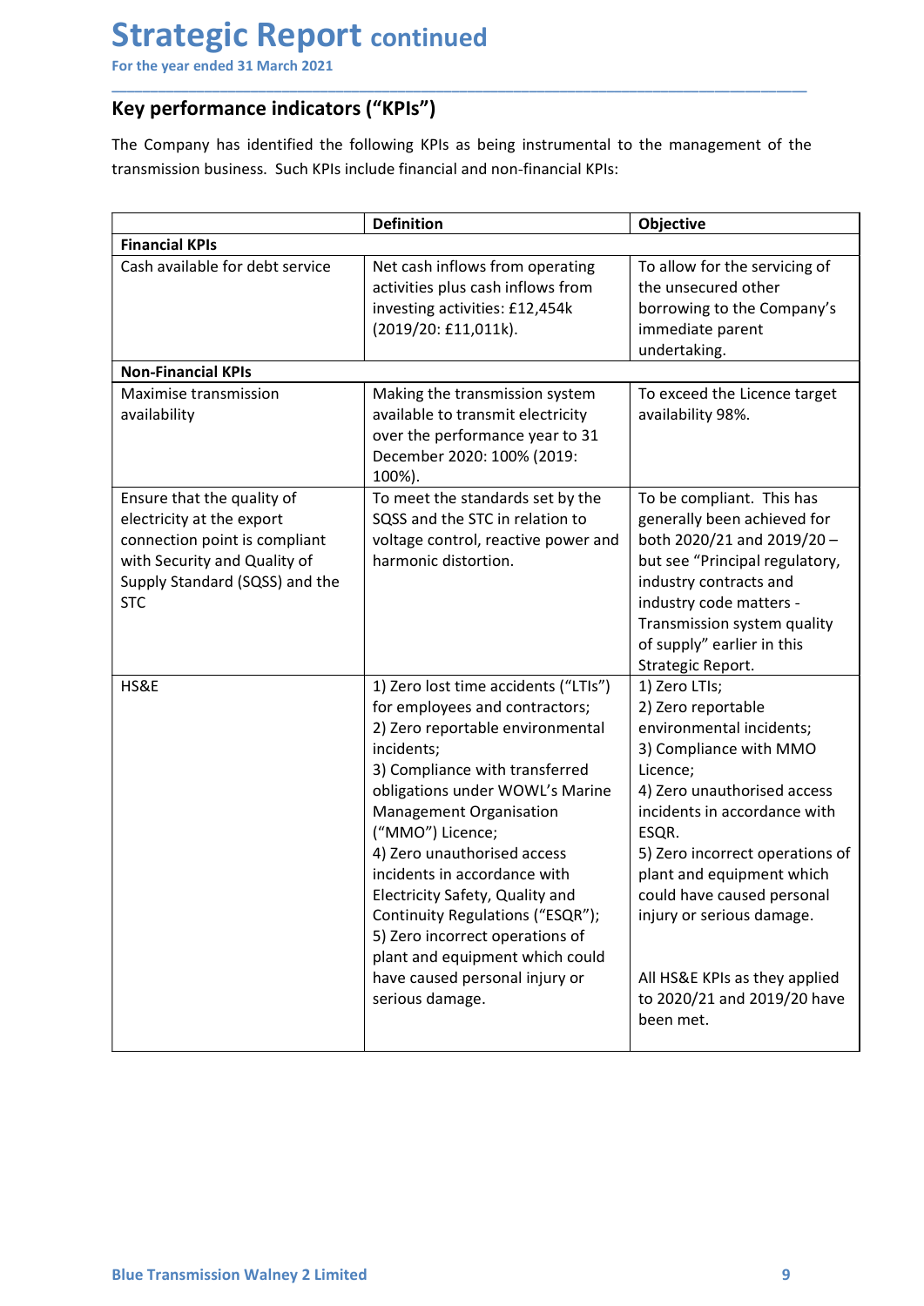# Strategic Report continued

For the year ended 31 March 2021

## Key performance indicators ("KPIs")

The Company has identified the following KPIs as being instrumental to the management of the transmission business. Such KPIs include financial and non-financial KPIs:

| | Definition | Objective |
|---|---|---|
| **Financial KPIs** | | |
| Cash available for debt service | Net cash inflows from operating activities plus cash inflows from investing activities: £12,454k (2019/20: £11,011k). | To allow for the servicing of the unsecured other borrowing to the Company's immediate parent undertaking. |
| **Non-Financial KPIs** | | |
| Maximise transmission availability | Making the transmission system available to transmit electricity over the performance year to 31 December 2020: 100% (2019: 100%). | To exceed the Licence target availability 98%. |
| Ensure that the quality of electricity at the export connection point is compliant with Security and Quality of Supply Standard (SQSS) and the STC | To meet the standards set by the SQSS and the STC in relation to voltage control, reactive power and harmonic distortion. | To be compliant. This has generally been achieved for both 2020/21 and 2019/20 – but see "Principal regulatory, industry contracts and industry code matters - Transmission system quality of supply" earlier in this Strategic Report. |
| HS&E | 1) Zero lost time accidents ("LTIs") for employees and contractors;<br>2) Zero reportable environmental incidents;<br>3) Compliance with transferred obligations under WOWL's Marine Management Organisation ("MMO") Licence;<br>4) Zero unauthorised access incidents in accordance with Electricity Safety, Quality and Continuity Regulations ("ESQR");<br>5) Zero incorrect operations of plant and equipment which could have caused personal injury or serious damage. | 1) Zero LTIs;<br>2) Zero reportable environmental incidents;<br>3) Compliance with MMO Licence;<br>4) Zero unauthorised access incidents in accordance with ESQR.<br>5) Zero incorrect operations of plant and equipment which could have caused personal injury or serious damage.<br><br>All HS&E KPIs as they applied to 2020/21 and 2019/20 have been met. |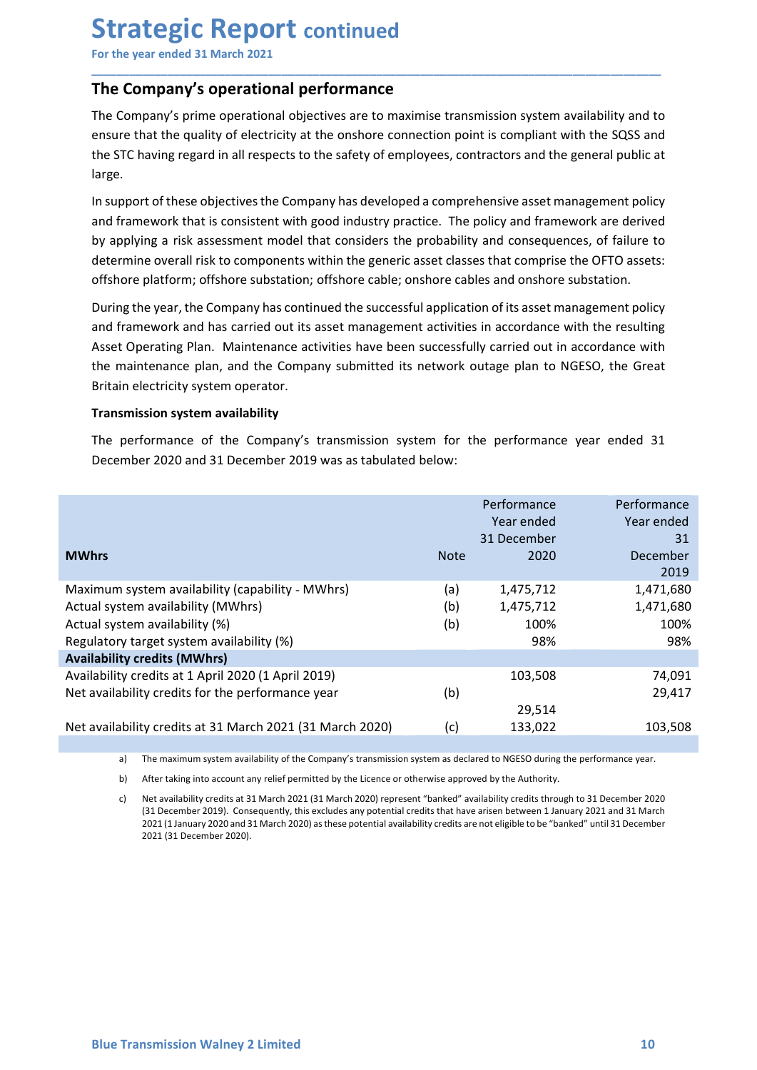# Strategic Report continued

For the year ended 31 March 2021

## The Company's operational performance

The Company's prime operational objectives are to maximise transmission system availability and to ensure that the quality of electricity at the onshore connection point is compliant with the SQSS and the STC having regard in all respects to the safety of employees, contractors and the general public at large.

In support of these objectives the Company has developed a comprehensive asset management policy and framework that is consistent with good industry practice. The policy and framework are derived by applying a risk assessment model that considers the probability and consequences, of failure to determine overall risk to components within the generic asset classes that comprise the OFTO assets: offshore platform; offshore substation; offshore cable; onshore cables and onshore substation.

During the year, the Company has continued the successful application of its asset management policy and framework and has carried out its asset management activities in accordance with the resulting Asset Operating Plan. Maintenance activities have been successfully carried out in accordance with the maintenance plan, and the Company submitted its network outage plan to NGESO, the Great Britain electricity system operator.

### Transmission system availability

The performance of the Company's transmission system for the performance year ended 31 December 2020 and 31 December 2019 was as tabulated below:

| MWhrs | Note | Performance Year ended 31 December 2020 | Performance Year ended 31 December 2019 |
|---|---|---|---|
| Maximum system availability (capability - MWhrs) | (a) | 1,475,712 | 1,471,680 |
| Actual system availability (MWhrs) | (b) | 1,475,712 | 1,471,680 |
| Actual system availability (%) | (b) | 100% | 100% |
| Regulatory target system availability (%) | | 98% | 98% |
| **Availability credits (MWhrs)** | | | |
| Availability credits at 1 April 2020 (1 April 2019) | | 103,508 | 74,091 |
| Net availability credits for the performance year | (b) | 29,514 | 29,417 |
| Net availability credits at 31 March 2021 (31 March 2020) | (c) | 133,022 | 103,508 |

a) The maximum system availability of the Company's transmission system as declared to NGESO during the performance year.

b) After taking into account any relief permitted by the Licence or otherwise approved by the Authority.

c) Net availability credits at 31 March 2021 (31 March 2020) represent "banked" availability credits through to 31 December 2020 (31 December 2019). Consequently, this excludes any potential credits that have arisen between 1 January 2021 and 31 March 2021 (1 January 2020 and 31 March 2020) as these potential availability credits are not eligible to be "banked" until 31 December 2021 (31 December 2020).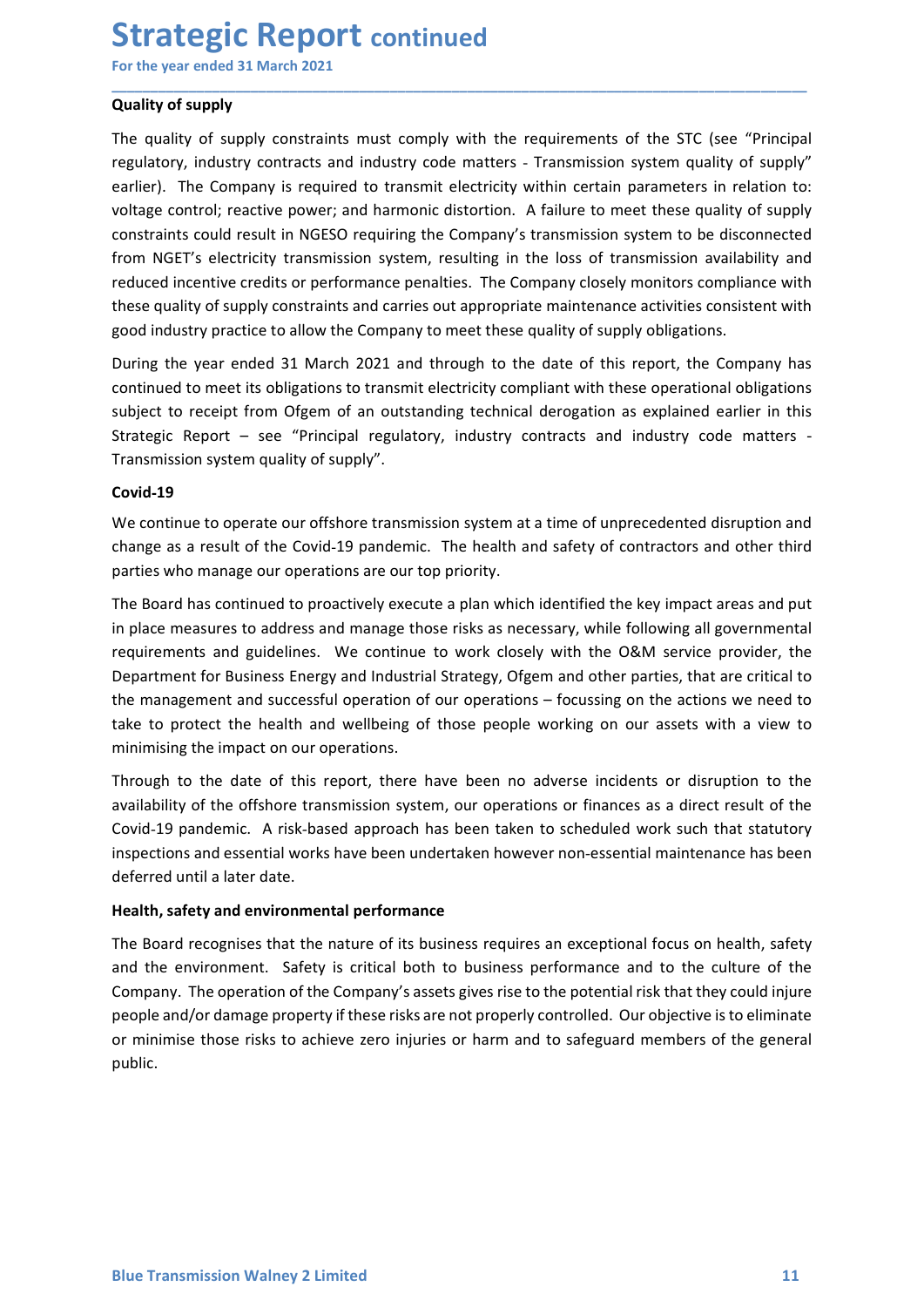### Quality of supply

The quality of supply constraints must comply with the requirements of the STC (see "Principal regulatory, industry contracts and industry code matters - Transmission system quality of supply" earlier). The Company is required to transmit electricity within certain parameters in relation to: voltage control; reactive power; and harmonic distortion. A failure to meet these quality of supply constraints could result in NGESO requiring the Company's transmission system to be disconnected from NGET's electricity transmission system, resulting in the loss of transmission availability and reduced incentive credits or performance penalties. The Company closely monitors compliance with these quality of supply constraints and carries out appropriate maintenance activities consistent with good industry practice to allow the Company to meet these quality of supply obligations.

During the year ended 31 March 2021 and through to the date of this report, the Company has continued to meet its obligations to transmit electricity compliant with these operational obligations subject to receipt from Ofgem of an outstanding technical derogation as explained earlier in this Strategic Report – see "Principal regulatory, industry contracts and industry code matters - Transmission system quality of supply".

### Covid-19

We continue to operate our offshore transmission system at a time of unprecedented disruption and change as a result of the Covid-19 pandemic. The health and safety of contractors and other third parties who manage our operations are our top priority.

The Board has continued to proactively execute a plan which identified the key impact areas and put in place measures to address and manage those risks as necessary, while following all governmental requirements and guidelines. We continue to work closely with the O&M service provider, the Department for Business Energy and Industrial Strategy, Ofgem and other parties, that are critical to the management and successful operation of our operations – focussing on the actions we need to take to protect the health and wellbeing of those people working on our assets with a view to minimising the impact on our operations.

Through to the date of this report, there have been no adverse incidents or disruption to the availability of the offshore transmission system, our operations or finances as a direct result of the Covid-19 pandemic. A risk-based approach has been taken to scheduled work such that statutory inspections and essential works have been undertaken however non-essential maintenance has been deferred until a later date.

### Health, safety and environmental performance

The Board recognises that the nature of its business requires an exceptional focus on health, safety and the environment. Safety is critical both to business performance and to the culture of the Company. The operation of the Company's assets gives rise to the potential risk that they could injure people and/or damage property if these risks are not properly controlled. Our objective is to eliminate or minimise those risks to achieve zero injuries or harm and to safeguard members of the general public.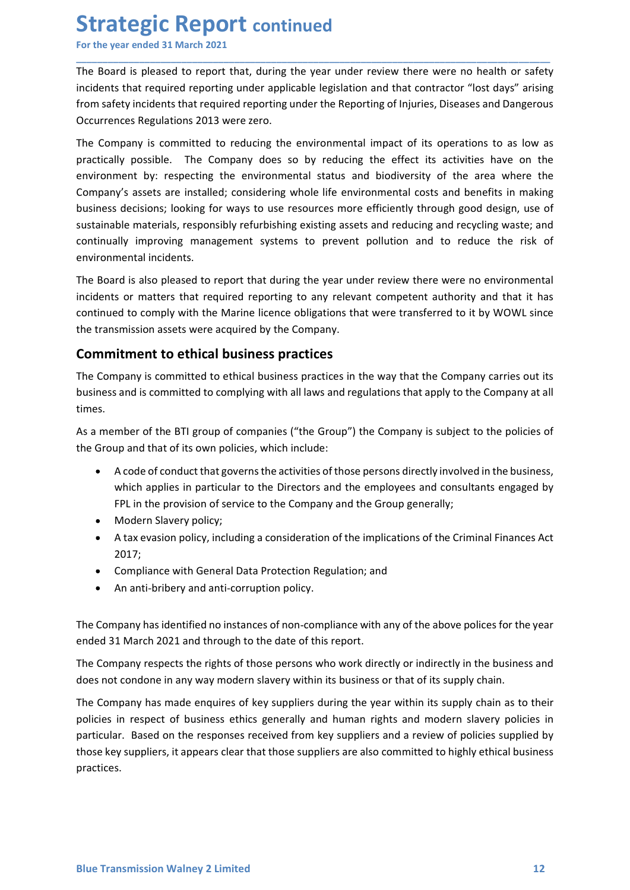The Board is pleased to report that, during the year under review there were no health or safety incidents that required reporting under applicable legislation and that contractor "lost days" arising from safety incidents that required reporting under the Reporting of Injuries, Diseases and Dangerous Occurrences Regulations 2013 were zero.

The Company is committed to reducing the environmental impact of its operations to as low as practically possible. The Company does so by reducing the effect its activities have on the environment by: respecting the environmental status and biodiversity of the area where the Company's assets are installed; considering whole life environmental costs and benefits in making business decisions; looking for ways to use resources more efficiently through good design, use of sustainable materials, responsibly refurbishing existing assets and reducing and recycling waste; and continually improving management systems to prevent pollution and to reduce the risk of environmental incidents.

The Board is also pleased to report that during the year under review there were no environmental incidents or matters that required reporting to any relevant competent authority and that it has continued to comply with the Marine licence obligations that were transferred to it by WOWL since the transmission assets were acquired by the Company.

## Commitment to ethical business practices

The Company is committed to ethical business practices in the way that the Company carries out its business and is committed to complying with all laws and regulations that apply to the Company at all times.

As a member of the BTI group of companies ("the Group") the Company is subject to the policies of the Group and that of its own policies, which include:

- A code of conduct that governs the activities of those persons directly involved in the business, which applies in particular to the Directors and the employees and consultants engaged by FPL in the provision of service to the Company and the Group generally;
- Modern Slavery policy;
- A tax evasion policy, including a consideration of the implications of the Criminal Finances Act 2017;
- Compliance with General Data Protection Regulation; and
- An anti-bribery and anti-corruption policy.

The Company has identified no instances of non-compliance with any of the above polices for the year ended 31 March 2021 and through to the date of this report.

The Company respects the rights of those persons who work directly or indirectly in the business and does not condone in any way modern slavery within its business or that of its supply chain.

The Company has made enquires of key suppliers during the year within its supply chain as to their policies in respect of business ethics generally and human rights and modern slavery policies in particular. Based on the responses received from key suppliers and a review of policies supplied by those key suppliers, it appears clear that those suppliers are also committed to highly ethical business practices.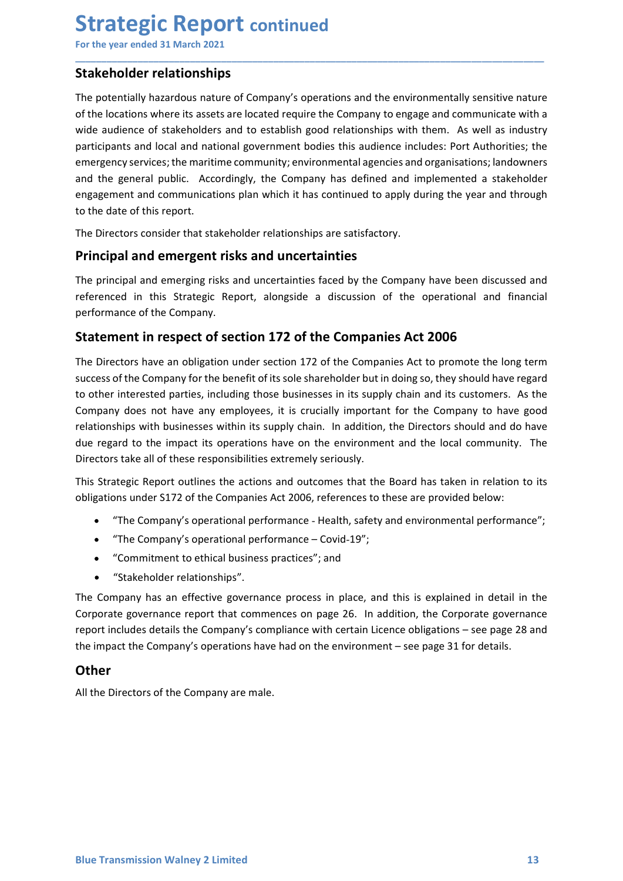## Stakeholder relationships

The potentially hazardous nature of Company's operations and the environmentally sensitive nature of the locations where its assets are located require the Company to engage and communicate with a wide audience of stakeholders and to establish good relationships with them. As well as industry participants and local and national government bodies this audience includes: Port Authorities; the emergency services; the maritime community; environmental agencies and organisations; landowners and the general public. Accordingly, the Company has defined and implemented a stakeholder engagement and communications plan which it has continued to apply during the year and through to the date of this report.

The Directors consider that stakeholder relationships are satisfactory.

## Principal and emergent risks and uncertainties

The principal and emerging risks and uncertainties faced by the Company have been discussed and referenced in this Strategic Report, alongside a discussion of the operational and financial performance of the Company.

## Statement in respect of section 172 of the Companies Act 2006

The Directors have an obligation under section 172 of the Companies Act to promote the long term success of the Company for the benefit of its sole shareholder but in doing so, they should have regard to other interested parties, including those businesses in its supply chain and its customers. As the Company does not have any employees, it is crucially important for the Company to have good relationships with businesses within its supply chain. In addition, the Directors should and do have due regard to the impact its operations have on the environment and the local community. The Directors take all of these responsibilities extremely seriously.

This Strategic Report outlines the actions and outcomes that the Board has taken in relation to its obligations under S172 of the Companies Act 2006, references to these are provided below:

- "The Company's operational performance - Health, safety and environmental performance";
- "The Company's operational performance – Covid-19";
- "Commitment to ethical business practices"; and
- "Stakeholder relationships".

The Company has an effective governance process in place, and this is explained in detail in the Corporate governance report that commences on page 26. In addition, the Corporate governance report includes details the Company's compliance with certain Licence obligations – see page 28 and the impact the Company's operations have had on the environment – see page 31 for details.

## Other

All the Directors of the Company are male.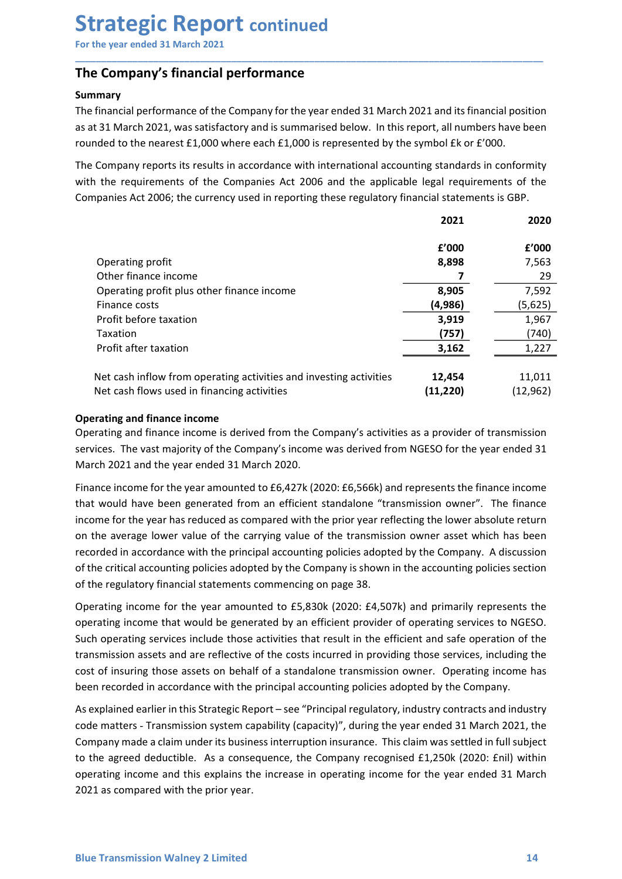# Strategic Report continued

For the year ended 31 March 2021

## The Company's financial performance

### Summary

The financial performance of the Company for the year ended 31 March 2021 and its financial position as at 31 March 2021, was satisfactory and is summarised below. In this report, all numbers have been rounded to the nearest £1,000 where each £1,000 is represented by the symbol £k or £'000.

The Company reports its results in accordance with international accounting standards in conformity with the requirements of the Companies Act 2006 and the applicable legal requirements of the Companies Act 2006; the currency used in reporting these regulatory financial statements is GBP.

| | 2021 | 2020 |
|---|---|---|
| | **£'000** | **£'000** |
| Operating profit | **8,898** | 7,563 |
| Other finance income | **7** | 29 |
| Operating profit plus other finance income | **8,905** | 7,592 |
| Finance costs | **(4,986)** | (5,625) |
| Profit before taxation | **3,919** | 1,967 |
| Taxation | **(757)** | (740) |
| Profit after taxation | **3,162** | 1,227 |
| | | |
| Net cash inflow from operating activities and investing activities | **12,454** | 11,011 |
| Net cash flows used in financing activities | **(11,220)** | (12,962) |

### Operating and finance income

Operating and finance income is derived from the Company's activities as a provider of transmission services. The vast majority of the Company's income was derived from NGESO for the year ended 31 March 2021 and the year ended 31 March 2020.

Finance income for the year amounted to £6,427k (2020: £6,566k) and represents the finance income that would have been generated from an efficient standalone "transmission owner". The finance income for the year has reduced as compared with the prior year reflecting the lower absolute return on the average lower value of the carrying value of the transmission owner asset which has been recorded in accordance with the principal accounting policies adopted by the Company. A discussion of the critical accounting policies adopted by the Company is shown in the accounting policies section of the regulatory financial statements commencing on page 38.

Operating income for the year amounted to £5,830k (2020: £4,507k) and primarily represents the operating income that would be generated by an efficient provider of operating services to NGESO. Such operating services include those activities that result in the efficient and safe operation of the transmission assets and are reflective of the costs incurred in providing those services, including the cost of insuring those assets on behalf of a standalone transmission owner. Operating income has been recorded in accordance with the principal accounting policies adopted by the Company.

As explained earlier in this Strategic Report – see "Principal regulatory, industry contracts and industry code matters - Transmission system capability (capacity)", during the year ended 31 March 2021, the Company made a claim under its business interruption insurance. This claim was settled in full subject to the agreed deductible. As a consequence, the Company recognised £1,250k (2020: £nil) within operating income and this explains the increase in operating income for the year ended 31 March 2021 as compared with the prior year.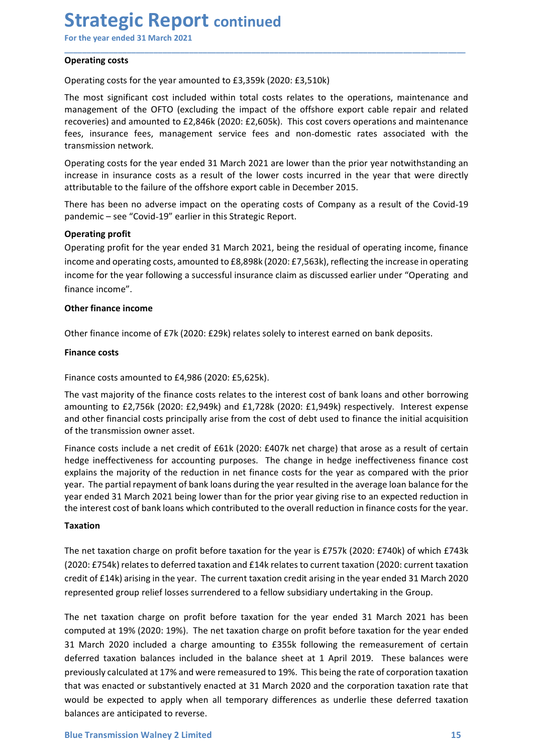# Strategic Report continued

For the year ended 31 March 2021

**Operating costs**

Operating costs for the year amounted to £3,359k (2020: £3,510k)

The most significant cost included within total costs relates to the operations, maintenance and management of the OFTO (excluding the impact of the offshore export cable repair and related recoveries) and amounted to £2,846k (2020: £2,605k). This cost covers operations and maintenance fees, insurance fees, management service fees and non-domestic rates associated with the transmission network.

Operating costs for the year ended 31 March 2021 are lower than the prior year notwithstanding an increase in insurance costs as a result of the lower costs incurred in the year that were directly attributable to the failure of the offshore export cable in December 2015.

There has been no adverse impact on the operating costs of Company as a result of the Covid-19 pandemic – see "Covid-19" earlier in this Strategic Report.

**Operating profit**

Operating profit for the year ended 31 March 2021, being the residual of operating income, finance income and operating costs, amounted to £8,898k (2020: £7,563k), reflecting the increase in operating income for the year following a successful insurance claim as discussed earlier under "Operating and finance income".

**Other finance income**

Other finance income of £7k (2020: £29k) relates solely to interest earned on bank deposits.

**Finance costs**

Finance costs amounted to £4,986 (2020: £5,625k).

The vast majority of the finance costs relates to the interest cost of bank loans and other borrowing amounting to £2,756k (2020: £2,949k) and £1,728k (2020: £1,949k) respectively. Interest expense and other financial costs principally arise from the cost of debt used to finance the initial acquisition of the transmission owner asset.

Finance costs include a net credit of £61k (2020: £407k net charge) that arose as a result of certain hedge ineffectiveness for accounting purposes. The change in hedge ineffectiveness finance cost explains the majority of the reduction in net finance costs for the year as compared with the prior year. The partial repayment of bank loans during the year resulted in the average loan balance for the year ended 31 March 2021 being lower than for the prior year giving rise to an expected reduction in the interest cost of bank loans which contributed to the overall reduction in finance costs for the year.

**Taxation**

The net taxation charge on profit before taxation for the year is £757k (2020: £740k) of which £743k (2020: £754k) relates to deferred taxation and £14k relates to current taxation (2020: current taxation credit of £14k) arising in the year. The current taxation credit arising in the year ended 31 March 2020 represented group relief losses surrendered to a fellow subsidiary undertaking in the Group.

The net taxation charge on profit before taxation for the year ended 31 March 2021 has been computed at 19% (2020: 19%). The net taxation charge on profit before taxation for the year ended 31 March 2020 included a charge amounting to £355k following the remeasurement of certain deferred taxation balances included in the balance sheet at 1 April 2019. These balances were previously calculated at 17% and were remeasured to 19%. This being the rate of corporation taxation that was enacted or substantively enacted at 31 March 2020 and the corporation taxation rate that would be expected to apply when all temporary differences as underlie these deferred taxation balances are anticipated to reverse.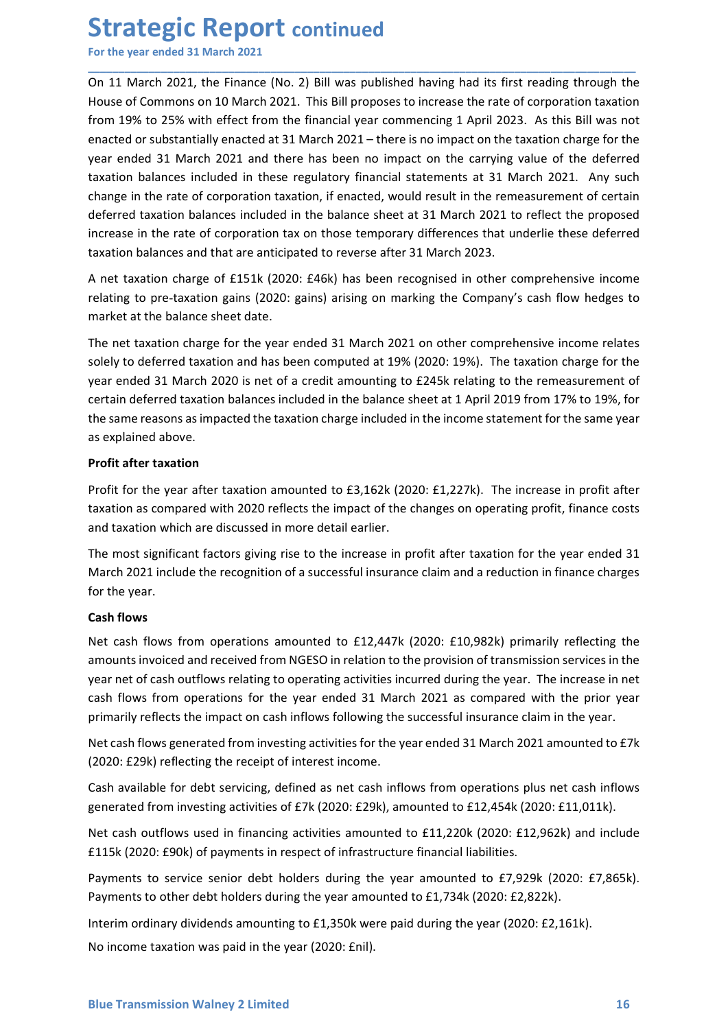## Strategic Report continued

For the year ended 31 March 2021

On 11 March 2021, the Finance (No. 2) Bill was published having had its first reading through the House of Commons on 10 March 2021. This Bill proposes to increase the rate of corporation taxation from 19% to 25% with effect from the financial year commencing 1 April 2023. As this Bill was not enacted or substantially enacted at 31 March 2021 – there is no impact on the taxation charge for the year ended 31 March 2021 and there has been no impact on the carrying value of the deferred taxation balances included in these regulatory financial statements at 31 March 2021. Any such change in the rate of corporation taxation, if enacted, would result in the remeasurement of certain deferred taxation balances included in the balance sheet at 31 March 2021 to reflect the proposed increase in the rate of corporation tax on those temporary differences that underlie these deferred taxation balances and that are anticipated to reverse after 31 March 2023.

A net taxation charge of £151k (2020: £46k) has been recognised in other comprehensive income relating to pre-taxation gains (2020: gains) arising on marking the Company's cash flow hedges to market at the balance sheet date.

The net taxation charge for the year ended 31 March 2021 on other comprehensive income relates solely to deferred taxation and has been computed at 19% (2020: 19%). The taxation charge for the year ended 31 March 2020 is net of a credit amounting to £245k relating to the remeasurement of certain deferred taxation balances included in the balance sheet at 1 April 2019 from 17% to 19%, for the same reasons as impacted the taxation charge included in the income statement for the same year as explained above.

**Profit after taxation**

Profit for the year after taxation amounted to £3,162k (2020: £1,227k). The increase in profit after taxation as compared with 2020 reflects the impact of the changes on operating profit, finance costs and taxation which are discussed in more detail earlier.

The most significant factors giving rise to the increase in profit after taxation for the year ended 31 March 2021 include the recognition of a successful insurance claim and a reduction in finance charges for the year.

**Cash flows**

Net cash flows from operations amounted to £12,447k (2020: £10,982k) primarily reflecting the amounts invoiced and received from NGESO in relation to the provision of transmission services in the year net of cash outflows relating to operating activities incurred during the year. The increase in net cash flows from operations for the year ended 31 March 2021 as compared with the prior year primarily reflects the impact on cash inflows following the successful insurance claim in the year.

Net cash flows generated from investing activities for the year ended 31 March 2021 amounted to £7k (2020: £29k) reflecting the receipt of interest income.

Cash available for debt servicing, defined as net cash inflows from operations plus net cash inflows generated from investing activities of £7k (2020: £29k), amounted to £12,454k (2020: £11,011k).

Net cash outflows used in financing activities amounted to £11,220k (2020: £12,962k) and include £115k (2020: £90k) of payments in respect of infrastructure financial liabilities.

Payments to service senior debt holders during the year amounted to £7,929k (2020: £7,865k). Payments to other debt holders during the year amounted to £1,734k (2020: £2,822k).

Interim ordinary dividends amounting to £1,350k were paid during the year (2020: £2,161k).

No income taxation was paid in the year (2020: £nil).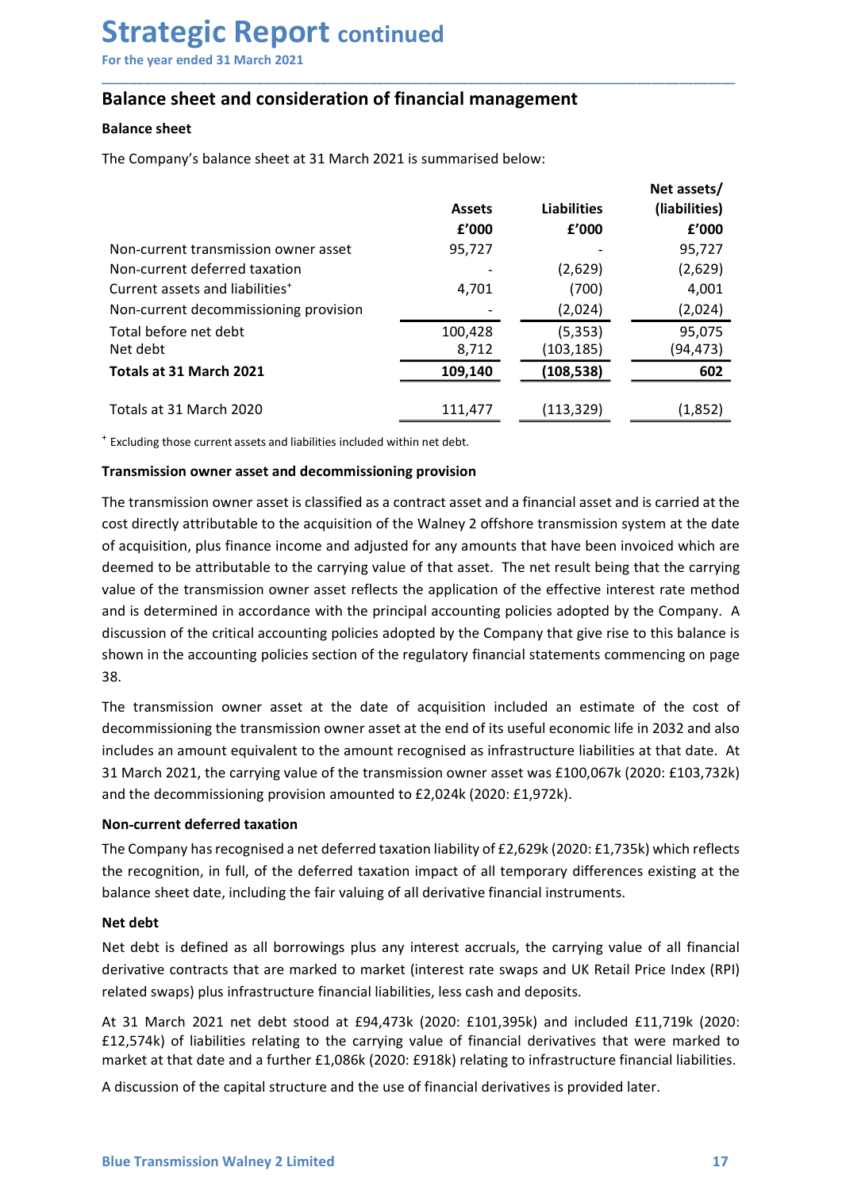# Strategic Report continued

For the year ended 31 March 2021

## Balance sheet and consideration of financial management

### Balance sheet

The Company's balance sheet at 31 March 2021 is summarised below:

| | Assets £'000 | Liabilities £'000 | Net assets/ (liabilities) £'000 |
|---|---|---|---|
| Non-current transmission owner asset | 95,727 | - | 95,727 |
| Non-current deferred taxation | - | (2,629) | (2,629) |
| Current assets and liabilities⁺ | 4,701 | (700) | 4,001 |
| Non-current decommissioning provision | - | (2,024) | (2,024) |
| Total before net debt | 100,428 | (5,353) | 95,075 |
| Net debt | 8,712 | (103,185) | (94,473) |
| **Totals at 31 March 2021** | **109,140** | **(108,538)** | **602** |
| Totals at 31 March 2020 | 111,477 | (113,329) | (1,852) |

⁺ Excluding those current assets and liabilities included within net debt.

### Transmission owner asset and decommissioning provision

The transmission owner asset is classified as a contract asset and a financial asset and is carried at the cost directly attributable to the acquisition of the Walney 2 offshore transmission system at the date of acquisition, plus finance income and adjusted for any amounts that have been invoiced which are deemed to be attributable to the carrying value of that asset. The net result being that the carrying value of the transmission owner asset reflects the application of the effective interest rate method and is determined in accordance with the principal accounting policies adopted by the Company. A discussion of the critical accounting policies adopted by the Company that give rise to this balance is shown in the accounting policies section of the regulatory financial statements commencing on page 38.

The transmission owner asset at the date of acquisition included an estimate of the cost of decommissioning the transmission owner asset at the end of its useful economic life in 2032 and also includes an amount equivalent to the amount recognised as infrastructure liabilities at that date. At 31 March 2021, the carrying value of the transmission owner asset was £100,067k (2020: £103,732k) and the decommissioning provision amounted to £2,024k (2020: £1,972k).

### Non-current deferred taxation

The Company has recognised a net deferred taxation liability of £2,629k (2020: £1,735k) which reflects the recognition, in full, of the deferred taxation impact of all temporary differences existing at the balance sheet date, including the fair valuing of all derivative financial instruments.

### Net debt

Net debt is defined as all borrowings plus any interest accruals, the carrying value of all financial derivative contracts that are marked to market (interest rate swaps and UK Retail Price Index (RPI) related swaps) plus infrastructure financial liabilities, less cash and deposits.

At 31 March 2021 net debt stood at £94,473k (2020: £101,395k) and included £11,719k (2020: £12,574k) of liabilities relating to the carrying value of financial derivatives that were marked to market at that date and a further £1,086k (2020: £918k) relating to infrastructure financial liabilities.

A discussion of the capital structure and the use of financial derivatives is provided later.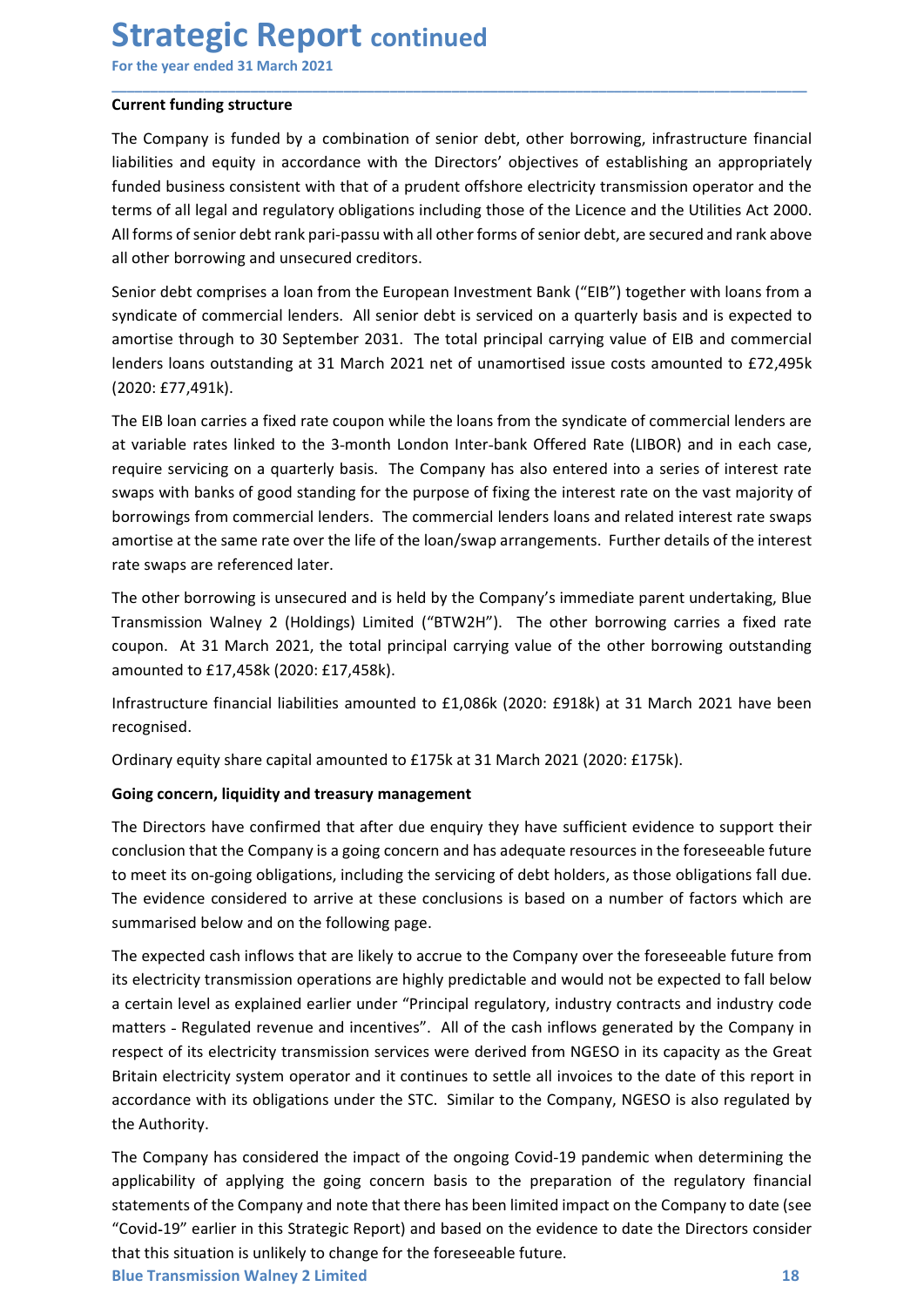# Strategic Report continued

For the year ended 31 March 2021

**Current funding structure**

The Company is funded by a combination of senior debt, other borrowing, infrastructure financial liabilities and equity in accordance with the Directors' objectives of establishing an appropriately funded business consistent with that of a prudent offshore electricity transmission operator and the terms of all legal and regulatory obligations including those of the Licence and the Utilities Act 2000. All forms of senior debt rank pari-passu with all other forms of senior debt, are secured and rank above all other borrowing and unsecured creditors.

Senior debt comprises a loan from the European Investment Bank ("EIB") together with loans from a syndicate of commercial lenders. All senior debt is serviced on a quarterly basis and is expected to amortise through to 30 September 2031. The total principal carrying value of EIB and commercial lenders loans outstanding at 31 March 2021 net of unamortised issue costs amounted to £72,495k (2020: £77,491k).

The EIB loan carries a fixed rate coupon while the loans from the syndicate of commercial lenders are at variable rates linked to the 3-month London Inter-bank Offered Rate (LIBOR) and in each case, require servicing on a quarterly basis. The Company has also entered into a series of interest rate swaps with banks of good standing for the purpose of fixing the interest rate on the vast majority of borrowings from commercial lenders. The commercial lenders loans and related interest rate swaps amortise at the same rate over the life of the loan/swap arrangements. Further details of the interest rate swaps are referenced later.

The other borrowing is unsecured and is held by the Company's immediate parent undertaking, Blue Transmission Walney 2 (Holdings) Limited ("BTW2H"). The other borrowing carries a fixed rate coupon. At 31 March 2021, the total principal carrying value of the other borrowing outstanding amounted to £17,458k (2020: £17,458k).

Infrastructure financial liabilities amounted to £1,086k (2020: £918k) at 31 March 2021 have been recognised.

Ordinary equity share capital amounted to £175k at 31 March 2021 (2020: £175k).

**Going concern, liquidity and treasury management**

The Directors have confirmed that after due enquiry they have sufficient evidence to support their conclusion that the Company is a going concern and has adequate resources in the foreseeable future to meet its on-going obligations, including the servicing of debt holders, as those obligations fall due. The evidence considered to arrive at these conclusions is based on a number of factors which are summarised below and on the following page.

The expected cash inflows that are likely to accrue to the Company over the foreseeable future from its electricity transmission operations are highly predictable and would not be expected to fall below a certain level as explained earlier under "Principal regulatory, industry contracts and industry code matters - Regulated revenue and incentives". All of the cash inflows generated by the Company in respect of its electricity transmission services were derived from NGESO in its capacity as the Great Britain electricity system operator and it continues to settle all invoices to the date of this report in accordance with its obligations under the STC. Similar to the Company, NGESO is also regulated by the Authority.

The Company has considered the impact of the ongoing Covid-19 pandemic when determining the applicability of applying the going concern basis to the preparation of the regulatory financial statements of the Company and note that there has been limited impact on the Company to date (see "Covid-19" earlier in this Strategic Report) and based on the evidence to date the Directors consider that this situation is unlikely to change for the foreseeable future.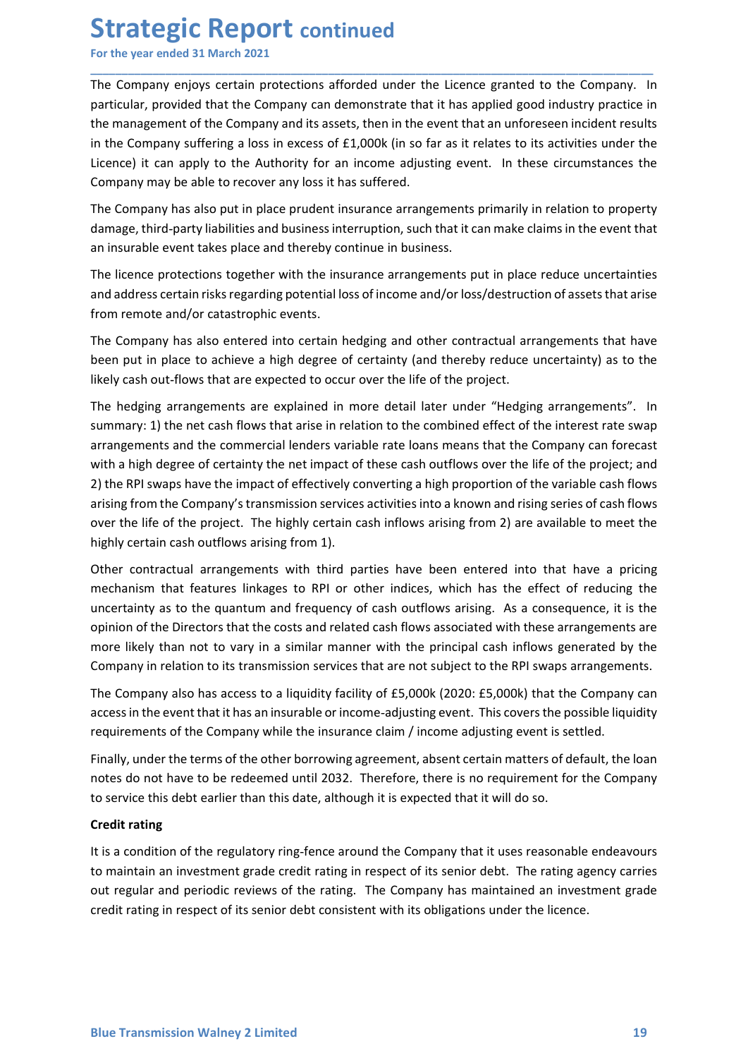The Company enjoys certain protections afforded under the Licence granted to the Company. In particular, provided that the Company can demonstrate that it has applied good industry practice in the management of the Company and its assets, then in the event that an unforeseen incident results in the Company suffering a loss in excess of £1,000k (in so far as it relates to its activities under the Licence) it can apply to the Authority for an income adjusting event. In these circumstances the Company may be able to recover any loss it has suffered.

The Company has also put in place prudent insurance arrangements primarily in relation to property damage, third-party liabilities and business interruption, such that it can make claims in the event that an insurable event takes place and thereby continue in business.

The licence protections together with the insurance arrangements put in place reduce uncertainties and address certain risks regarding potential loss of income and/or loss/destruction of assets that arise from remote and/or catastrophic events.

The Company has also entered into certain hedging and other contractual arrangements that have been put in place to achieve a high degree of certainty (and thereby reduce uncertainty) as to the likely cash out-flows that are expected to occur over the life of the project.

The hedging arrangements are explained in more detail later under "Hedging arrangements". In summary: 1) the net cash flows that arise in relation to the combined effect of the interest rate swap arrangements and the commercial lenders variable rate loans means that the Company can forecast with a high degree of certainty the net impact of these cash outflows over the life of the project; and 2) the RPI swaps have the impact of effectively converting a high proportion of the variable cash flows arising from the Company's transmission services activities into a known and rising series of cash flows over the life of the project. The highly certain cash inflows arising from 2) are available to meet the highly certain cash outflows arising from 1).

Other contractual arrangements with third parties have been entered into that have a pricing mechanism that features linkages to RPI or other indices, which has the effect of reducing the uncertainty as to the quantum and frequency of cash outflows arising. As a consequence, it is the opinion of the Directors that the costs and related cash flows associated with these arrangements are more likely than not to vary in a similar manner with the principal cash inflows generated by the Company in relation to its transmission services that are not subject to the RPI swaps arrangements.

The Company also has access to a liquidity facility of £5,000k (2020: £5,000k) that the Company can access in the event that it has an insurable or income-adjusting event. This covers the possible liquidity requirements of the Company while the insurance claim / income adjusting event is settled.

Finally, under the terms of the other borrowing agreement, absent certain matters of default, the loan notes do not have to be redeemed until 2032. Therefore, there is no requirement for the Company to service this debt earlier than this date, although it is expected that it will do so.

**Credit rating**

It is a condition of the regulatory ring-fence around the Company that it uses reasonable endeavours to maintain an investment grade credit rating in respect of its senior debt. The rating agency carries out regular and periodic reviews of the rating. The Company has maintained an investment grade credit rating in respect of its senior debt consistent with its obligations under the licence.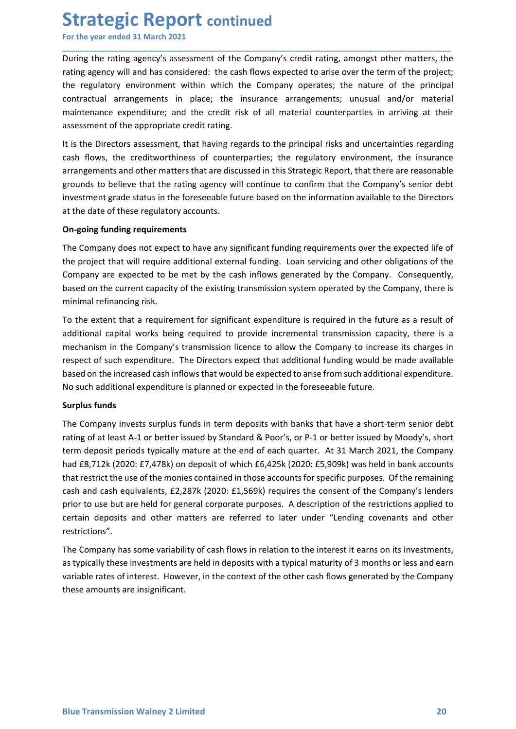During the rating agency's assessment of the Company's credit rating, amongst other matters, the rating agency will and has considered: the cash flows expected to arise over the term of the project; the regulatory environment within which the Company operates; the nature of the principal contractual arrangements in place; the insurance arrangements; unusual and/or material maintenance expenditure; and the credit risk of all material counterparties in arriving at their assessment of the appropriate credit rating.

It is the Directors assessment, that having regards to the principal risks and uncertainties regarding cash flows, the creditworthiness of counterparties; the regulatory environment, the insurance arrangements and other matters that are discussed in this Strategic Report, that there are reasonable grounds to believe that the rating agency will continue to confirm that the Company's senior debt investment grade status in the foreseeable future based on the information available to the Directors at the date of these regulatory accounts.

**On-going funding requirements**

The Company does not expect to have any significant funding requirements over the expected life of the project that will require additional external funding. Loan servicing and other obligations of the Company are expected to be met by the cash inflows generated by the Company. Consequently, based on the current capacity of the existing transmission system operated by the Company, there is minimal refinancing risk.

To the extent that a requirement for significant expenditure is required in the future as a result of additional capital works being required to provide incremental transmission capacity, there is a mechanism in the Company's transmission licence to allow the Company to increase its charges in respect of such expenditure. The Directors expect that additional funding would be made available based on the increased cash inflows that would be expected to arise from such additional expenditure. No such additional expenditure is planned or expected in the foreseeable future.

**Surplus funds**

The Company invests surplus funds in term deposits with banks that have a short-term senior debt rating of at least A-1 or better issued by Standard & Poor's, or P-1 or better issued by Moody's, short term deposit periods typically mature at the end of each quarter. At 31 March 2021, the Company had £8,712k (2020: £7,478k) on deposit of which £6,425k (2020: £5,909k) was held in bank accounts that restrict the use of the monies contained in those accounts for specific purposes. Of the remaining cash and cash equivalents, £2,287k (2020: £1,569k) requires the consent of the Company's lenders prior to use but are held for general corporate purposes. A description of the restrictions applied to certain deposits and other matters are referred to later under "Lending covenants and other restrictions".

The Company has some variability of cash flows in relation to the interest it earns on its investments, as typically these investments are held in deposits with a typical maturity of 3 months or less and earn variable rates of interest. However, in the context of the other cash flows generated by the Company these amounts are insignificant.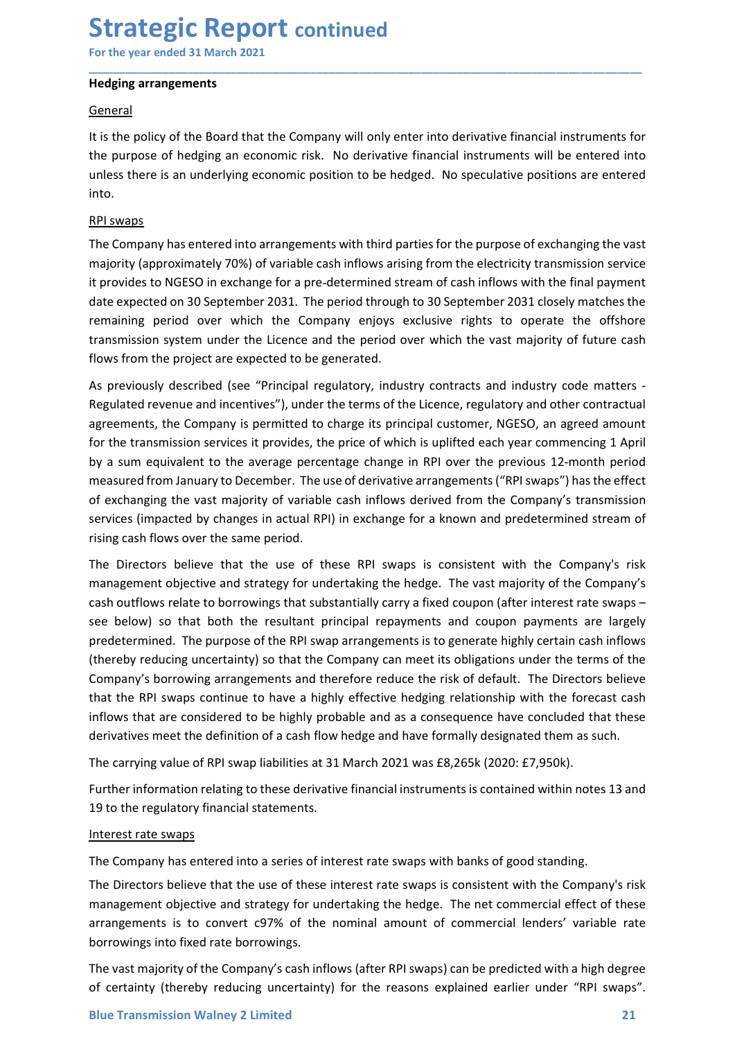# Strategic Report continued

For the year ended 31 March 2021

### Hedging arrangements

General

It is the policy of the Board that the Company will only enter into derivative financial instruments for the purpose of hedging an economic risk. No derivative financial instruments will be entered into unless there is an underlying economic position to be hedged. No speculative positions are entered into.

RPI swaps

The Company has entered into arrangements with third parties for the purpose of exchanging the vast majority (approximately 70%) of variable cash inflows arising from the electricity transmission service it provides to NGESO in exchange for a pre-determined stream of cash inflows with the final payment date expected on 30 September 2031. The period through to 30 September 2031 closely matches the remaining period over which the Company enjoys exclusive rights to operate the offshore transmission system under the Licence and the period over which the vast majority of future cash flows from the project are expected to be generated.

As previously described (see "Principal regulatory, industry contracts and industry code matters - Regulated revenue and incentives"), under the terms of the Licence, regulatory and other contractual agreements, the Company is permitted to charge its principal customer, NGESO, an agreed amount for the transmission services it provides, the price of which is uplifted each year commencing 1 April by a sum equivalent to the average percentage change in RPI over the previous 12-month period measured from January to December. The use of derivative arrangements ("RPI swaps") has the effect of exchanging the vast majority of variable cash inflows derived from the Company's transmission services (impacted by changes in actual RPI) in exchange for a known and predetermined stream of rising cash flows over the same period.

The Directors believe that the use of these RPI swaps is consistent with the Company's risk management objective and strategy for undertaking the hedge. The vast majority of the Company's cash outflows relate to borrowings that substantially carry a fixed coupon (after interest rate swaps – see below) so that both the resultant principal repayments and coupon payments are largely predetermined. The purpose of the RPI swap arrangements is to generate highly certain cash inflows (thereby reducing uncertainty) so that the Company can meet its obligations under the terms of the Company's borrowing arrangements and therefore reduce the risk of default. The Directors believe that the RPI swaps continue to have a highly effective hedging relationship with the forecast cash inflows that are considered to be highly probable and as a consequence have concluded that these derivatives meet the definition of a cash flow hedge and have formally designated them as such.

The carrying value of RPI swap liabilities at 31 March 2021 was £8,265k (2020: £7,950k).

Further information relating to these derivative financial instruments is contained within notes 13 and 19 to the regulatory financial statements.

Interest rate swaps

The Company has entered into a series of interest rate swaps with banks of good standing.

The Directors believe that the use of these interest rate swaps is consistent with the Company's risk management objective and strategy for undertaking the hedge. The net commercial effect of these arrangements is to convert c97% of the nominal amount of commercial lenders' variable rate borrowings into fixed rate borrowings.

The vast majority of the Company's cash inflows (after RPI swaps) can be predicted with a high degree of certainty (thereby reducing uncertainty) for the reasons explained earlier under "RPI swaps".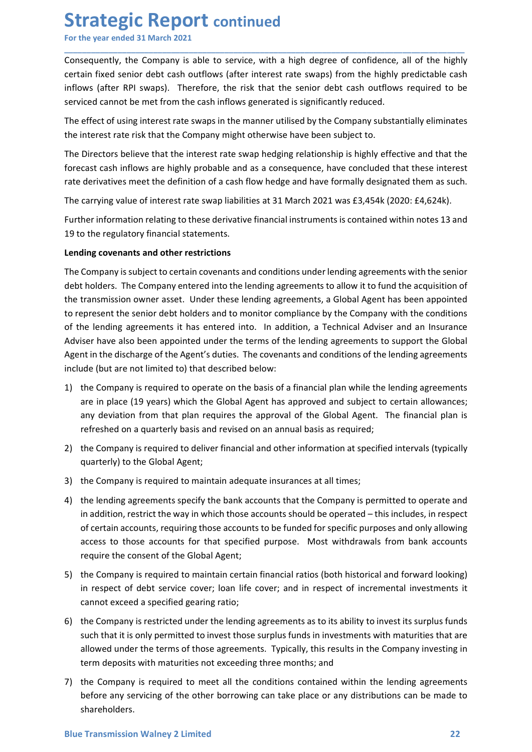Consequently, the Company is able to service, with a high degree of confidence, all of the highly certain fixed senior debt cash outflows (after interest rate swaps) from the highly predictable cash inflows (after RPI swaps). Therefore, the risk that the senior debt cash outflows required to be serviced cannot be met from the cash inflows generated is significantly reduced.

The effect of using interest rate swaps in the manner utilised by the Company substantially eliminates the interest rate risk that the Company might otherwise have been subject to.

The Directors believe that the interest rate swap hedging relationship is highly effective and that the forecast cash inflows are highly probable and as a consequence, have concluded that these interest rate derivatives meet the definition of a cash flow hedge and have formally designated them as such.

The carrying value of interest rate swap liabilities at 31 March 2021 was £3,454k (2020: £4,624k).

Further information relating to these derivative financial instruments is contained within notes 13 and 19 to the regulatory financial statements.

**Lending covenants and other restrictions**

The Company is subject to certain covenants and conditions under lending agreements with the senior debt holders. The Company entered into the lending agreements to allow it to fund the acquisition of the transmission owner asset. Under these lending agreements, a Global Agent has been appointed to represent the senior debt holders and to monitor compliance by the Company with the conditions of the lending agreements it has entered into. In addition, a Technical Adviser and an Insurance Adviser have also been appointed under the terms of the lending agreements to support the Global Agent in the discharge of the Agent's duties. The covenants and conditions of the lending agreements include (but are not limited to) that described below:

1) the Company is required to operate on the basis of a financial plan while the lending agreements are in place (19 years) which the Global Agent has approved and subject to certain allowances; any deviation from that plan requires the approval of the Global Agent. The financial plan is refreshed on a quarterly basis and revised on an annual basis as required;

2) the Company is required to deliver financial and other information at specified intervals (typically quarterly) to the Global Agent;

3) the Company is required to maintain adequate insurances at all times;

4) the lending agreements specify the bank accounts that the Company is permitted to operate and in addition, restrict the way in which those accounts should be operated – this includes, in respect of certain accounts, requiring those accounts to be funded for specific purposes and only allowing access to those accounts for that specified purpose. Most withdrawals from bank accounts require the consent of the Global Agent;

5) the Company is required to maintain certain financial ratios (both historical and forward looking) in respect of debt service cover; loan life cover; and in respect of incremental investments it cannot exceed a specified gearing ratio;

6) the Company is restricted under the lending agreements as to its ability to invest its surplus funds such that it is only permitted to invest those surplus funds in investments with maturities that are allowed under the terms of those agreements. Typically, this results in the Company investing in term deposits with maturities not exceeding three months; and

7) the Company is required to meet all the conditions contained within the lending agreements before any servicing of the other borrowing can take place or any distributions can be made to shareholders.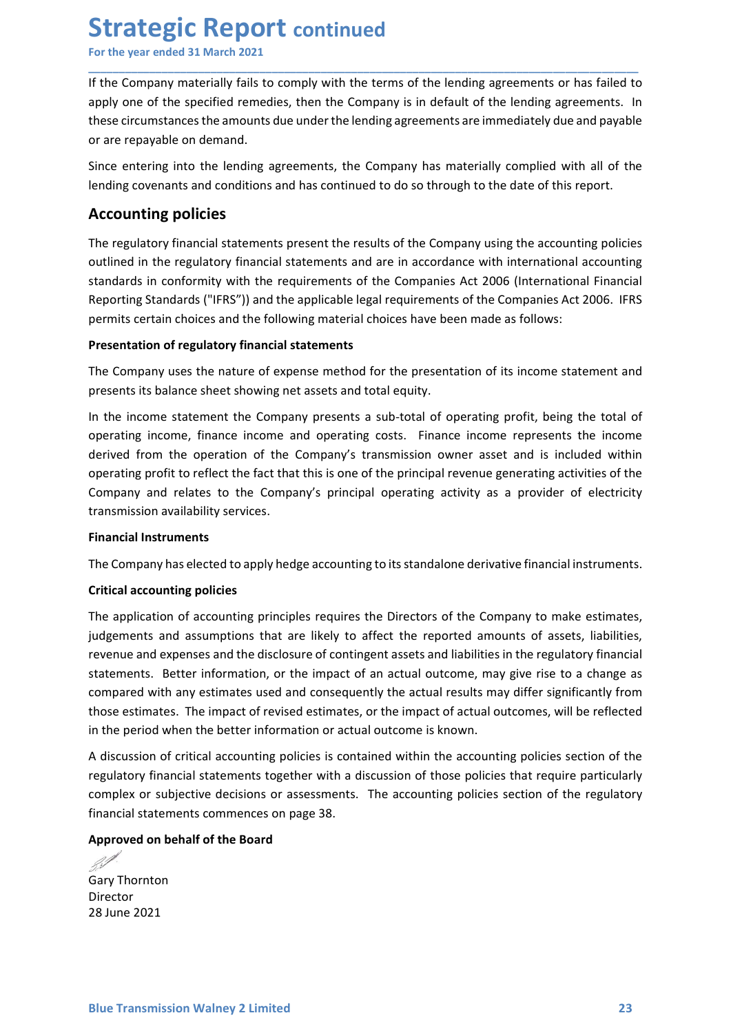# Strategic Report continued

For the year ended 31 March 2021

If the Company materially fails to comply with the terms of the lending agreements or has failed to apply one of the specified remedies, then the Company is in default of the lending agreements. In these circumstances the amounts due under the lending agreements are immediately due and payable or are repayable on demand.

Since entering into the lending agreements, the Company has materially complied with all of the lending covenants and conditions and has continued to do so through to the date of this report.

## Accounting policies

The regulatory financial statements present the results of the Company using the accounting policies outlined in the regulatory financial statements and are in accordance with international accounting standards in conformity with the requirements of the Companies Act 2006 (International Financial Reporting Standards ("IFRS")) and the applicable legal requirements of the Companies Act 2006. IFRS permits certain choices and the following material choices have been made as follows:

**Presentation of regulatory financial statements**

The Company uses the nature of expense method for the presentation of its income statement and presents its balance sheet showing net assets and total equity.

In the income statement the Company presents a sub-total of operating profit, being the total of operating income, finance income and operating costs. Finance income represents the income derived from the operation of the Company's transmission owner asset and is included within operating profit to reflect the fact that this is one of the principal revenue generating activities of the Company and relates to the Company's principal operating activity as a provider of electricity transmission availability services.

**Financial Instruments**

The Company has elected to apply hedge accounting to its standalone derivative financial instruments.

**Critical accounting policies**

The application of accounting principles requires the Directors of the Company to make estimates, judgements and assumptions that are likely to affect the reported amounts of assets, liabilities, revenue and expenses and the disclosure of contingent assets and liabilities in the regulatory financial statements. Better information, or the impact of an actual outcome, may give rise to a change as compared with any estimates used and consequently the actual results may differ significantly from those estimates. The impact of revised estimates, or the impact of actual outcomes, will be reflected in the period when the better information or actual outcome is known.

A discussion of critical accounting policies is contained within the accounting policies section of the regulatory financial statements together with a discussion of those policies that require particularly complex or subjective decisions or assessments. The accounting policies section of the regulatory financial statements commences on page 38.

**Approved on behalf of the Board**

Gary Thornton
Director
28 June 2021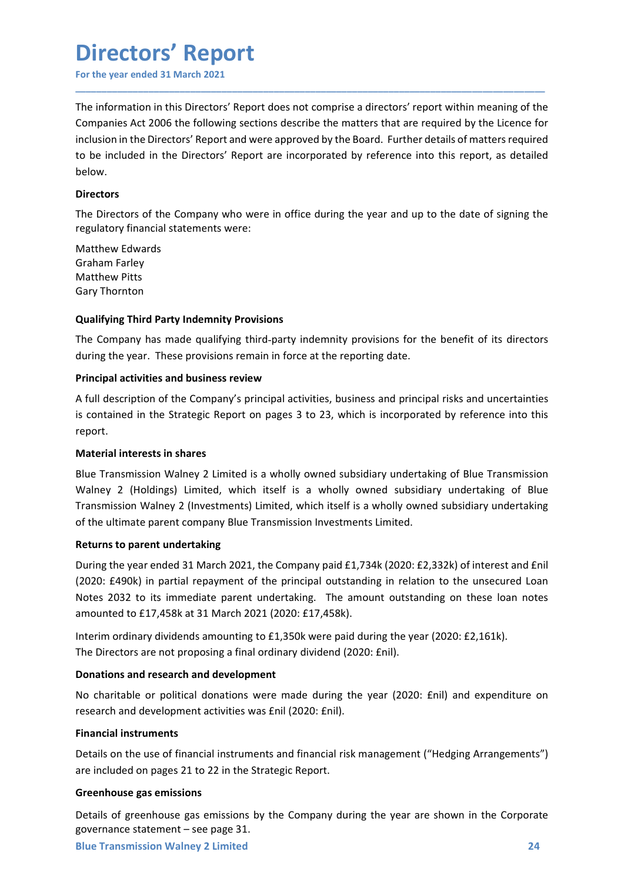# Directors' Report

For the year ended 31 March 2021

The information in this Directors' Report does not comprise a directors' report within meaning of the Companies Act 2006 the following sections describe the matters that are required by the Licence for inclusion in the Directors' Report and were approved by the Board. Further details of matters required to be included in the Directors' Report are incorporated by reference into this report, as detailed below.

**Directors**

The Directors of the Company who were in office during the year and up to the date of signing the regulatory financial statements were:

Matthew Edwards
Graham Farley
Matthew Pitts
Gary Thornton

**Qualifying Third Party Indemnity Provisions**

The Company has made qualifying third-party indemnity provisions for the benefit of its directors during the year. These provisions remain in force at the reporting date.

**Principal activities and business review**

A full description of the Company's principal activities, business and principal risks and uncertainties is contained in the Strategic Report on pages 3 to 23, which is incorporated by reference into this report.

**Material interests in shares**

Blue Transmission Walney 2 Limited is a wholly owned subsidiary undertaking of Blue Transmission Walney 2 (Holdings) Limited, which itself is a wholly owned subsidiary undertaking of Blue Transmission Walney 2 (Investments) Limited, which itself is a wholly owned subsidiary undertaking of the ultimate parent company Blue Transmission Investments Limited.

**Returns to parent undertaking**

During the year ended 31 March 2021, the Company paid £1,734k (2020: £2,332k) of interest and £nil (2020: £490k) in partial repayment of the principal outstanding in relation to the unsecured Loan Notes 2032 to its immediate parent undertaking. The amount outstanding on these loan notes amounted to £17,458k at 31 March 2021 (2020: £17,458k).

Interim ordinary dividends amounting to £1,350k were paid during the year (2020: £2,161k).
The Directors are not proposing a final ordinary dividend (2020: £nil).

**Donations and research and development**

No charitable or political donations were made during the year (2020: £nil) and expenditure on research and development activities was £nil (2020: £nil).

**Financial instruments**

Details on the use of financial instruments and financial risk management ("Hedging Arrangements") are included on pages 21 to 22 in the Strategic Report.

**Greenhouse gas emissions**

Details of greenhouse gas emissions by the Company during the year are shown in the Corporate governance statement – see page 31.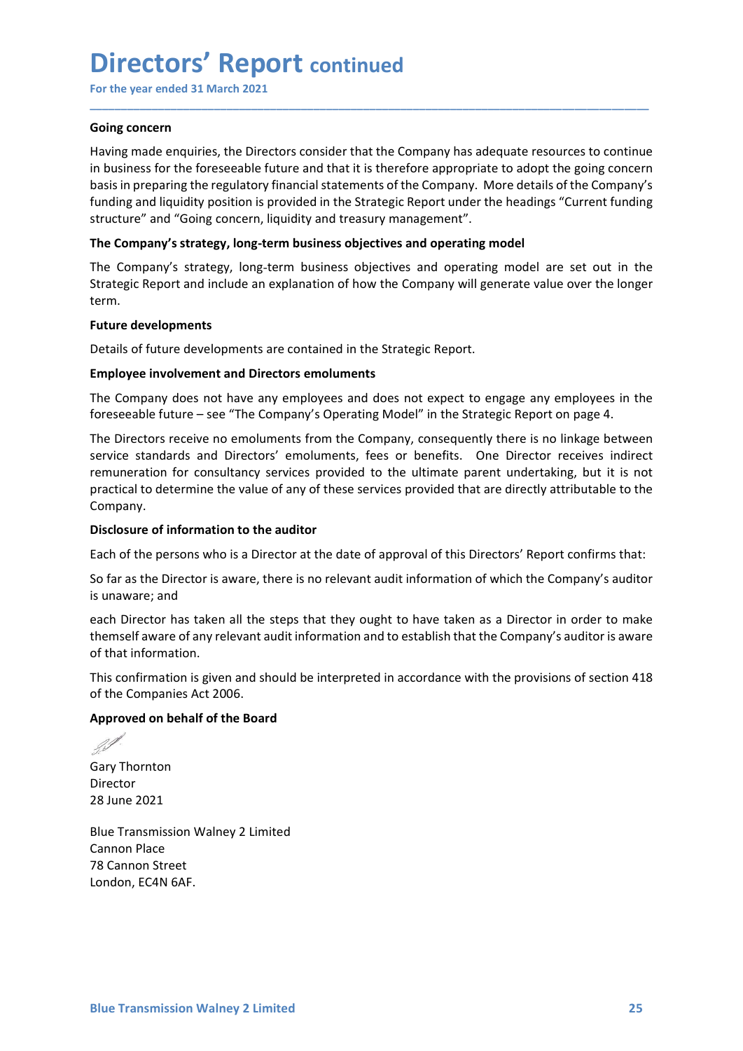# Directors' Report continued

For the year ended 31 March 2021

### Going concern

Having made enquiries, the Directors consider that the Company has adequate resources to continue in business for the foreseeable future and that it is therefore appropriate to adopt the going concern basis in preparing the regulatory financial statements of the Company. More details of the Company's funding and liquidity position is provided in the Strategic Report under the headings "Current funding structure" and "Going concern, liquidity and treasury management".

### The Company's strategy, long-term business objectives and operating model

The Company's strategy, long-term business objectives and operating model are set out in the Strategic Report and include an explanation of how the Company will generate value over the longer term.

### Future developments

Details of future developments are contained in the Strategic Report.

### Employee involvement and Directors emoluments

The Company does not have any employees and does not expect to engage any employees in the foreseeable future – see "The Company's Operating Model" in the Strategic Report on page 4.

The Directors receive no emoluments from the Company, consequently there is no linkage between service standards and Directors' emoluments, fees or benefits. One Director receives indirect remuneration for consultancy services provided to the ultimate parent undertaking, but it is not practical to determine the value of any of these services provided that are directly attributable to the Company.

### Disclosure of information to the auditor

Each of the persons who is a Director at the date of approval of this Directors' Report confirms that:

So far as the Director is aware, there is no relevant audit information of which the Company's auditor is unaware; and

each Director has taken all the steps that they ought to have taken as a Director in order to make themself aware of any relevant audit information and to establish that the Company's auditor is aware of that information.

This confirmation is given and should be interpreted in accordance with the provisions of section 418 of the Companies Act 2006.

**Approved on behalf of the Board**

Gary Thornton
Director
28 June 2021

Blue Transmission Walney 2 Limited
Cannon Place
78 Cannon Street
London, EC4N 6AF.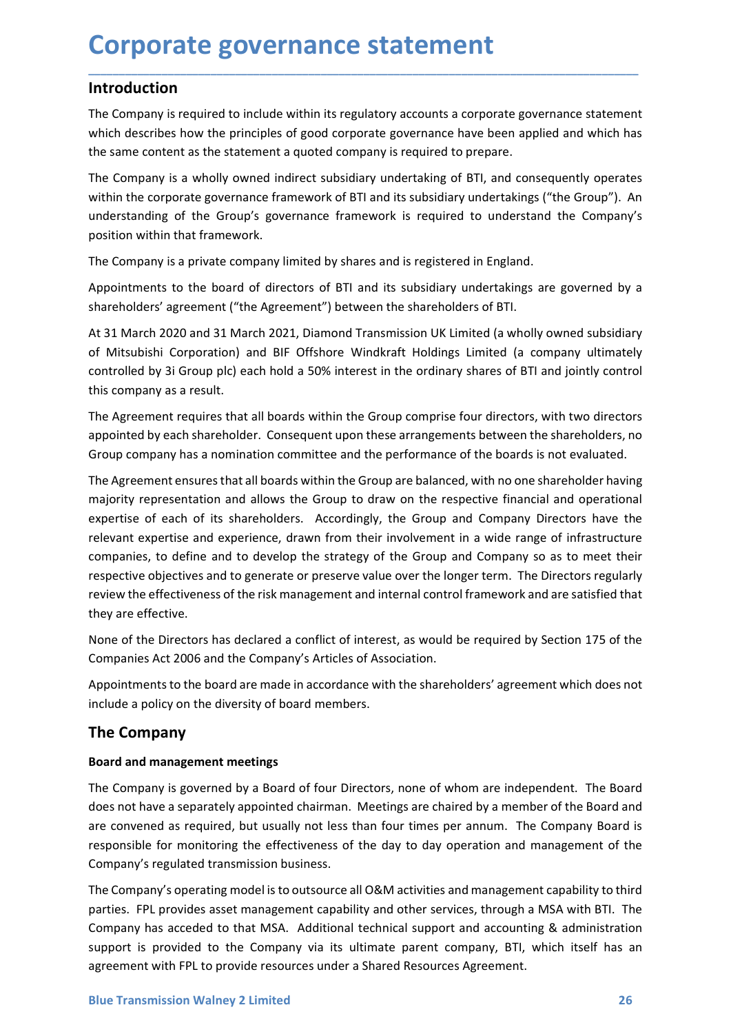# Corporate governance statement

## Introduction

The Company is required to include within its regulatory accounts a corporate governance statement which describes how the principles of good corporate governance have been applied and which has the same content as the statement a quoted company is required to prepare.

The Company is a wholly owned indirect subsidiary undertaking of BTI, and consequently operates within the corporate governance framework of BTI and its subsidiary undertakings ("the Group"). An understanding of the Group's governance framework is required to understand the Company's position within that framework.

The Company is a private company limited by shares and is registered in England.

Appointments to the board of directors of BTI and its subsidiary undertakings are governed by a shareholders' agreement ("the Agreement") between the shareholders of BTI.

At 31 March 2020 and 31 March 2021, Diamond Transmission UK Limited (a wholly owned subsidiary of Mitsubishi Corporation) and BIF Offshore Windkraft Holdings Limited (a company ultimately controlled by 3i Group plc) each hold a 50% interest in the ordinary shares of BTI and jointly control this company as a result.

The Agreement requires that all boards within the Group comprise four directors, with two directors appointed by each shareholder. Consequent upon these arrangements between the shareholders, no Group company has a nomination committee and the performance of the boards is not evaluated.

The Agreement ensures that all boards within the Group are balanced, with no one shareholder having majority representation and allows the Group to draw on the respective financial and operational expertise of each of its shareholders. Accordingly, the Group and Company Directors have the relevant expertise and experience, drawn from their involvement in a wide range of infrastructure companies, to define and to develop the strategy of the Group and Company so as to meet their respective objectives and to generate or preserve value over the longer term. The Directors regularly review the effectiveness of the risk management and internal control framework and are satisfied that they are effective.

None of the Directors has declared a conflict of interest, as would be required by Section 175 of the Companies Act 2006 and the Company's Articles of Association.

Appointments to the board are made in accordance with the shareholders' agreement which does not include a policy on the diversity of board members.

## The Company

### Board and management meetings

The Company is governed by a Board of four Directors, none of whom are independent. The Board does not have a separately appointed chairman. Meetings are chaired by a member of the Board and are convened as required, but usually not less than four times per annum. The Company Board is responsible for monitoring the effectiveness of the day to day operation and management of the Company's regulated transmission business.

The Company's operating model is to outsource all O&M activities and management capability to third parties. FPL provides asset management capability and other services, through a MSA with BTI. The Company has acceded to that MSA. Additional technical support and accounting & administration support is provided to the Company via its ultimate parent company, BTI, which itself has an agreement with FPL to provide resources under a Shared Resources Agreement.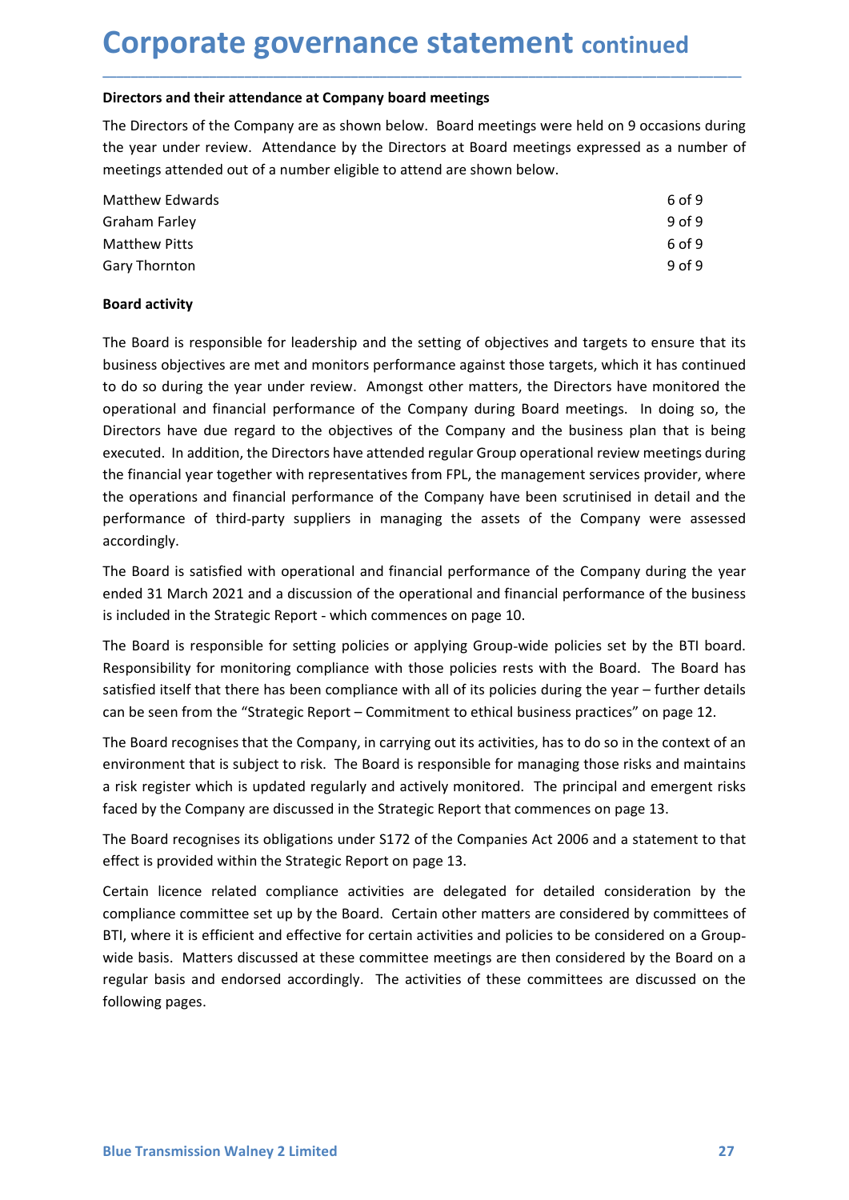# Corporate governance statement continued

**Directors and their attendance at Company board meetings**

The Directors of the Company are as shown below. Board meetings were held on 9 occasions during the year under review. Attendance by the Directors at Board meetings expressed as a number of meetings attended out of a number eligible to attend are shown below.

| | |
|---|---|
| Matthew Edwards | 6 of 9 |
| Graham Farley | 9 of 9 |
| Matthew Pitts | 6 of 9 |
| Gary Thornton | 9 of 9 |

**Board activity**

The Board is responsible for leadership and the setting of objectives and targets to ensure that its business objectives are met and monitors performance against those targets, which it has continued to do so during the year under review. Amongst other matters, the Directors have monitored the operational and financial performance of the Company during Board meetings. In doing so, the Directors have due regard to the objectives of the Company and the business plan that is being executed. In addition, the Directors have attended regular Group operational review meetings during the financial year together with representatives from FPL, the management services provider, where the operations and financial performance of the Company have been scrutinised in detail and the performance of third-party suppliers in managing the assets of the Company were assessed accordingly.

The Board is satisfied with operational and financial performance of the Company during the year ended 31 March 2021 and a discussion of the operational and financial performance of the business is included in the Strategic Report - which commences on page 10.

The Board is responsible for setting policies or applying Group-wide policies set by the BTI board. Responsibility for monitoring compliance with those policies rests with the Board. The Board has satisfied itself that there has been compliance with all of its policies during the year – further details can be seen from the "Strategic Report – Commitment to ethical business practices" on page 12.

The Board recognises that the Company, in carrying out its activities, has to do so in the context of an environment that is subject to risk. The Board is responsible for managing those risks and maintains a risk register which is updated regularly and actively monitored. The principal and emergent risks faced by the Company are discussed in the Strategic Report that commences on page 13.

The Board recognises its obligations under S172 of the Companies Act 2006 and a statement to that effect is provided within the Strategic Report on page 13.

Certain licence related compliance activities are delegated for detailed consideration by the compliance committee set up by the Board. Certain other matters are considered by committees of BTI, where it is efficient and effective for certain activities and policies to be considered on a Group-wide basis. Matters discussed at these committee meetings are then considered by the Board on a regular basis and endorsed accordingly. The activities of these committees are discussed on the following pages.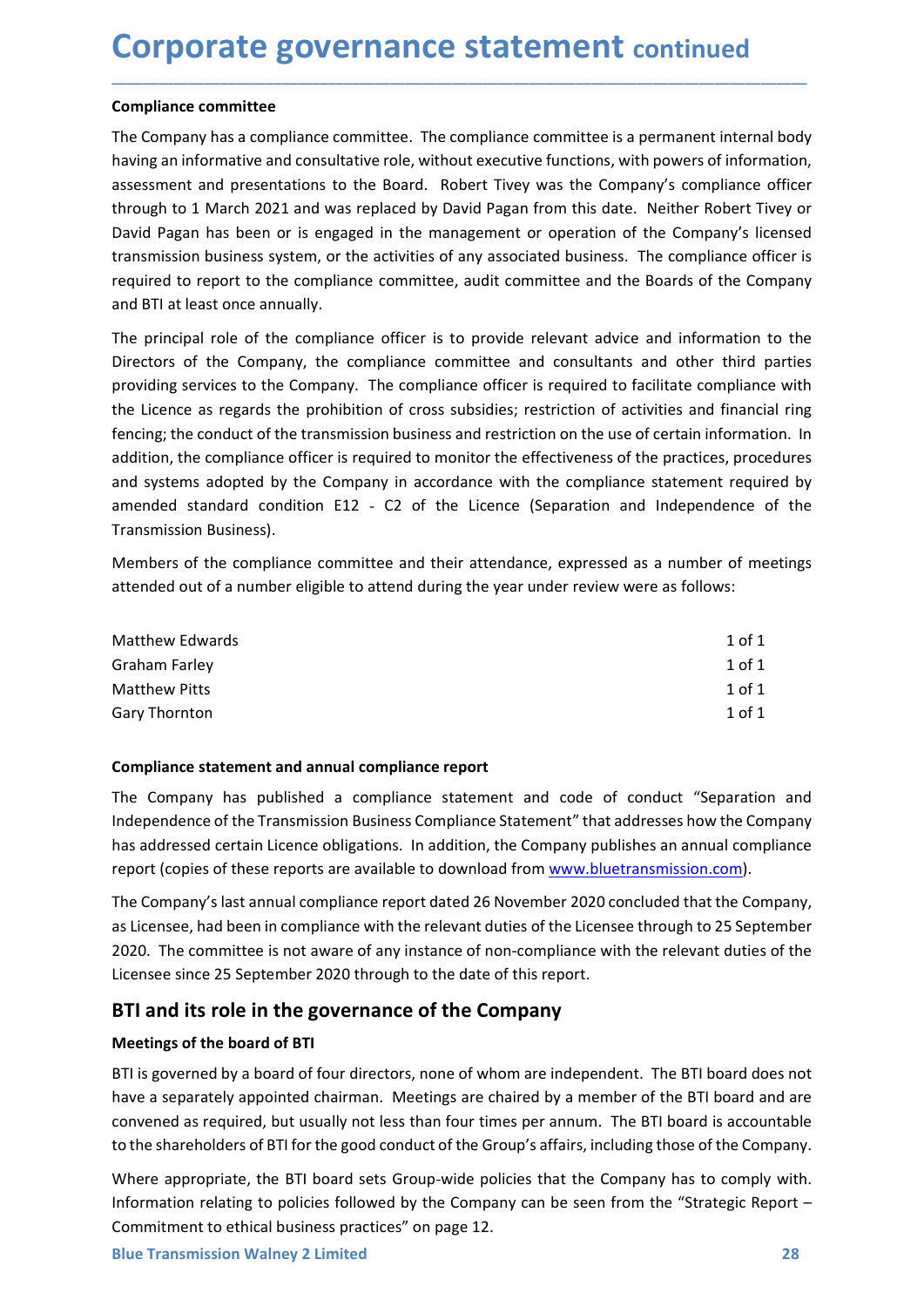# Corporate governance statement continued

### Compliance committee

The Company has a compliance committee. The compliance committee is a permanent internal body having an informative and consultative role, without executive functions, with powers of information, assessment and presentations to the Board. Robert Tivey was the Company's compliance officer through to 1 March 2021 and was replaced by David Pagan from this date. Neither Robert Tivey or David Pagan has been or is engaged in the management or operation of the Company's licensed transmission business system, or the activities of any associated business. The compliance officer is required to report to the compliance committee, audit committee and the Boards of the Company and BTI at least once annually.

The principal role of the compliance officer is to provide relevant advice and information to the Directors of the Company, the compliance committee and consultants and other third parties providing services to the Company. The compliance officer is required to facilitate compliance with the Licence as regards the prohibition of cross subsidies; restriction of activities and financial ring fencing; the conduct of the transmission business and restriction on the use of certain information. In addition, the compliance officer is required to monitor the effectiveness of the practices, procedures and systems adopted by the Company in accordance with the compliance statement required by amended standard condition E12 - C2 of the Licence (Separation and Independence of the Transmission Business).

Members of the compliance committee and their attendance, expressed as a number of meetings attended out of a number eligible to attend during the year under review were as follows:

| | |
|---|---|
| Matthew Edwards | 1 of 1 |
| Graham Farley | 1 of 1 |
| Matthew Pitts | 1 of 1 |
| Gary Thornton | 1 of 1 |

### Compliance statement and annual compliance report

The Company has published a compliance statement and code of conduct "Separation and Independence of the Transmission Business Compliance Statement" that addresses how the Company has addressed certain Licence obligations. In addition, the Company publishes an annual compliance report (copies of these reports are available to download from www.bluetransmission.com).

The Company's last annual compliance report dated 26 November 2020 concluded that the Company, as Licensee, had been in compliance with the relevant duties of the Licensee through to 25 September 2020. The committee is not aware of any instance of non-compliance with the relevant duties of the Licensee since 25 September 2020 through to the date of this report.

## BTI and its role in the governance of the Company

### Meetings of the board of BTI

BTI is governed by a board of four directors, none of whom are independent. The BTI board does not have a separately appointed chairman. Meetings are chaired by a member of the BTI board and are convened as required, but usually not less than four times per annum. The BTI board is accountable to the shareholders of BTI for the good conduct of the Group's affairs, including those of the Company.

Where appropriate, the BTI board sets Group-wide policies that the Company has to comply with. Information relating to policies followed by the Company can be seen from the "Strategic Report – Commitment to ethical business practices" on page 12.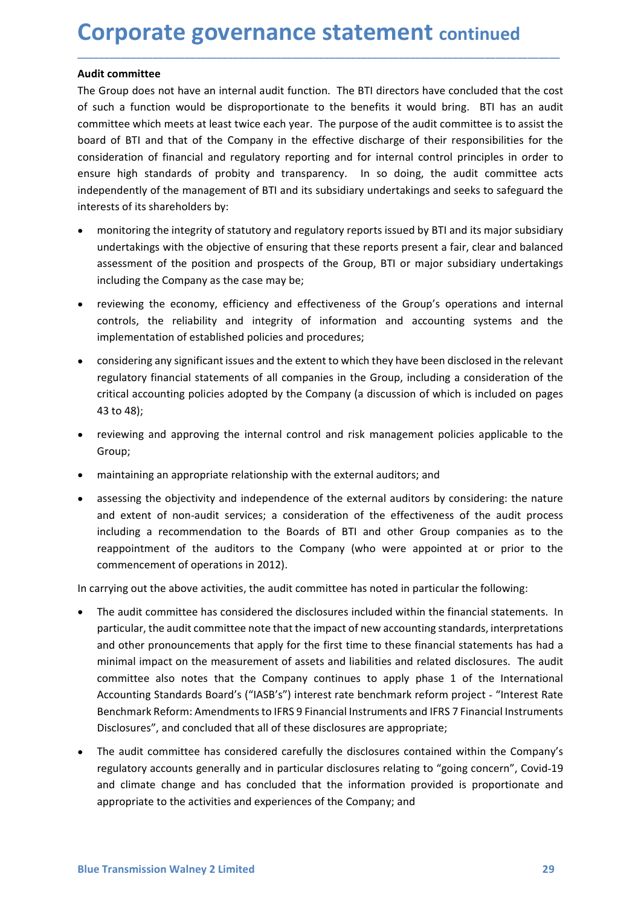# Corporate governance statement continued

## Audit committee

The Group does not have an internal audit function. The BTI directors have concluded that the cost of such a function would be disproportionate to the benefits it would bring. BTI has an audit committee which meets at least twice each year. The purpose of the audit committee is to assist the board of BTI and that of the Company in the effective discharge of their responsibilities for the consideration of financial and regulatory reporting and for internal control principles in order to ensure high standards of probity and transparency. In so doing, the audit committee acts independently of the management of BTI and its subsidiary undertakings and seeks to safeguard the interests of its shareholders by:

- monitoring the integrity of statutory and regulatory reports issued by BTI and its major subsidiary undertakings with the objective of ensuring that these reports present a fair, clear and balanced assessment of the position and prospects of the Group, BTI or major subsidiary undertakings including the Company as the case may be;
- reviewing the economy, efficiency and effectiveness of the Group's operations and internal controls, the reliability and integrity of information and accounting systems and the implementation of established policies and procedures;
- considering any significant issues and the extent to which they have been disclosed in the relevant regulatory financial statements of all companies in the Group, including a consideration of the critical accounting policies adopted by the Company (a discussion of which is included on pages 43 to 48);
- reviewing and approving the internal control and risk management policies applicable to the Group;
- maintaining an appropriate relationship with the external auditors; and
- assessing the objectivity and independence of the external auditors by considering: the nature and extent of non-audit services; a consideration of the effectiveness of the audit process including a recommendation to the Boards of BTI and other Group companies as to the reappointment of the auditors to the Company (who were appointed at or prior to the commencement of operations in 2012).

In carrying out the above activities, the audit committee has noted in particular the following:

- The audit committee has considered the disclosures included within the financial statements. In particular, the audit committee note that the impact of new accounting standards, interpretations and other pronouncements that apply for the first time to these financial statements has had a minimal impact on the measurement of assets and liabilities and related disclosures. The audit committee also notes that the Company continues to apply phase 1 of the International Accounting Standards Board's ("IASB's") interest rate benchmark reform project - "Interest Rate Benchmark Reform: Amendments to IFRS 9 Financial Instruments and IFRS 7 Financial Instruments Disclosures", and concluded that all of these disclosures are appropriate;
- The audit committee has considered carefully the disclosures contained within the Company's regulatory accounts generally and in particular disclosures relating to "going concern", Covid-19 and climate change and has concluded that the information provided is proportionate and appropriate to the activities and experiences of the Company; and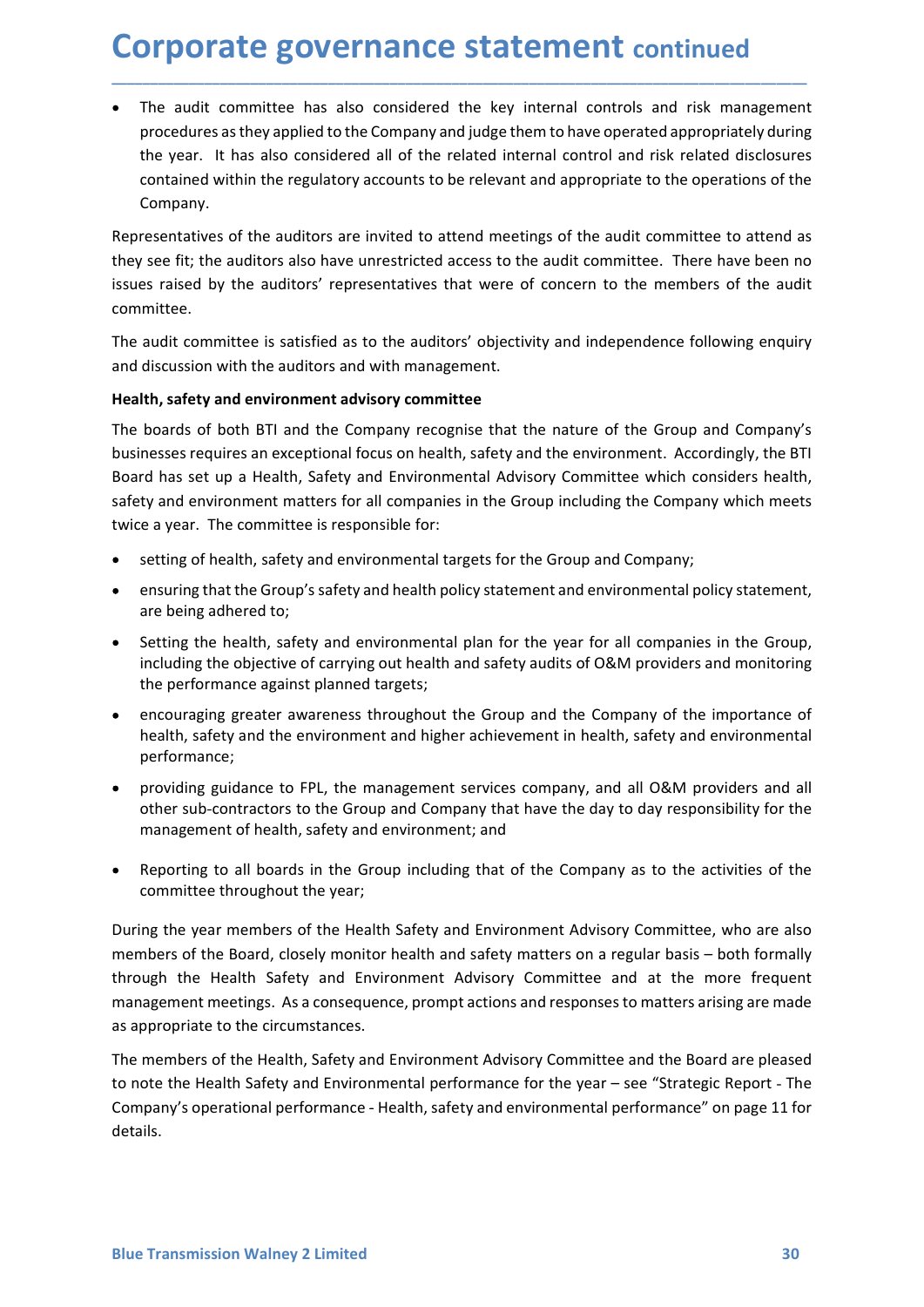# Corporate governance statement continued

- The audit committee has also considered the key internal controls and risk management procedures as they applied to the Company and judge them to have operated appropriately during the year. It has also considered all of the related internal control and risk related disclosures contained within the regulatory accounts to be relevant and appropriate to the operations of the Company.

Representatives of the auditors are invited to attend meetings of the audit committee to attend as they see fit; the auditors also have unrestricted access to the audit committee. There have been no issues raised by the auditors' representatives that were of concern to the members of the audit committee.

The audit committee is satisfied as to the auditors' objectivity and independence following enquiry and discussion with the auditors and with management.

**Health, safety and environment advisory committee**

The boards of both BTI and the Company recognise that the nature of the Group and Company's businesses requires an exceptional focus on health, safety and the environment. Accordingly, the BTI Board has set up a Health, Safety and Environmental Advisory Committee which considers health, safety and environment matters for all companies in the Group including the Company which meets twice a year. The committee is responsible for:

- setting of health, safety and environmental targets for the Group and Company;
- ensuring that the Group's safety and health policy statement and environmental policy statement, are being adhered to;
- Setting the health, safety and environmental plan for the year for all companies in the Group, including the objective of carrying out health and safety audits of O&M providers and monitoring the performance against planned targets;
- encouraging greater awareness throughout the Group and the Company of the importance of health, safety and the environment and higher achievement in health, safety and environmental performance;
- providing guidance to FPL, the management services company, and all O&M providers and all other sub-contractors to the Group and Company that have the day to day responsibility for the management of health, safety and environment; and
- Reporting to all boards in the Group including that of the Company as to the activities of the committee throughout the year;

During the year members of the Health Safety and Environment Advisory Committee, who are also members of the Board, closely monitor health and safety matters on a regular basis – both formally through the Health Safety and Environment Advisory Committee and at the more frequent management meetings. As a consequence, prompt actions and responses to matters arising are made as appropriate to the circumstances.

The members of the Health, Safety and Environment Advisory Committee and the Board are pleased to note the Health Safety and Environmental performance for the year – see "Strategic Report - The Company's operational performance - Health, safety and environmental performance" on page 11 for details.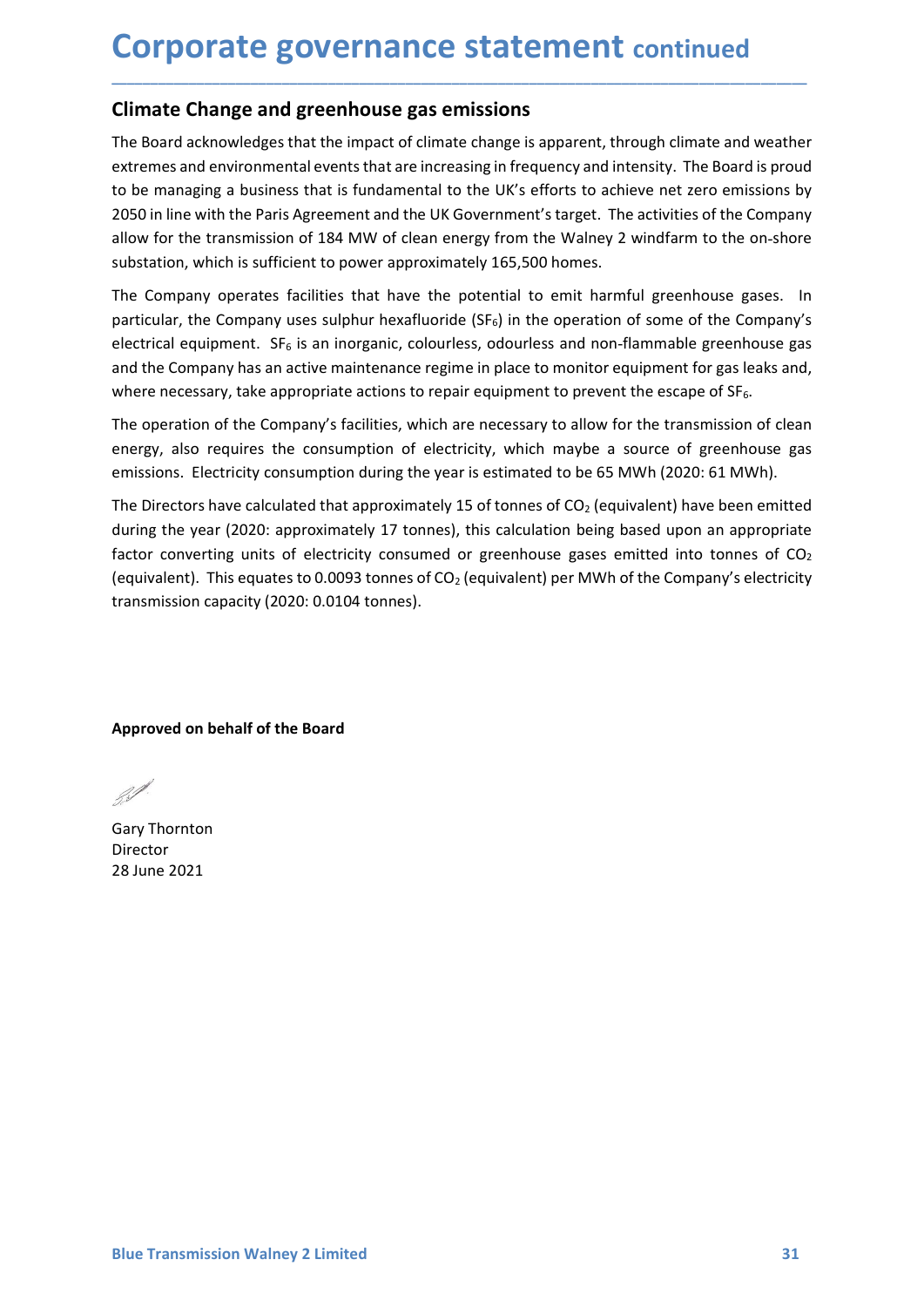# Corporate governance statement continued

## Climate Change and greenhouse gas emissions

The Board acknowledges that the impact of climate change is apparent, through climate and weather extremes and environmental events that are increasing in frequency and intensity. The Board is proud to be managing a business that is fundamental to the UK's efforts to achieve net zero emissions by 2050 in line with the Paris Agreement and the UK Government's target. The activities of the Company allow for the transmission of 184 MW of clean energy from the Walney 2 windfarm to the on-shore substation, which is sufficient to power approximately 165,500 homes.

The Company operates facilities that have the potential to emit harmful greenhouse gases. In particular, the Company uses sulphur hexafluoride ($SF_6$) in the operation of some of the Company's electrical equipment. $SF_6$ is an inorganic, colourless, odourless and non-flammable greenhouse gas and the Company has an active maintenance regime in place to monitor equipment for gas leaks and, where necessary, take appropriate actions to repair equipment to prevent the escape of $SF_6$.

The operation of the Company's facilities, which are necessary to allow for the transmission of clean energy, also requires the consumption of electricity, which maybe a source of greenhouse gas emissions. Electricity consumption during the year is estimated to be 65 MWh (2020: 61 MWh).

The Directors have calculated that approximately 15 of tonnes of $CO_2$ (equivalent) have been emitted during the year (2020: approximately 17 tonnes), this calculation being based upon an appropriate factor converting units of electricity consumed or greenhouse gases emitted into tonnes of $CO_2$ (equivalent). This equates to 0.0093 tonnes of $CO_2$ (equivalent) per MWh of the Company's electricity transmission capacity (2020: 0.0104 tonnes).

**Approved on behalf of the Board**

Gary Thornton
Director
28 June 2021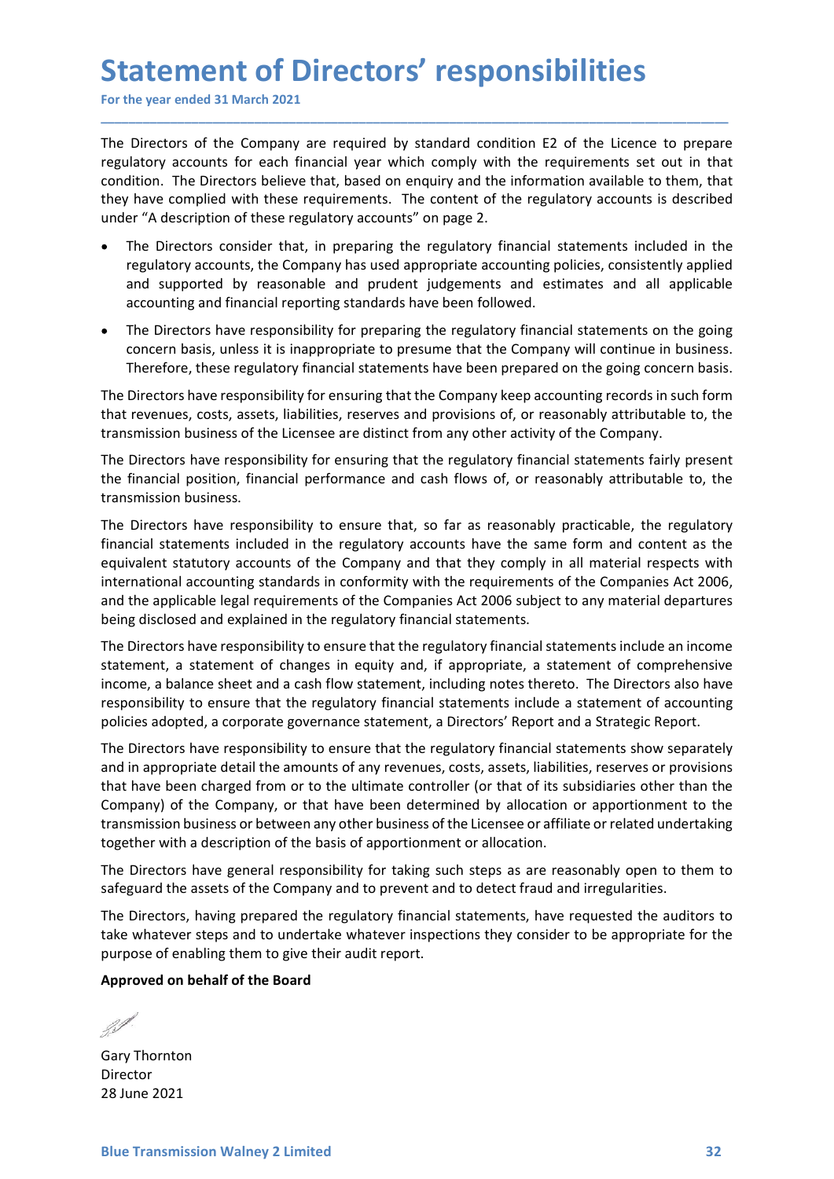# Statement of Directors' responsibilities

For the year ended 31 March 2021

The Directors of the Company are required by standard condition E2 of the Licence to prepare regulatory accounts for each financial year which comply with the requirements set out in that condition. The Directors believe that, based on enquiry and the information available to them, that they have complied with these requirements. The content of the regulatory accounts is described under "A description of these regulatory accounts" on page 2.

- The Directors consider that, in preparing the regulatory financial statements included in the regulatory accounts, the Company has used appropriate accounting policies, consistently applied and supported by reasonable and prudent judgements and estimates and all applicable accounting and financial reporting standards have been followed.
- The Directors have responsibility for preparing the regulatory financial statements on the going concern basis, unless it is inappropriate to presume that the Company will continue in business. Therefore, these regulatory financial statements have been prepared on the going concern basis.

The Directors have responsibility for ensuring that the Company keep accounting records in such form that revenues, costs, assets, liabilities, reserves and provisions of, or reasonably attributable to, the transmission business of the Licensee are distinct from any other activity of the Company.

The Directors have responsibility for ensuring that the regulatory financial statements fairly present the financial position, financial performance and cash flows of, or reasonably attributable to, the transmission business.

The Directors have responsibility to ensure that, so far as reasonably practicable, the regulatory financial statements included in the regulatory accounts have the same form and content as the equivalent statutory accounts of the Company and that they comply in all material respects with international accounting standards in conformity with the requirements of the Companies Act 2006, and the applicable legal requirements of the Companies Act 2006 subject to any material departures being disclosed and explained in the regulatory financial statements.

The Directors have responsibility to ensure that the regulatory financial statements include an income statement, a statement of changes in equity and, if appropriate, a statement of comprehensive income, a balance sheet and a cash flow statement, including notes thereto. The Directors also have responsibility to ensure that the regulatory financial statements include a statement of accounting policies adopted, a corporate governance statement, a Directors' Report and a Strategic Report.

The Directors have responsibility to ensure that the regulatory financial statements show separately and in appropriate detail the amounts of any revenues, costs, assets, liabilities, reserves or provisions that have been charged from or to the ultimate controller (or that of its subsidiaries other than the Company) of the Company, or that have been determined by allocation or apportionment to the transmission business or between any other business of the Licensee or affiliate or related undertaking together with a description of the basis of apportionment or allocation.

The Directors have general responsibility for taking such steps as are reasonably open to them to safeguard the assets of the Company and to prevent and to detect fraud and irregularities.

The Directors, having prepared the regulatory financial statements, have requested the auditors to take whatever steps and to undertake whatever inspections they consider to be appropriate for the purpose of enabling them to give their audit report.

**Approved on behalf of the Board**

Gary Thornton
Director
28 June 2021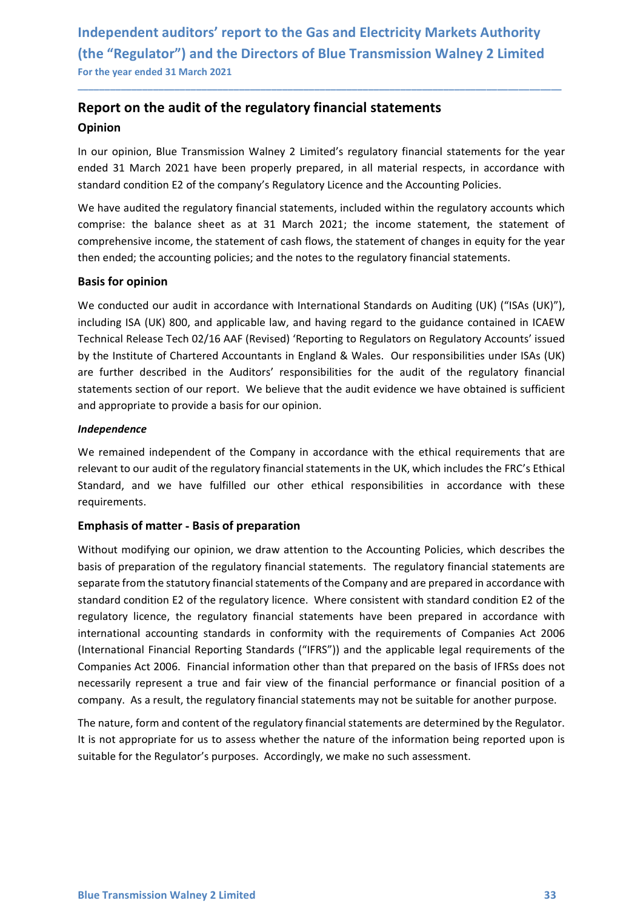# Independent auditors' report to the Gas and Electricity Markets Authority (the "Regulator") and the Directors of Blue Transmission Walney 2 Limited

For the year ended 31 March 2021

## Report on the audit of the regulatory financial statements

### Opinion

In our opinion, Blue Transmission Walney 2 Limited's regulatory financial statements for the year ended 31 March 2021 have been properly prepared, in all material respects, in accordance with standard condition E2 of the company's Regulatory Licence and the Accounting Policies.

We have audited the regulatory financial statements, included within the regulatory accounts which comprise: the balance sheet as at 31 March 2021; the income statement, the statement of comprehensive income, the statement of cash flows, the statement of changes in equity for the year then ended; the accounting policies; and the notes to the regulatory financial statements.

### Basis for opinion

We conducted our audit in accordance with International Standards on Auditing (UK) ("ISAs (UK)"), including ISA (UK) 800, and applicable law, and having regard to the guidance contained in ICAEW Technical Release Tech 02/16 AAF (Revised) 'Reporting to Regulators on Regulatory Accounts' issued by the Institute of Chartered Accountants in England & Wales. Our responsibilities under ISAs (UK) are further described in the Auditors' responsibilities for the audit of the regulatory financial statements section of our report. We believe that the audit evidence we have obtained is sufficient and appropriate to provide a basis for our opinion.

#### *Independence*

We remained independent of the Company in accordance with the ethical requirements that are relevant to our audit of the regulatory financial statements in the UK, which includes the FRC's Ethical Standard, and we have fulfilled our other ethical responsibilities in accordance with these requirements.

### Emphasis of matter - Basis of preparation

Without modifying our opinion, we draw attention to the Accounting Policies, which describes the basis of preparation of the regulatory financial statements. The regulatory financial statements are separate from the statutory financial statements of the Company and are prepared in accordance with standard condition E2 of the regulatory licence. Where consistent with standard condition E2 of the regulatory licence, the regulatory financial statements have been prepared in accordance with international accounting standards in conformity with the requirements of Companies Act 2006 (International Financial Reporting Standards ("IFRS")) and the applicable legal requirements of the Companies Act 2006. Financial information other than that prepared on the basis of IFRSs does not necessarily represent a true and fair view of the financial performance or financial position of a company. As a result, the regulatory financial statements may not be suitable for another purpose.

The nature, form and content of the regulatory financial statements are determined by the Regulator. It is not appropriate for us to assess whether the nature of the information being reported upon is suitable for the Regulator's purposes. Accordingly, we make no such assessment.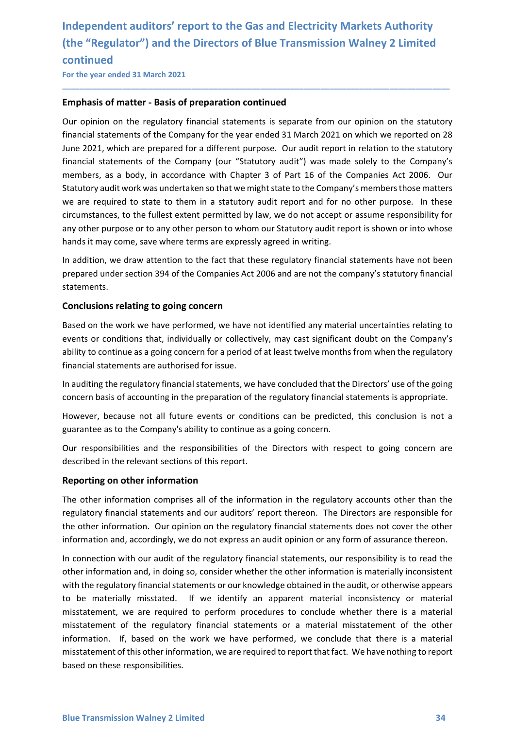## Emphasis of matter - Basis of preparation continued

Our opinion on the regulatory financial statements is separate from our opinion on the statutory financial statements of the Company for the year ended 31 March 2021 on which we reported on 28 June 2021, which are prepared for a different purpose. Our audit report in relation to the statutory financial statements of the Company (our "Statutory audit") was made solely to the Company's members, as a body, in accordance with Chapter 3 of Part 16 of the Companies Act 2006. Our Statutory audit work was undertaken so that we might state to the Company's members those matters we are required to state to them in a statutory audit report and for no other purpose. In these circumstances, to the fullest extent permitted by law, we do not accept or assume responsibility for any other purpose or to any other person to whom our Statutory audit report is shown or into whose hands it may come, save where terms are expressly agreed in writing.

In addition, we draw attention to the fact that these regulatory financial statements have not been prepared under section 394 of the Companies Act 2006 and are not the company's statutory financial statements.

## Conclusions relating to going concern

Based on the work we have performed, we have not identified any material uncertainties relating to events or conditions that, individually or collectively, may cast significant doubt on the Company's ability to continue as a going concern for a period of at least twelve months from when the regulatory financial statements are authorised for issue.

In auditing the regulatory financial statements, we have concluded that the Directors' use of the going concern basis of accounting in the preparation of the regulatory financial statements is appropriate.

However, because not all future events or conditions can be predicted, this conclusion is not a guarantee as to the Company's ability to continue as a going concern.

Our responsibilities and the responsibilities of the Directors with respect to going concern are described in the relevant sections of this report.

## Reporting on other information

The other information comprises all of the information in the regulatory accounts other than the regulatory financial statements and our auditors' report thereon. The Directors are responsible for the other information. Our opinion on the regulatory financial statements does not cover the other information and, accordingly, we do not express an audit opinion or any form of assurance thereon.

In connection with our audit of the regulatory financial statements, our responsibility is to read the other information and, in doing so, consider whether the other information is materially inconsistent with the regulatory financial statements or our knowledge obtained in the audit, or otherwise appears to be materially misstated. If we identify an apparent material inconsistency or material misstatement, we are required to perform procedures to conclude whether there is a material misstatement of the regulatory financial statements or a material misstatement of the other information. If, based on the work we have performed, we conclude that there is a material misstatement of this other information, we are required to report that fact. We have nothing to report based on these responsibilities.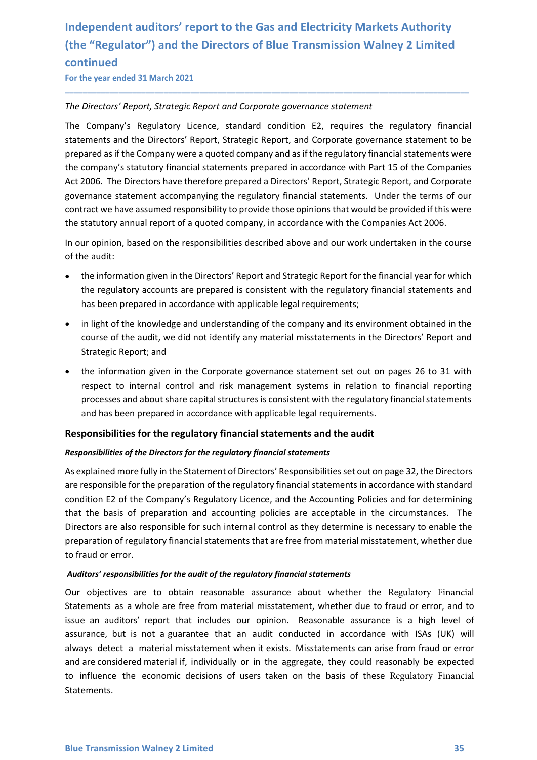# Independent auditors' report to the Gas and Electricity Markets Authority (the "Regulator") and the Directors of Blue Transmission Walney 2 Limited continued

For the year ended 31 March 2021

*The Directors' Report, Strategic Report and Corporate governance statement*

The Company's Regulatory Licence, standard condition E2, requires the regulatory financial statements and the Directors' Report, Strategic Report, and Corporate governance statement to be prepared as if the Company were a quoted company and as if the regulatory financial statements were the company's statutory financial statements prepared in accordance with Part 15 of the Companies Act 2006. The Directors have therefore prepared a Directors' Report, Strategic Report, and Corporate governance statement accompanying the regulatory financial statements. Under the terms of our contract we have assumed responsibility to provide those opinions that would be provided if this were the statutory annual report of a quoted company, in accordance with the Companies Act 2006.

In our opinion, based on the responsibilities described above and our work undertaken in the course of the audit:

- the information given in the Directors' Report and Strategic Report for the financial year for which the regulatory accounts are prepared is consistent with the regulatory financial statements and has been prepared in accordance with applicable legal requirements;
- in light of the knowledge and understanding of the company and its environment obtained in the course of the audit, we did not identify any material misstatements in the Directors' Report and Strategic Report; and
- the information given in the Corporate governance statement set out on pages 26 to 31 with respect to internal control and risk management systems in relation to financial reporting processes and about share capital structures is consistent with the regulatory financial statements and has been prepared in accordance with applicable legal requirements.

## Responsibilities for the regulatory financial statements and the audit

***Responsibilities of the Directors for the regulatory financial statements***

As explained more fully in the Statement of Directors' Responsibilities set out on page 32, the Directors are responsible for the preparation of the regulatory financial statements in accordance with standard condition E2 of the Company's Regulatory Licence, and the Accounting Policies and for determining that the basis of preparation and accounting policies are acceptable in the circumstances. The Directors are also responsible for such internal control as they determine is necessary to enable the preparation of regulatory financial statements that are free from material misstatement, whether due to fraud or error.

***Auditors' responsibilities for the audit of the regulatory financial statements***

Our objectives are to obtain reasonable assurance about whether the Regulatory Financial Statements as a whole are free from material misstatement, whether due to fraud or error, and to issue an auditors' report that includes our opinion. Reasonable assurance is a high level of assurance, but is not a guarantee that an audit conducted in accordance with ISAs (UK) will always detect a material misstatement when it exists. Misstatements can arise from fraud or error and are considered material if, individually or in the aggregate, they could reasonably be expected to influence the economic decisions of users taken on the basis of these Regulatory Financial Statements.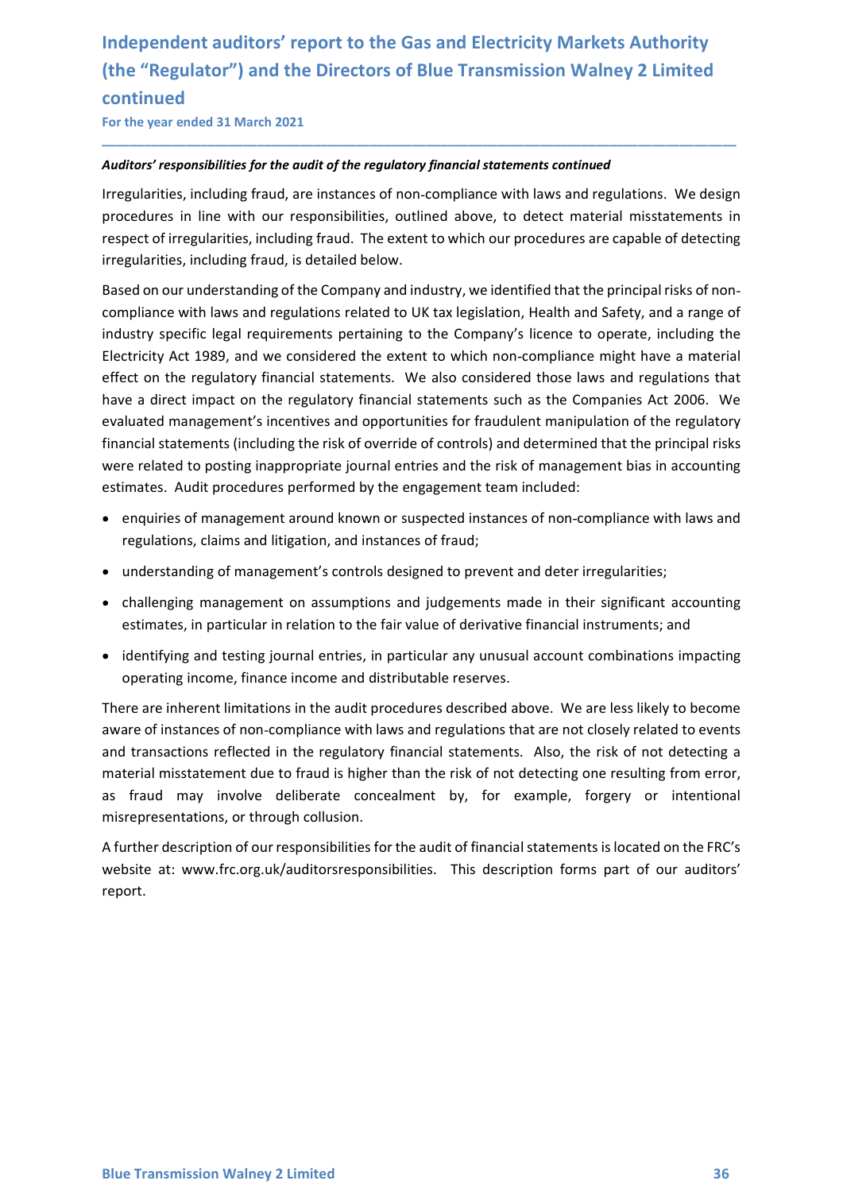# Independent auditors' report to the Gas and Electricity Markets Authority (the "Regulator") and the Directors of Blue Transmission Walney 2 Limited continued

For the year ended 31 March 2021

***Auditors' responsibilities for the audit of the regulatory financial statements continued***

Irregularities, including fraud, are instances of non-compliance with laws and regulations. We design procedures in line with our responsibilities, outlined above, to detect material misstatements in respect of irregularities, including fraud. The extent to which our procedures are capable of detecting irregularities, including fraud, is detailed below.

Based on our understanding of the Company and industry, we identified that the principal risks of non-compliance with laws and regulations related to UK tax legislation, Health and Safety, and a range of industry specific legal requirements pertaining to the Company's licence to operate, including the Electricity Act 1989, and we considered the extent to which non-compliance might have a material effect on the regulatory financial statements. We also considered those laws and regulations that have a direct impact on the regulatory financial statements such as the Companies Act 2006. We evaluated management's incentives and opportunities for fraudulent manipulation of the regulatory financial statements (including the risk of override of controls) and determined that the principal risks were related to posting inappropriate journal entries and the risk of management bias in accounting estimates. Audit procedures performed by the engagement team included:

- enquiries of management around known or suspected instances of non-compliance with laws and regulations, claims and litigation, and instances of fraud;
- understanding of management's controls designed to prevent and deter irregularities;
- challenging management on assumptions and judgements made in their significant accounting estimates, in particular in relation to the fair value of derivative financial instruments; and
- identifying and testing journal entries, in particular any unusual account combinations impacting operating income, finance income and distributable reserves.

There are inherent limitations in the audit procedures described above. We are less likely to become aware of instances of non-compliance with laws and regulations that are not closely related to events and transactions reflected in the regulatory financial statements. Also, the risk of not detecting a material misstatement due to fraud is higher than the risk of not detecting one resulting from error, as fraud may involve deliberate concealment by, for example, forgery or intentional misrepresentations, or through collusion.

A further description of our responsibilities for the audit of financial statements is located on the FRC's website at: www.frc.org.uk/auditorsresponsibilities. This description forms part of our auditors' report.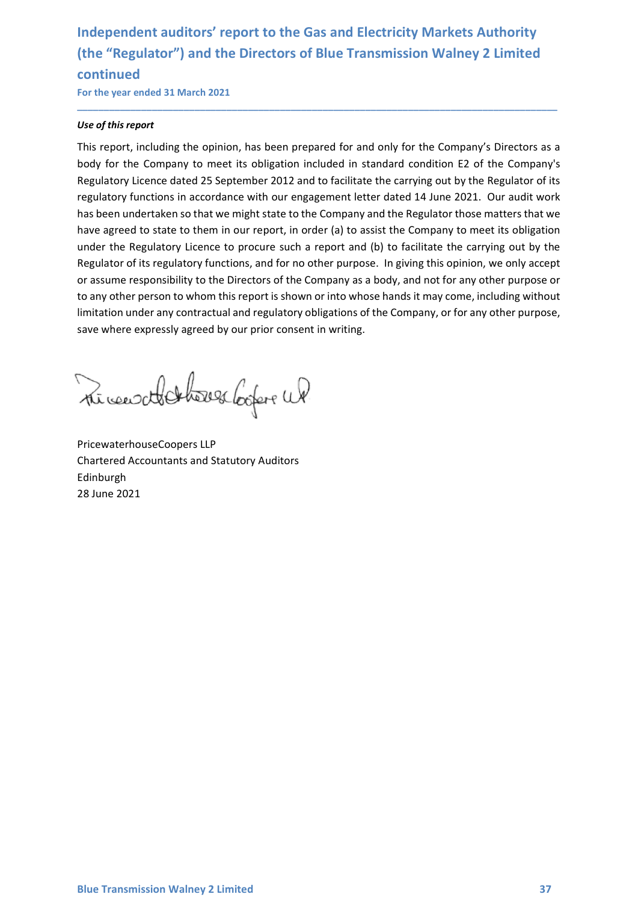# Independent auditors' report to the Gas and Electricity Markets Authority (the "Regulator") and the Directors of Blue Transmission Walney 2 Limited continued

For the year ended 31 March 2021

***Use of this report***

This report, including the opinion, has been prepared for and only for the Company's Directors as a body for the Company to meet its obligation included in standard condition E2 of the Company's Regulatory Licence dated 25 September 2012 and to facilitate the carrying out by the Regulator of its regulatory functions in accordance with our engagement letter dated 14 June 2021. Our audit work has been undertaken so that we might state to the Company and the Regulator those matters that we have agreed to state to them in our report, in order (a) to assist the Company to meet its obligation under the Regulatory Licence to procure such a report and (b) to facilitate the carrying out by the Regulator of its regulatory functions, and for no other purpose. In giving this opinion, we only accept or assume responsibility to the Directors of the Company as a body, and not for any other purpose or to any other person to whom this report is shown or into whose hands it may come, including without limitation under any contractual and regulatory obligations of the Company, or for any other purpose, save where expressly agreed by our prior consent in writing.

PricewaterhouseCoopers LLP
Chartered Accountants and Statutory Auditors
Edinburgh
28 June 2021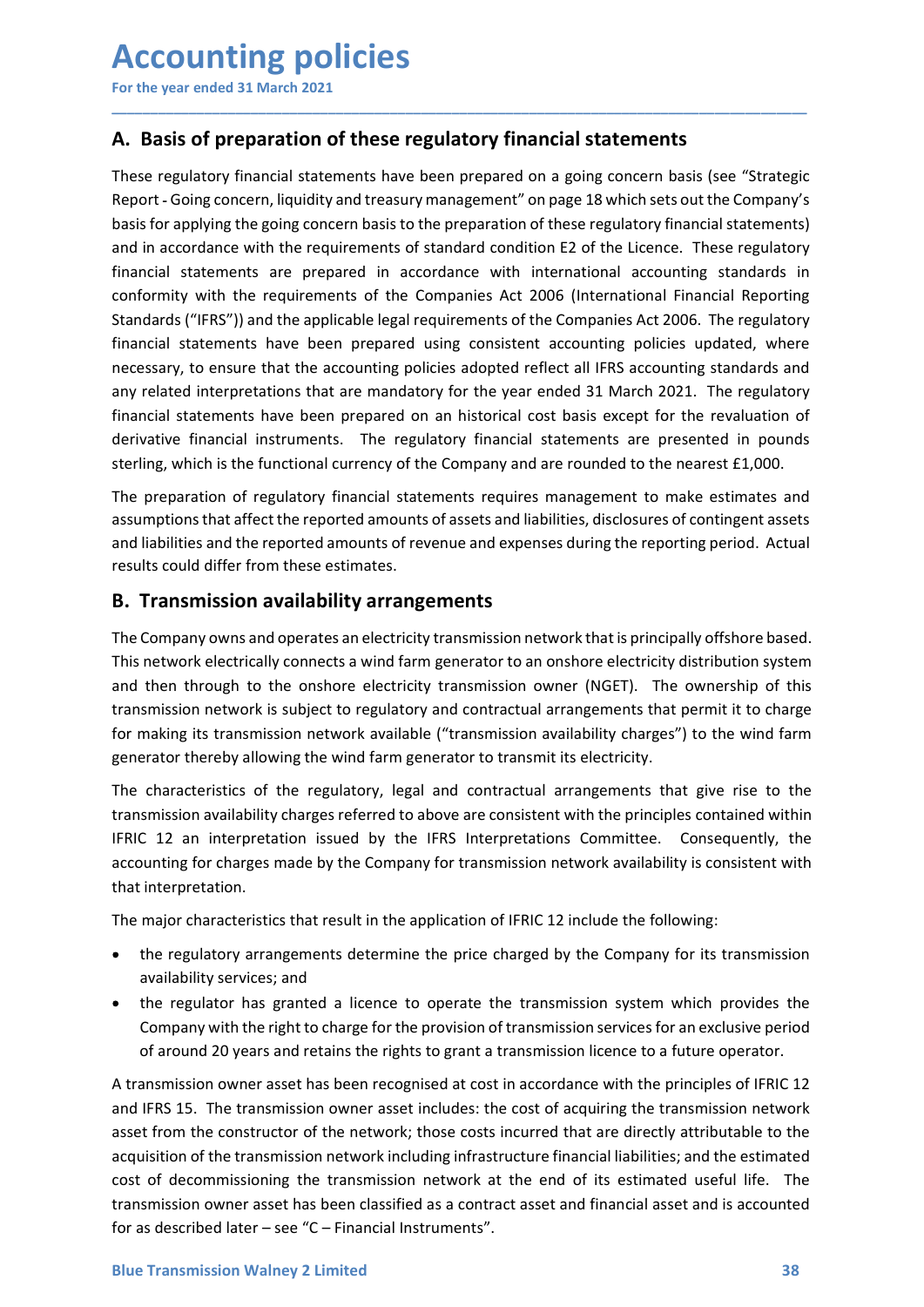# Accounting policies

For the year ended 31 March 2021

## A. Basis of preparation of these regulatory financial statements

These regulatory financial statements have been prepared on a going concern basis (see "Strategic Report - Going concern, liquidity and treasury management" on page 18 which sets out the Company's basis for applying the going concern basis to the preparation of these regulatory financial statements) and in accordance with the requirements of standard condition E2 of the Licence. These regulatory financial statements are prepared in accordance with international accounting standards in conformity with the requirements of the Companies Act 2006 (International Financial Reporting Standards ("IFRS")) and the applicable legal requirements of the Companies Act 2006. The regulatory financial statements have been prepared using consistent accounting policies updated, where necessary, to ensure that the accounting policies adopted reflect all IFRS accounting standards and any related interpretations that are mandatory for the year ended 31 March 2021. The regulatory financial statements have been prepared on an historical cost basis except for the revaluation of derivative financial instruments. The regulatory financial statements are presented in pounds sterling, which is the functional currency of the Company and are rounded to the nearest £1,000.

The preparation of regulatory financial statements requires management to make estimates and assumptions that affect the reported amounts of assets and liabilities, disclosures of contingent assets and liabilities and the reported amounts of revenue and expenses during the reporting period. Actual results could differ from these estimates.

## B. Transmission availability arrangements

The Company owns and operates an electricity transmission network that is principally offshore based. This network electrically connects a wind farm generator to an onshore electricity distribution system and then through to the onshore electricity transmission owner (NGET). The ownership of this transmission network is subject to regulatory and contractual arrangements that permit it to charge for making its transmission network available ("transmission availability charges") to the wind farm generator thereby allowing the wind farm generator to transmit its electricity.

The characteristics of the regulatory, legal and contractual arrangements that give rise to the transmission availability charges referred to above are consistent with the principles contained within IFRIC 12 an interpretation issued by the IFRS Interpretations Committee. Consequently, the accounting for charges made by the Company for transmission network availability is consistent with that interpretation.

The major characteristics that result in the application of IFRIC 12 include the following:

- the regulatory arrangements determine the price charged by the Company for its transmission availability services; and
- the regulator has granted a licence to operate the transmission system which provides the Company with the right to charge for the provision of transmission services for an exclusive period of around 20 years and retains the rights to grant a transmission licence to a future operator.

A transmission owner asset has been recognised at cost in accordance with the principles of IFRIC 12 and IFRS 15. The transmission owner asset includes: the cost of acquiring the transmission network asset from the constructor of the network; those costs incurred that are directly attributable to the acquisition of the transmission network including infrastructure financial liabilities; and the estimated cost of decommissioning the transmission network at the end of its estimated useful life. The transmission owner asset has been classified as a contract asset and financial asset and is accounted for as described later – see "C – Financial Instruments".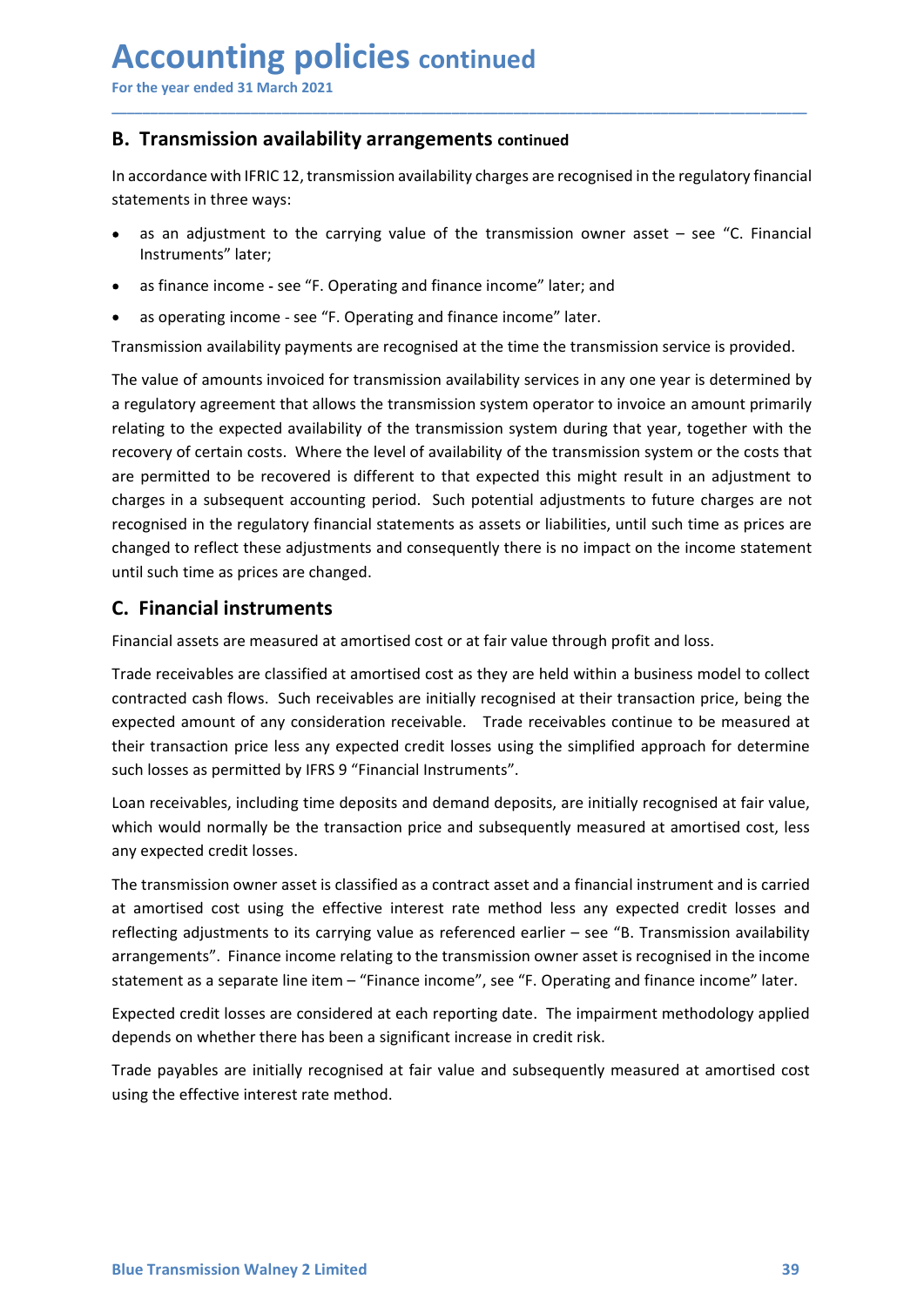# Accounting policies continued

For the year ended 31 March 2021

## B. Transmission availability arrangements continued

In accordance with IFRIC 12, transmission availability charges are recognised in the regulatory financial statements in three ways:

- as an adjustment to the carrying value of the transmission owner asset – see "C. Financial Instruments" later;
- as finance income - see "F. Operating and finance income" later; and
- as operating income - see "F. Operating and finance income" later.

Transmission availability payments are recognised at the time the transmission service is provided.

The value of amounts invoiced for transmission availability services in any one year is determined by a regulatory agreement that allows the transmission system operator to invoice an amount primarily relating to the expected availability of the transmission system during that year, together with the recovery of certain costs. Where the level of availability of the transmission system or the costs that are permitted to be recovered is different to that expected this might result in an adjustment to charges in a subsequent accounting period. Such potential adjustments to future charges are not recognised in the regulatory financial statements as assets or liabilities, until such time as prices are changed to reflect these adjustments and consequently there is no impact on the income statement until such time as prices are changed.

## C. Financial instruments

Financial assets are measured at amortised cost or at fair value through profit and loss.

Trade receivables are classified at amortised cost as they are held within a business model to collect contracted cash flows. Such receivables are initially recognised at their transaction price, being the expected amount of any consideration receivable. Trade receivables continue to be measured at their transaction price less any expected credit losses using the simplified approach for determine such losses as permitted by IFRS 9 "Financial Instruments".

Loan receivables, including time deposits and demand deposits, are initially recognised at fair value, which would normally be the transaction price and subsequently measured at amortised cost, less any expected credit losses.

The transmission owner asset is classified as a contract asset and a financial instrument and is carried at amortised cost using the effective interest rate method less any expected credit losses and reflecting adjustments to its carrying value as referenced earlier – see "B. Transmission availability arrangements". Finance income relating to the transmission owner asset is recognised in the income statement as a separate line item – "Finance income", see "F. Operating and finance income" later.

Expected credit losses are considered at each reporting date. The impairment methodology applied depends on whether there has been a significant increase in credit risk.

Trade payables are initially recognised at fair value and subsequently measured at amortised cost using the effective interest rate method.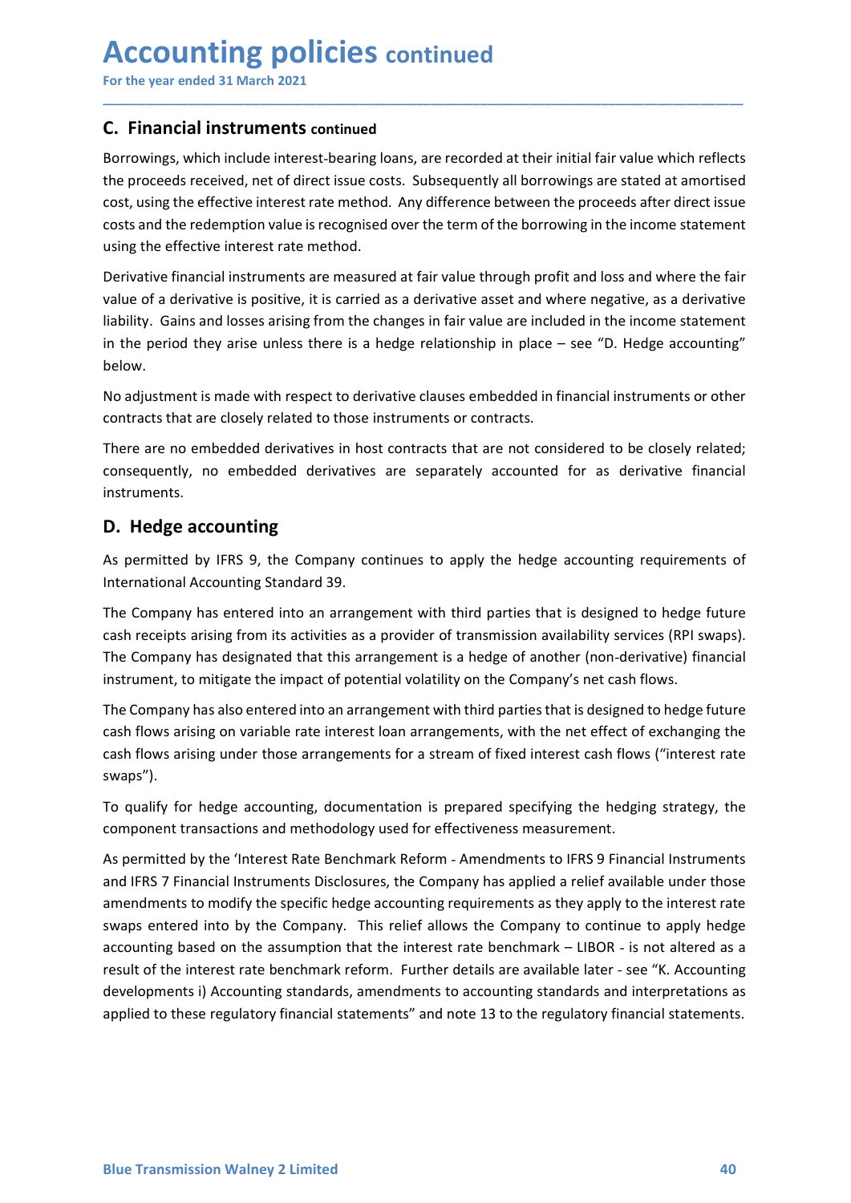# Accounting policies continued

For the year ended 31 March 2021

## C. Financial instruments continued

Borrowings, which include interest-bearing loans, are recorded at their initial fair value which reflects the proceeds received, net of direct issue costs. Subsequently all borrowings are stated at amortised cost, using the effective interest rate method. Any difference between the proceeds after direct issue costs and the redemption value is recognised over the term of the borrowing in the income statement using the effective interest rate method.

Derivative financial instruments are measured at fair value through profit and loss and where the fair value of a derivative is positive, it is carried as a derivative asset and where negative, as a derivative liability. Gains and losses arising from the changes in fair value are included in the income statement in the period they arise unless there is a hedge relationship in place – see "D. Hedge accounting" below.

No adjustment is made with respect to derivative clauses embedded in financial instruments or other contracts that are closely related to those instruments or contracts.

There are no embedded derivatives in host contracts that are not considered to be closely related; consequently, no embedded derivatives are separately accounted for as derivative financial instruments.

## D. Hedge accounting

As permitted by IFRS 9, the Company continues to apply the hedge accounting requirements of International Accounting Standard 39.

The Company has entered into an arrangement with third parties that is designed to hedge future cash receipts arising from its activities as a provider of transmission availability services (RPI swaps). The Company has designated that this arrangement is a hedge of another (non-derivative) financial instrument, to mitigate the impact of potential volatility on the Company's net cash flows.

The Company has also entered into an arrangement with third parties that is designed to hedge future cash flows arising on variable rate interest loan arrangements, with the net effect of exchanging the cash flows arising under those arrangements for a stream of fixed interest cash flows ("interest rate swaps").

To qualify for hedge accounting, documentation is prepared specifying the hedging strategy, the component transactions and methodology used for effectiveness measurement.

As permitted by the 'Interest Rate Benchmark Reform - Amendments to IFRS 9 Financial Instruments and IFRS 7 Financial Instruments Disclosures, the Company has applied a relief available under those amendments to modify the specific hedge accounting requirements as they apply to the interest rate swaps entered into by the Company. This relief allows the Company to continue to apply hedge accounting based on the assumption that the interest rate benchmark – LIBOR - is not altered as a result of the interest rate benchmark reform. Further details are available later - see "K. Accounting developments i) Accounting standards, amendments to accounting standards and interpretations as applied to these regulatory financial statements" and note 13 to the regulatory financial statements.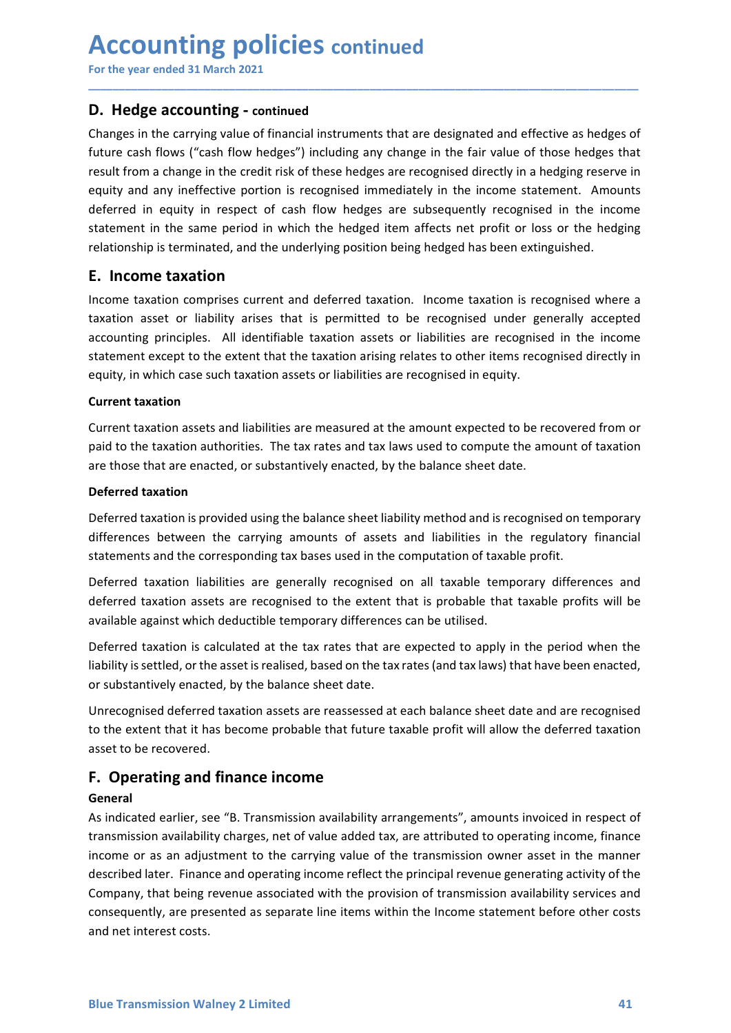# Accounting policies continued

For the year ended 31 March 2021

## D. Hedge accounting - continued

Changes in the carrying value of financial instruments that are designated and effective as hedges of future cash flows ("cash flow hedges") including any change in the fair value of those hedges that result from a change in the credit risk of these hedges are recognised directly in a hedging reserve in equity and any ineffective portion is recognised immediately in the income statement. Amounts deferred in equity in respect of cash flow hedges are subsequently recognised in the income statement in the same period in which the hedged item affects net profit or loss or the hedging relationship is terminated, and the underlying position being hedged has been extinguished.

## E. Income taxation

Income taxation comprises current and deferred taxation. Income taxation is recognised where a taxation asset or liability arises that is permitted to be recognised under generally accepted accounting principles. All identifiable taxation assets or liabilities are recognised in the income statement except to the extent that the taxation arising relates to other items recognised directly in equity, in which case such taxation assets or liabilities are recognised in equity.

**Current taxation**

Current taxation assets and liabilities are measured at the amount expected to be recovered from or paid to the taxation authorities. The tax rates and tax laws used to compute the amount of taxation are those that are enacted, or substantively enacted, by the balance sheet date.

**Deferred taxation**

Deferred taxation is provided using the balance sheet liability method and is recognised on temporary differences between the carrying amounts of assets and liabilities in the regulatory financial statements and the corresponding tax bases used in the computation of taxable profit.

Deferred taxation liabilities are generally recognised on all taxable temporary differences and deferred taxation assets are recognised to the extent that is probable that taxable profits will be available against which deductible temporary differences can be utilised.

Deferred taxation is calculated at the tax rates that are expected to apply in the period when the liability is settled, or the asset is realised, based on the tax rates (and tax laws) that have been enacted, or substantively enacted, by the balance sheet date.

Unrecognised deferred taxation assets are reassessed at each balance sheet date and are recognised to the extent that it has become probable that future taxable profit will allow the deferred taxation asset to be recovered.

## F. Operating and finance income

**General**

As indicated earlier, see "B. Transmission availability arrangements", amounts invoiced in respect of transmission availability charges, net of value added tax, are attributed to operating income, finance income or as an adjustment to the carrying value of the transmission owner asset in the manner described later. Finance and operating income reflect the principal revenue generating activity of the Company, that being revenue associated with the provision of transmission availability services and consequently, are presented as separate line items within the Income statement before other costs and net interest costs.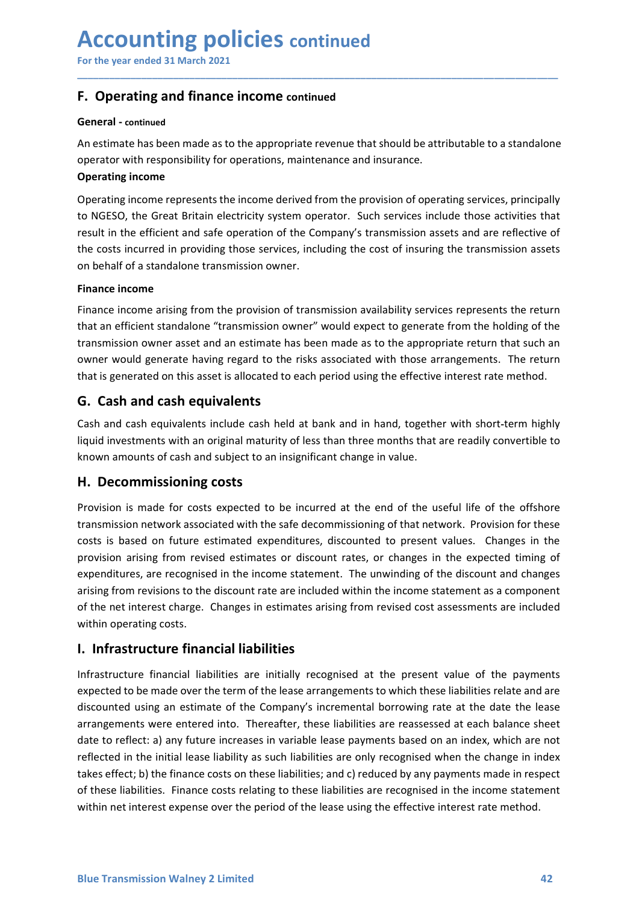# Accounting policies continued

For the year ended 31 March 2021

## F. Operating and finance income continued

**General - continued**

An estimate has been made as to the appropriate revenue that should be attributable to a standalone operator with responsibility for operations, maintenance and insurance.

**Operating income**

Operating income represents the income derived from the provision of operating services, principally to NGESO, the Great Britain electricity system operator. Such services include those activities that result in the efficient and safe operation of the Company's transmission assets and are reflective of the costs incurred in providing those services, including the cost of insuring the transmission assets on behalf of a standalone transmission owner.

**Finance income**

Finance income arising from the provision of transmission availability services represents the return that an efficient standalone "transmission owner" would expect to generate from the holding of the transmission owner asset and an estimate has been made as to the appropriate return that such an owner would generate having regard to the risks associated with those arrangements. The return that is generated on this asset is allocated to each period using the effective interest rate method.

## G. Cash and cash equivalents

Cash and cash equivalents include cash held at bank and in hand, together with short-term highly liquid investments with an original maturity of less than three months that are readily convertible to known amounts of cash and subject to an insignificant change in value.

## H. Decommissioning costs

Provision is made for costs expected to be incurred at the end of the useful life of the offshore transmission network associated with the safe decommissioning of that network. Provision for these costs is based on future estimated expenditures, discounted to present values. Changes in the provision arising from revised estimates or discount rates, or changes in the expected timing of expenditures, are recognised in the income statement. The unwinding of the discount and changes arising from revisions to the discount rate are included within the income statement as a component of the net interest charge. Changes in estimates arising from revised cost assessments are included within operating costs.

## I. Infrastructure financial liabilities

Infrastructure financial liabilities are initially recognised at the present value of the payments expected to be made over the term of the lease arrangements to which these liabilities relate and are discounted using an estimate of the Company's incremental borrowing rate at the date the lease arrangements were entered into. Thereafter, these liabilities are reassessed at each balance sheet date to reflect: a) any future increases in variable lease payments based on an index, which are not reflected in the initial lease liability as such liabilities are only recognised when the change in index takes effect; b) the finance costs on these liabilities; and c) reduced by any payments made in respect of these liabilities. Finance costs relating to these liabilities are recognised in the income statement within net interest expense over the period of the lease using the effective interest rate method.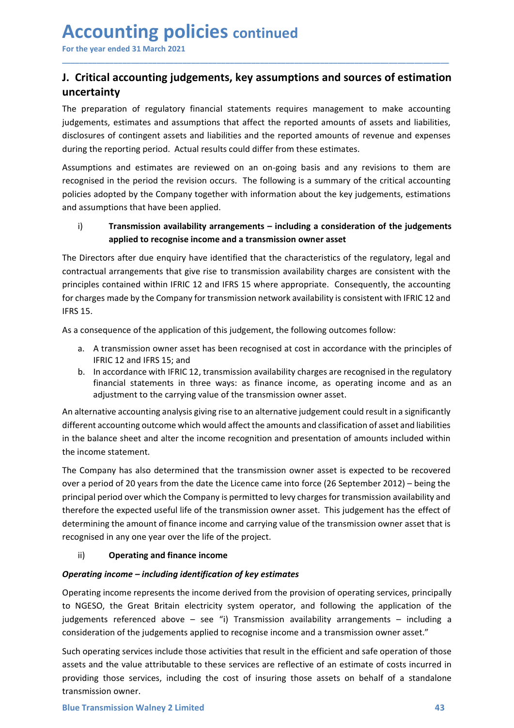# Accounting policies continued

For the year ended 31 March 2021

## J. Critical accounting judgements, key assumptions and sources of estimation uncertainty

The preparation of regulatory financial statements requires management to make accounting judgements, estimates and assumptions that affect the reported amounts of assets and liabilities, disclosures of contingent assets and liabilities and the reported amounts of revenue and expenses during the reporting period. Actual results could differ from these estimates.

Assumptions and estimates are reviewed on an on-going basis and any revisions to them are recognised in the period the revision occurs. The following is a summary of the critical accounting policies adopted by the Company together with information about the key judgements, estimations and assumptions that have been applied.

i) **Transmission availability arrangements – including a consideration of the judgements applied to recognise income and a transmission owner asset**

The Directors after due enquiry have identified that the characteristics of the regulatory, legal and contractual arrangements that give rise to transmission availability charges are consistent with the principles contained within IFRIC 12 and IFRS 15 where appropriate. Consequently, the accounting for charges made by the Company for transmission network availability is consistent with IFRIC 12 and IFRS 15.

As a consequence of the application of this judgement, the following outcomes follow:

a. A transmission owner asset has been recognised at cost in accordance with the principles of IFRIC 12 and IFRS 15; and
b. In accordance with IFRIC 12, transmission availability charges are recognised in the regulatory financial statements in three ways: as finance income, as operating income and as an adjustment to the carrying value of the transmission owner asset.

An alternative accounting analysis giving rise to an alternative judgement could result in a significantly different accounting outcome which would affect the amounts and classification of asset and liabilities in the balance sheet and alter the income recognition and presentation of amounts included within the income statement.

The Company has also determined that the transmission owner asset is expected to be recovered over a period of 20 years from the date the Licence came into force (26 September 2012) – being the principal period over which the Company is permitted to levy charges for transmission availability and therefore the expected useful life of the transmission owner asset. This judgement has the effect of determining the amount of finance income and carrying value of the transmission owner asset that is recognised in any one year over the life of the project.

ii) **Operating and finance income**

***Operating income – including identification of key estimates***

Operating income represents the income derived from the provision of operating services, principally to NGESO, the Great Britain electricity system operator, and following the application of the judgements referenced above – see "i) Transmission availability arrangements – including a consideration of the judgements applied to recognise income and a transmission owner asset."

Such operating services include those activities that result in the efficient and safe operation of those assets and the value attributable to these services are reflective of an estimate of costs incurred in providing those services, including the cost of insuring those assets on behalf of a standalone transmission owner.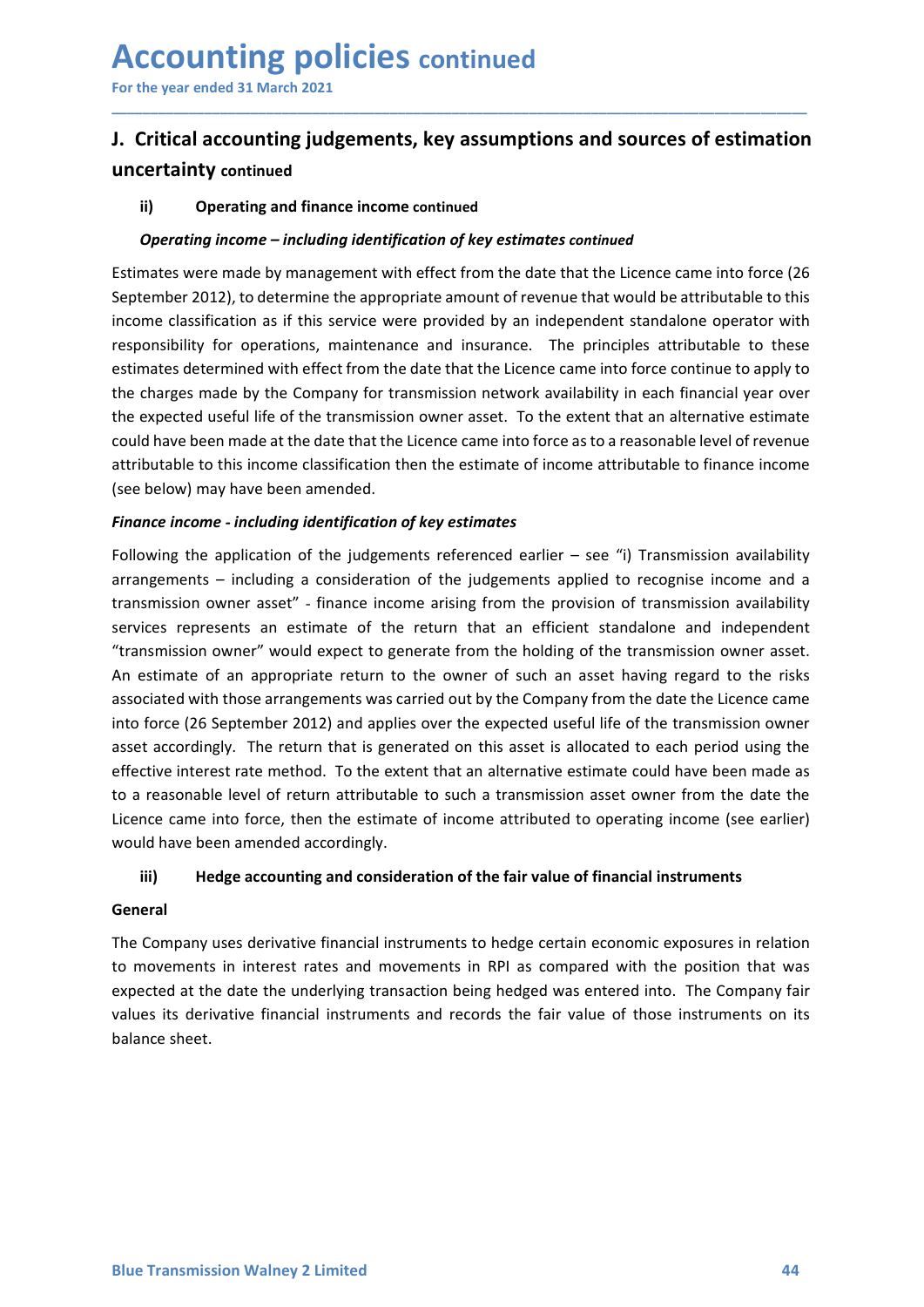# Accounting policies continued

For the year ended 31 March 2021

## J. Critical accounting judgements, key assumptions and sources of estimation uncertainty continued

### ii) Operating and finance income continued

***Operating income – including identification of key estimates continued***

Estimates were made by management with effect from the date that the Licence came into force (26 September 2012), to determine the appropriate amount of revenue that would be attributable to this income classification as if this service were provided by an independent standalone operator with responsibility for operations, maintenance and insurance. The principles attributable to these estimates determined with effect from the date that the Licence came into force continue to apply to the charges made by the Company for transmission network availability in each financial year over the expected useful life of the transmission owner asset. To the extent that an alternative estimate could have been made at the date that the Licence came into force as to a reasonable level of revenue attributable to this income classification then the estimate of income attributable to finance income (see below) may have been amended.

***Finance income - including identification of key estimates***

Following the application of the judgements referenced earlier – see "i) Transmission availability arrangements – including a consideration of the judgements applied to recognise income and a transmission owner asset" - finance income arising from the provision of transmission availability services represents an estimate of the return that an efficient standalone and independent "transmission owner" would expect to generate from the holding of the transmission owner asset. An estimate of an appropriate return to the owner of such an asset having regard to the risks associated with those arrangements was carried out by the Company from the date the Licence came into force (26 September 2012) and applies over the expected useful life of the transmission owner asset accordingly. The return that is generated on this asset is allocated to each period using the effective interest rate method. To the extent that an alternative estimate could have been made as to a reasonable level of return attributable to such a transmission asset owner from the date the Licence came into force, then the estimate of income attributed to operating income (see earlier) would have been amended accordingly.

### iii) Hedge accounting and consideration of the fair value of financial instruments

**General**

The Company uses derivative financial instruments to hedge certain economic exposures in relation to movements in interest rates and movements in RPI as compared with the position that was expected at the date the underlying transaction being hedged was entered into. The Company fair values its derivative financial instruments and records the fair value of those instruments on its balance sheet.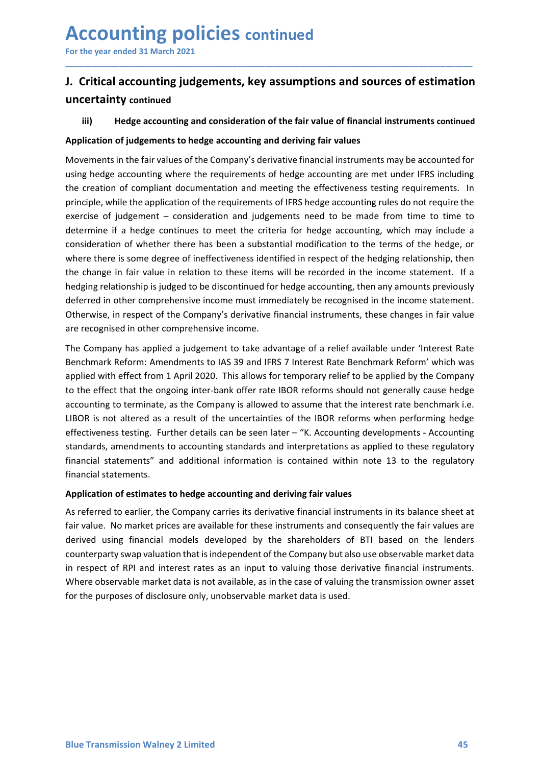# Accounting policies continued

For the year ended 31 March 2021

## J. Critical accounting judgements, key assumptions and sources of estimation uncertainty continued

### iii) Hedge accounting and consideration of the fair value of financial instruments continued

**Application of judgements to hedge accounting and deriving fair values**

Movements in the fair values of the Company's derivative financial instruments may be accounted for using hedge accounting where the requirements of hedge accounting are met under IFRS including the creation of compliant documentation and meeting the effectiveness testing requirements. In principle, while the application of the requirements of IFRS hedge accounting rules do not require the exercise of judgement – consideration and judgements need to be made from time to time to determine if a hedge continues to meet the criteria for hedge accounting, which may include a consideration of whether there has been a substantial modification to the terms of the hedge, or where there is some degree of ineffectiveness identified in respect of the hedging relationship, then the change in fair value in relation to these items will be recorded in the income statement. If a hedging relationship is judged to be discontinued for hedge accounting, then any amounts previously deferred in other comprehensive income must immediately be recognised in the income statement. Otherwise, in respect of the Company's derivative financial instruments, these changes in fair value are recognised in other comprehensive income.

The Company has applied a judgement to take advantage of a relief available under 'Interest Rate Benchmark Reform: Amendments to IAS 39 and IFRS 7 Interest Rate Benchmark Reform' which was applied with effect from 1 April 2020. This allows for temporary relief to be applied by the Company to the effect that the ongoing inter-bank offer rate IBOR reforms should not generally cause hedge accounting to terminate, as the Company is allowed to assume that the interest rate benchmark i.e. LIBOR is not altered as a result of the uncertainties of the IBOR reforms when performing hedge effectiveness testing. Further details can be seen later – "K. Accounting developments - Accounting standards, amendments to accounting standards and interpretations as applied to these regulatory financial statements" and additional information is contained within note 13 to the regulatory financial statements.

**Application of estimates to hedge accounting and deriving fair values**

As referred to earlier, the Company carries its derivative financial instruments in its balance sheet at fair value. No market prices are available for these instruments and consequently the fair values are derived using financial models developed by the shareholders of BTI based on the lenders counterparty swap valuation that is independent of the Company but also use observable market data in respect of RPI and interest rates as an input to valuing those derivative financial instruments. Where observable market data is not available, as in the case of valuing the transmission owner asset for the purposes of disclosure only, unobservable market data is used.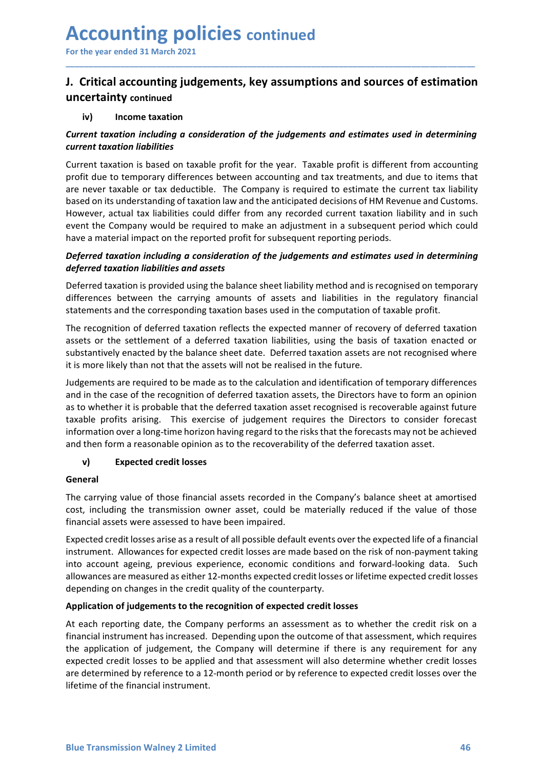# Accounting policies continued

For the year ended 31 March 2021

## J. Critical accounting judgements, key assumptions and sources of estimation uncertainty continued

### iv) Income taxation

***Current taxation including a consideration of the judgements and estimates used in determining current taxation liabilities***

Current taxation is based on taxable profit for the year. Taxable profit is different from accounting profit due to temporary differences between accounting and tax treatments, and due to items that are never taxable or tax deductible. The Company is required to estimate the current tax liability based on its understanding of taxation law and the anticipated decisions of HM Revenue and Customs. However, actual tax liabilities could differ from any recorded current taxation liability and in such event the Company would be required to make an adjustment in a subsequent period which could have a material impact on the reported profit for subsequent reporting periods.

***Deferred taxation including a consideration of the judgements and estimates used in determining deferred taxation liabilities and assets***

Deferred taxation is provided using the balance sheet liability method and is recognised on temporary differences between the carrying amounts of assets and liabilities in the regulatory financial statements and the corresponding taxation bases used in the computation of taxable profit.

The recognition of deferred taxation reflects the expected manner of recovery of deferred taxation assets or the settlement of a deferred taxation liabilities, using the basis of taxation enacted or substantively enacted by the balance sheet date. Deferred taxation assets are not recognised where it is more likely than not that the assets will not be realised in the future.

Judgements are required to be made as to the calculation and identification of temporary differences and in the case of the recognition of deferred taxation assets, the Directors have to form an opinion as to whether it is probable that the deferred taxation asset recognised is recoverable against future taxable profits arising. This exercise of judgement requires the Directors to consider forecast information over a long-time horizon having regard to the risks that the forecasts may not be achieved and then form a reasonable opinion as to the recoverability of the deferred taxation asset.

### v) Expected credit losses

**General**

The carrying value of those financial assets recorded in the Company's balance sheet at amortised cost, including the transmission owner asset, could be materially reduced if the value of those financial assets were assessed to have been impaired.

Expected credit losses arise as a result of all possible default events over the expected life of a financial instrument. Allowances for expected credit losses are made based on the risk of non-payment taking into account ageing, previous experience, economic conditions and forward-looking data. Such allowances are measured as either 12-months expected credit losses or lifetime expected credit losses depending on changes in the credit quality of the counterparty.

**Application of judgements to the recognition of expected credit losses**

At each reporting date, the Company performs an assessment as to whether the credit risk on a financial instrument has increased. Depending upon the outcome of that assessment, which requires the application of judgement, the Company will determine if there is any requirement for any expected credit losses to be applied and that assessment will also determine whether credit losses are determined by reference to a 12-month period or by reference to expected credit losses over the lifetime of the financial instrument.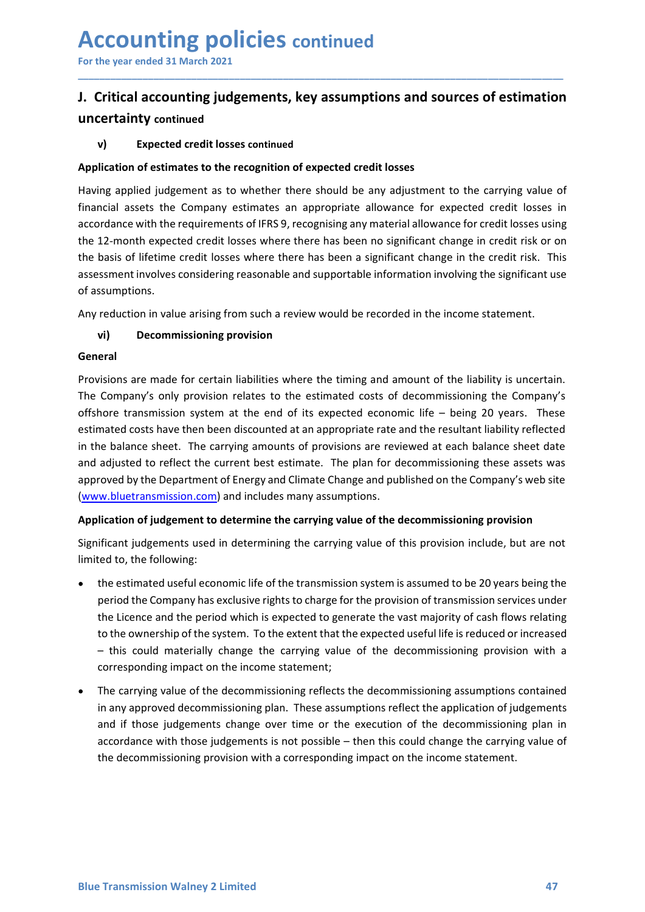# Accounting policies continued

For the year ended 31 March 2021

## J. Critical accounting judgements, key assumptions and sources of estimation uncertainty continued

### v) Expected credit losses continued

**Application of estimates to the recognition of expected credit losses**

Having applied judgement as to whether there should be any adjustment to the carrying value of financial assets the Company estimates an appropriate allowance for expected credit losses in accordance with the requirements of IFRS 9, recognising any material allowance for credit losses using the 12-month expected credit losses where there has been no significant change in credit risk or on the basis of lifetime credit losses where there has been a significant change in the credit risk. This assessment involves considering reasonable and supportable information involving the significant use of assumptions.

Any reduction in value arising from such a review would be recorded in the income statement.

### vi) Decommissioning provision

**General**

Provisions are made for certain liabilities where the timing and amount of the liability is uncertain. The Company's only provision relates to the estimated costs of decommissioning the Company's offshore transmission system at the end of its expected economic life – being 20 years. These estimated costs have then been discounted at an appropriate rate and the resultant liability reflected in the balance sheet. The carrying amounts of provisions are reviewed at each balance sheet date and adjusted to reflect the current best estimate. The plan for decommissioning these assets was approved by the Department of Energy and Climate Change and published on the Company's web site (www.bluetransmission.com) and includes many assumptions.

**Application of judgement to determine the carrying value of the decommissioning provision**

Significant judgements used in determining the carrying value of this provision include, but are not limited to, the following:

- the estimated useful economic life of the transmission system is assumed to be 20 years being the period the Company has exclusive rights to charge for the provision of transmission services under the Licence and the period which is expected to generate the vast majority of cash flows relating to the ownership of the system. To the extent that the expected useful life is reduced or increased – this could materially change the carrying value of the decommissioning provision with a corresponding impact on the income statement;
- The carrying value of the decommissioning reflects the decommissioning assumptions contained in any approved decommissioning plan. These assumptions reflect the application of judgements and if those judgements change over time or the execution of the decommissioning plan in accordance with those judgements is not possible – then this could change the carrying value of the decommissioning provision with a corresponding impact on the income statement.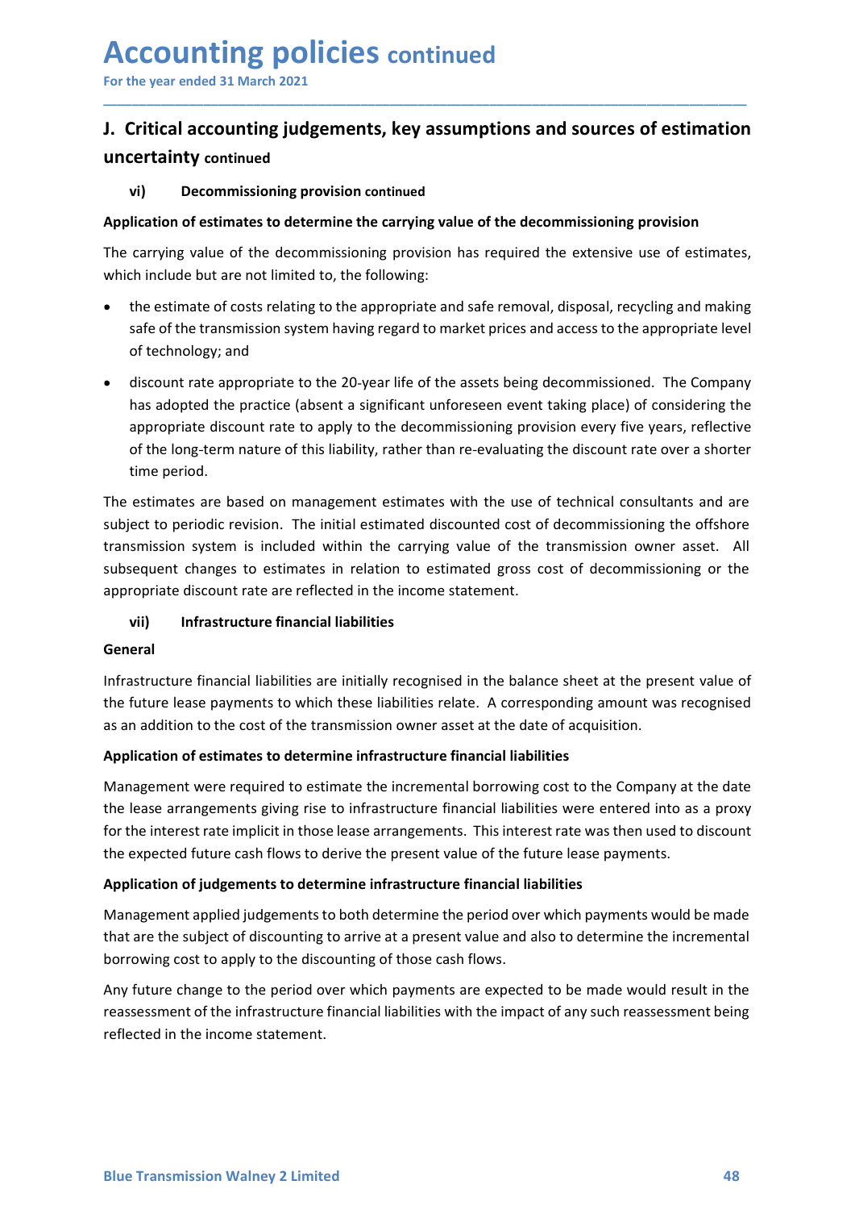# Accounting policies continued

For the year ended 31 March 2021

## J. Critical accounting judgements, key assumptions and sources of estimation uncertainty continued

### vi) Decommissioning provision continued

**Application of estimates to determine the carrying value of the decommissioning provision**

The carrying value of the decommissioning provision has required the extensive use of estimates, which include but are not limited to, the following:

- the estimate of costs relating to the appropriate and safe removal, disposal, recycling and making safe of the transmission system having regard to market prices and access to the appropriate level of technology; and
- discount rate appropriate to the 20-year life of the assets being decommissioned. The Company has adopted the practice (absent a significant unforeseen event taking place) of considering the appropriate discount rate to apply to the decommissioning provision every five years, reflective of the long-term nature of this liability, rather than re-evaluating the discount rate over a shorter time period.

The estimates are based on management estimates with the use of technical consultants and are subject to periodic revision. The initial estimated discounted cost of decommissioning the offshore transmission system is included within the carrying value of the transmission owner asset. All subsequent changes to estimates in relation to estimated gross cost of decommissioning or the appropriate discount rate are reflected in the income statement.

### vii) Infrastructure financial liabilities

**General**

Infrastructure financial liabilities are initially recognised in the balance sheet at the present value of the future lease payments to which these liabilities relate. A corresponding amount was recognised as an addition to the cost of the transmission owner asset at the date of acquisition.

**Application of estimates to determine infrastructure financial liabilities**

Management were required to estimate the incremental borrowing cost to the Company at the date the lease arrangements giving rise to infrastructure financial liabilities were entered into as a proxy for the interest rate implicit in those lease arrangements. This interest rate was then used to discount the expected future cash flows to derive the present value of the future lease payments.

**Application of judgements to determine infrastructure financial liabilities**

Management applied judgements to both determine the period over which payments would be made that are the subject of discounting to arrive at a present value and also to determine the incremental borrowing cost to apply to the discounting of those cash flows.

Any future change to the period over which payments are expected to be made would result in the reassessment of the infrastructure financial liabilities with the impact of any such reassessment being reflected in the income statement.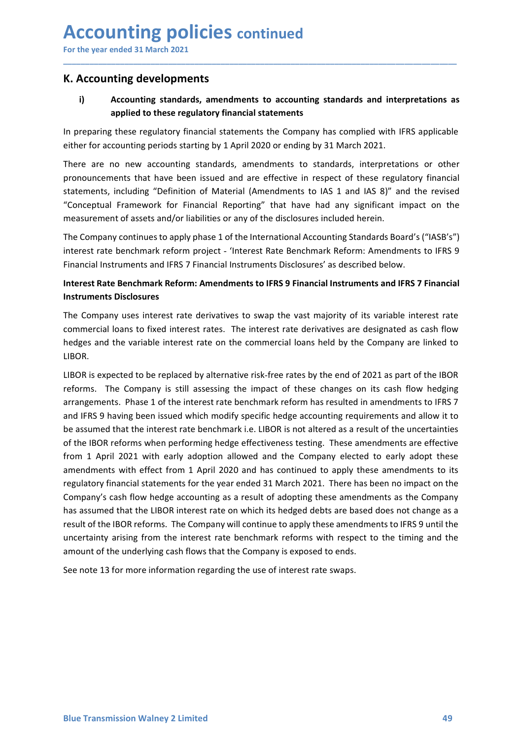# Accounting policies continued

For the year ended 31 March 2021

## K. Accounting developments

### i) Accounting standards, amendments to accounting standards and interpretations as applied to these regulatory financial statements

In preparing these regulatory financial statements the Company has complied with IFRS applicable either for accounting periods starting by 1 April 2020 or ending by 31 March 2021.

There are no new accounting standards, amendments to standards, interpretations or other pronouncements that have been issued and are effective in respect of these regulatory financial statements, including "Definition of Material (Amendments to IAS 1 and IAS 8)" and the revised "Conceptual Framework for Financial Reporting" that have had any significant impact on the measurement of assets and/or liabilities or any of the disclosures included herein.

The Company continues to apply phase 1 of the International Accounting Standards Board's ("IASB's") interest rate benchmark reform project - 'Interest Rate Benchmark Reform: Amendments to IFRS 9 Financial Instruments and IFRS 7 Financial Instruments Disclosures' as described below.

**Interest Rate Benchmark Reform: Amendments to IFRS 9 Financial Instruments and IFRS 7 Financial Instruments Disclosures**

The Company uses interest rate derivatives to swap the vast majority of its variable interest rate commercial loans to fixed interest rates. The interest rate derivatives are designated as cash flow hedges and the variable interest rate on the commercial loans held by the Company are linked to LIBOR.

LIBOR is expected to be replaced by alternative risk-free rates by the end of 2021 as part of the IBOR reforms. The Company is still assessing the impact of these changes on its cash flow hedging arrangements. Phase 1 of the interest rate benchmark reform has resulted in amendments to IFRS 7 and IFRS 9 having been issued which modify specific hedge accounting requirements and allow it to be assumed that the interest rate benchmark i.e. LIBOR is not altered as a result of the uncertainties of the IBOR reforms when performing hedge effectiveness testing. These amendments are effective from 1 April 2021 with early adoption allowed and the Company elected to early adopt these amendments with effect from 1 April 2020 and has continued to apply these amendments to its regulatory financial statements for the year ended 31 March 2021. There has been no impact on the Company's cash flow hedge accounting as a result of adopting these amendments as the Company has assumed that the LIBOR interest rate on which its hedged debts are based does not change as a result of the IBOR reforms. The Company will continue to apply these amendments to IFRS 9 until the uncertainty arising from the interest rate benchmark reforms with respect to the timing and the amount of the underlying cash flows that the Company is exposed to ends.

See note 13 for more information regarding the use of interest rate swaps.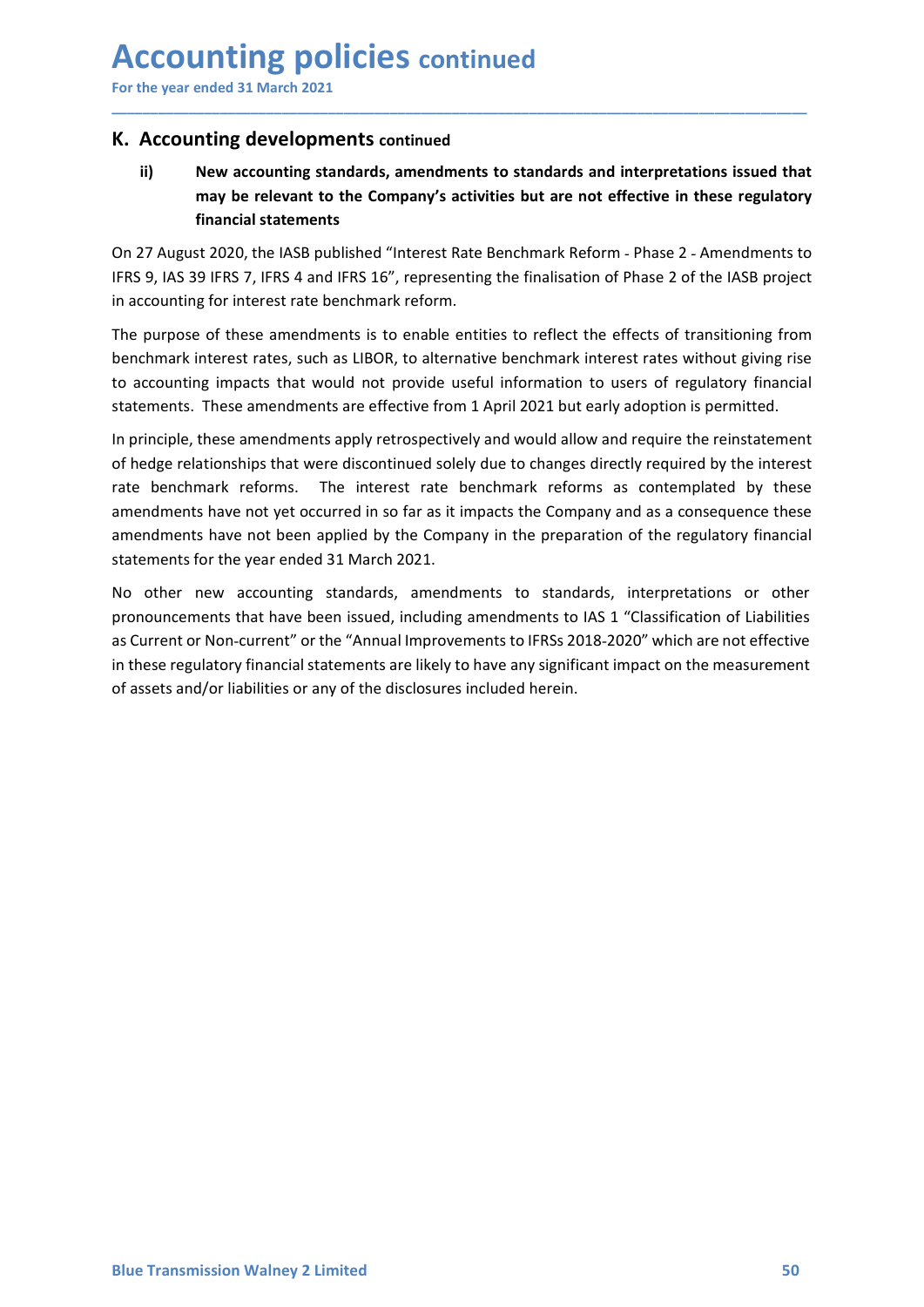# Accounting policies continued

For the year ended 31 March 2021

## K. Accounting developments continued

### ii) New accounting standards, amendments to standards and interpretations issued that may be relevant to the Company's activities but are not effective in these regulatory financial statements

On 27 August 2020, the IASB published "Interest Rate Benchmark Reform - Phase 2 - Amendments to IFRS 9, IAS 39 IFRS 7, IFRS 4 and IFRS 16", representing the finalisation of Phase 2 of the IASB project in accounting for interest rate benchmark reform.

The purpose of these amendments is to enable entities to reflect the effects of transitioning from benchmark interest rates, such as LIBOR, to alternative benchmark interest rates without giving rise to accounting impacts that would not provide useful information to users of regulatory financial statements. These amendments are effective from 1 April 2021 but early adoption is permitted.

In principle, these amendments apply retrospectively and would allow and require the reinstatement of hedge relationships that were discontinued solely due to changes directly required by the interest rate benchmark reforms. The interest rate benchmark reforms as contemplated by these amendments have not yet occurred in so far as it impacts the Company and as a consequence these amendments have not been applied by the Company in the preparation of the regulatory financial statements for the year ended 31 March 2021.

No other new accounting standards, amendments to standards, interpretations or other pronouncements that have been issued, including amendments to IAS 1 "Classification of Liabilities as Current or Non-current" or the "Annual Improvements to IFRSs 2018-2020" which are not effective in these regulatory financial statements are likely to have any significant impact on the measurement of assets and/or liabilities or any of the disclosures included herein.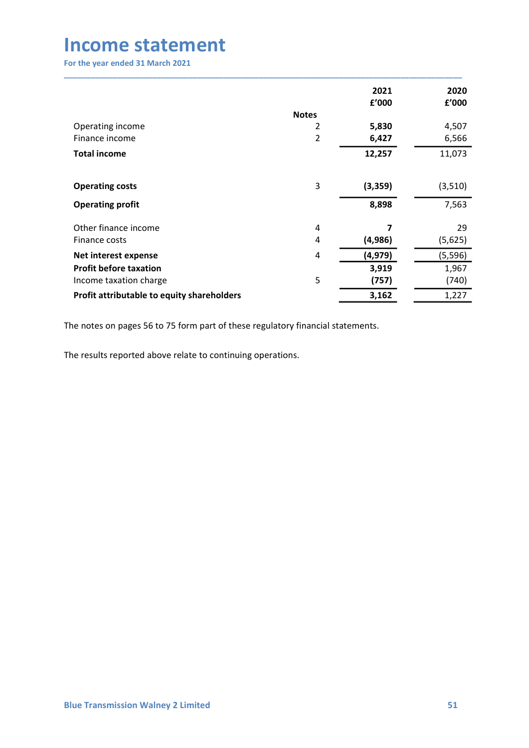# Income statement

For the year ended 31 March 2021

| | Notes | 2021 £'000 | 2020 £'000 |
|---|---|---|---|
| Operating income | 2 | **5,830** | 4,507 |
| Finance income | 2 | **6,427** | 6,566 |
| **Total income** | | **12,257** | 11,073 |
| **Operating costs** | 3 | **(3,359)** | (3,510) |
| **Operating profit** | | **8,898** | 7,563 |
| Other finance income | 4 | **7** | 29 |
| Finance costs | 4 | **(4,986)** | (5,625) |
| **Net interest expense** | 4 | **(4,979)** | (5,596) |
| **Profit before taxation** | | **3,919** | 1,967 |
| Income taxation charge | 5 | **(757)** | (740) |
| **Profit attributable to equity shareholders** | | **3,162** | 1,227 |

The notes on pages 56 to 75 form part of these regulatory financial statements.

The results reported above relate to continuing operations.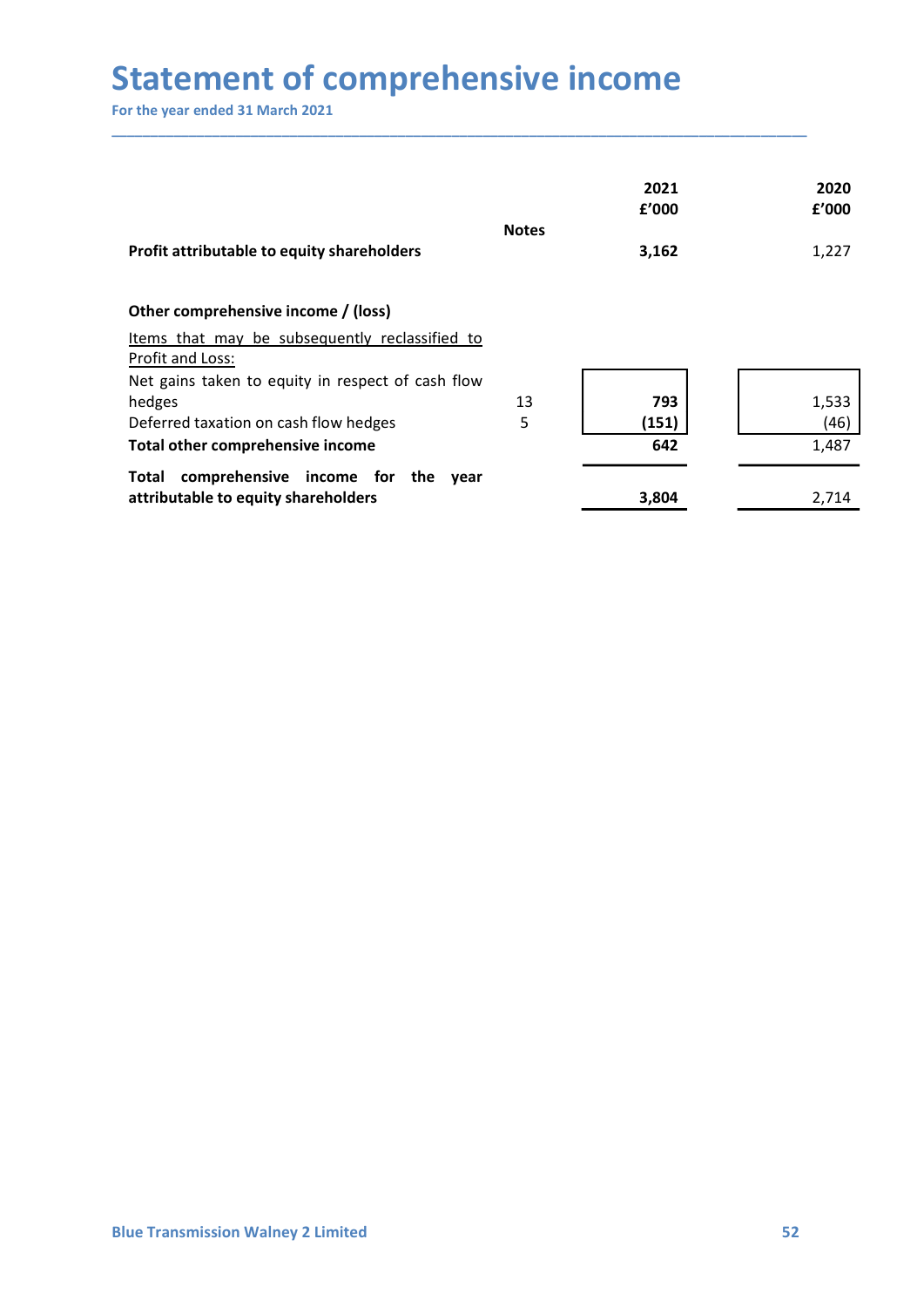# Statement of comprehensive income

**For the year ended 31 March 2021**

| | Notes | 2021 £'000 | 2020 £'000 |
|---|---|---|---|
| **Profit attributable to equity shareholders** | | **3,162** | 1,227 |
| | | | |
| **Other comprehensive income / (loss)** | | | |
| Items that may be subsequently reclassified to Profit and Loss: | | | |
| Net gains taken to equity in respect of cash flow hedges | 13 | **793** | 1,533 |
| Deferred taxation on cash flow hedges | 5 | **(151)** | (46) |
| **Total other comprehensive income** | | **642** | 1,487 |
| **Total comprehensive income for the year attributable to equity shareholders** | | **3,804** | 2,714 |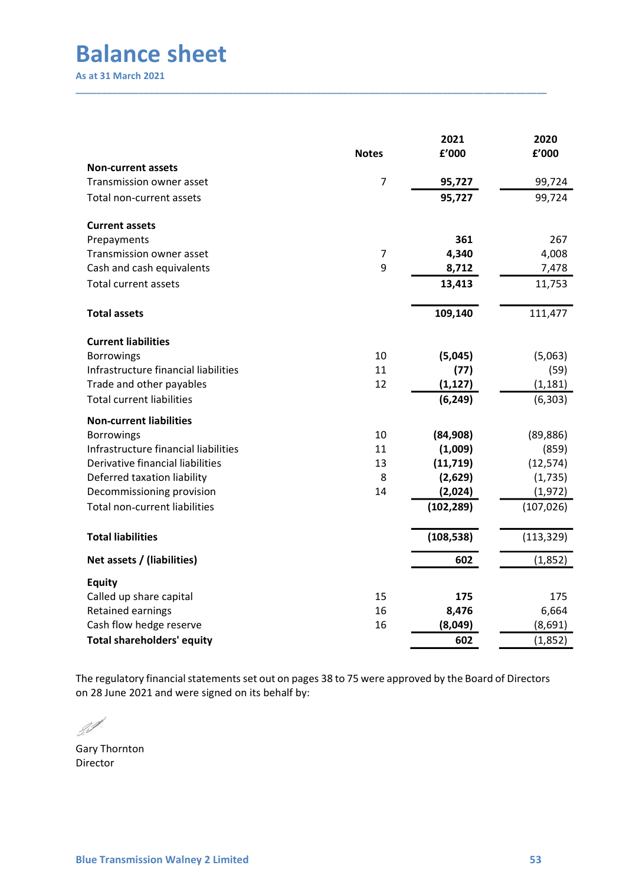# Balance sheet

As at 31 March 2021

| | Notes | 2021 £'000 | 2020 £'000 |
|---|---|---|---|
| **Non-current assets** | | | |
| Transmission owner asset | 7 | **95,727** | 99,724 |
| Total non-current assets | | **95,727** | 99,724 |
| | | | |
| **Current assets** | | | |
| Prepayments | | **361** | 267 |
| Transmission owner asset | 7 | **4,340** | 4,008 |
| Cash and cash equivalents | 9 | **8,712** | 7,478 |
| Total current assets | | **13,413** | 11,753 |
| | | | |
| **Total assets** | | **109,140** | 111,477 |
| | | | |
| **Current liabilities** | | | |
| Borrowings | 10 | **(5,045)** | (5,063) |
| Infrastructure financial liabilities | 11 | **(77)** | (59) |
| Trade and other payables | 12 | **(1,127)** | (1,181) |
| Total current liabilities | | **(6,249)** | (6,303) |
| | | | |
| **Non-current liabilities** | | | |
| Borrowings | 10 | **(84,908)** | (89,886) |
| Infrastructure financial liabilities | 11 | **(1,009)** | (859) |
| Derivative financial liabilities | 13 | **(11,719)** | (12,574) |
| Deferred taxation liability | 8 | **(2,629)** | (1,735) |
| Decommissioning provision | 14 | **(2,024)** | (1,972) |
| Total non-current liabilities | | **(102,289)** | (107,026) |
| | | | |
| **Total liabilities** | | **(108,538)** | (113,329) |
| | | | |
| **Net assets / (liabilities)** | | **602** | (1,852) |
| | | | |
| **Equity** | | | |
| Called up share capital | 15 | **175** | 175 |
| Retained earnings | 16 | **8,476** | 6,664 |
| Cash flow hedge reserve | 16 | **(8,049)** | (8,691) |
| **Total shareholders' equity** | | **602** | (1,852) |

The regulatory financial statements set out on pages 38 to 75 were approved by the Board of Directors on 28 June 2021 and were signed on its behalf by:

Gary Thornton
Director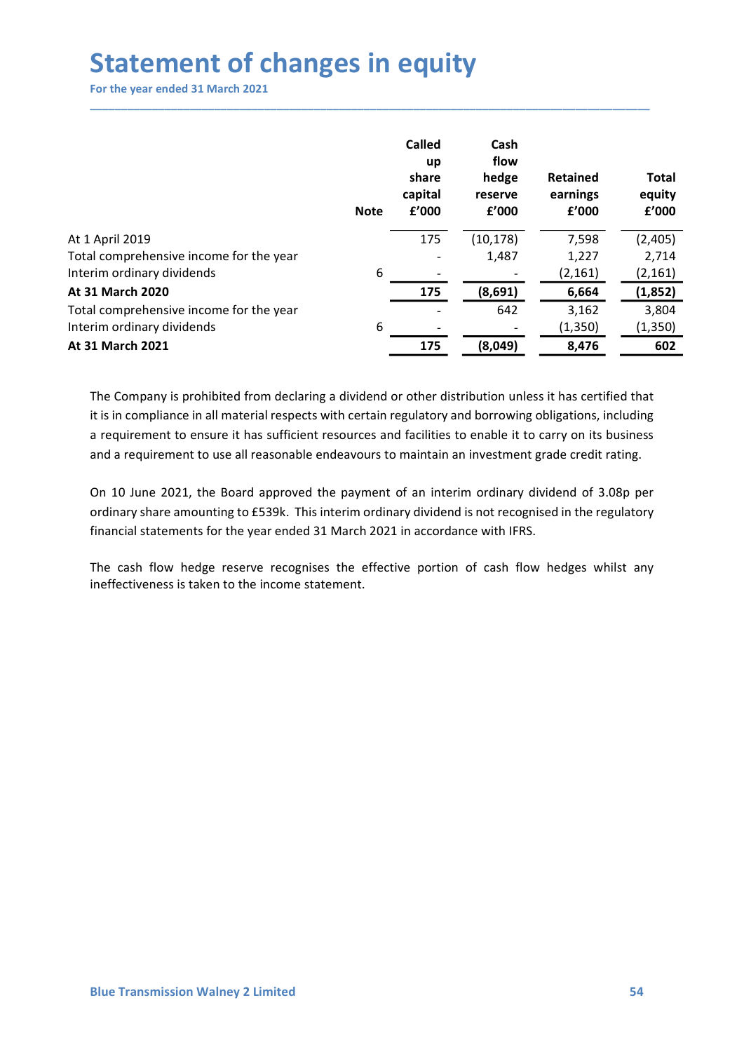# Statement of changes in equity

For the year ended 31 March 2021

| | Note | Called up share capital £'000 | Cash flow hedge reserve £'000 | Retained earnings £'000 | Total equity £'000 |
|---|---|---|---|---|---|
| At 1 April 2019 | | 175 | (10,178) | 7,598 | (2,405) |
| Total comprehensive income for the year | | - | 1,487 | 1,227 | 2,714 |
| Interim ordinary dividends | 6 | - | - | (2,161) | (2,161) |
| **At 31 March 2020** | | **175** | **(8,691)** | **6,664** | **(1,852)** |
| Total comprehensive income for the year | | - | 642 | 3,162 | 3,804 |
| Interim ordinary dividends | 6 | - | - | (1,350) | (1,350) |
| **At 31 March 2021** | | **175** | **(8,049)** | **8,476** | **602** |

The Company is prohibited from declaring a dividend or other distribution unless it has certified that it is in compliance in all material respects with certain regulatory and borrowing obligations, including a requirement to ensure it has sufficient resources and facilities to enable it to carry on its business and a requirement to use all reasonable endeavours to maintain an investment grade credit rating.

On 10 June 2021, the Board approved the payment of an interim ordinary dividend of 3.08p per ordinary share amounting to £539k. This interim ordinary dividend is not recognised in the regulatory financial statements for the year ended 31 March 2021 in accordance with IFRS.

The cash flow hedge reserve recognises the effective portion of cash flow hedges whilst any ineffectiveness is taken to the income statement.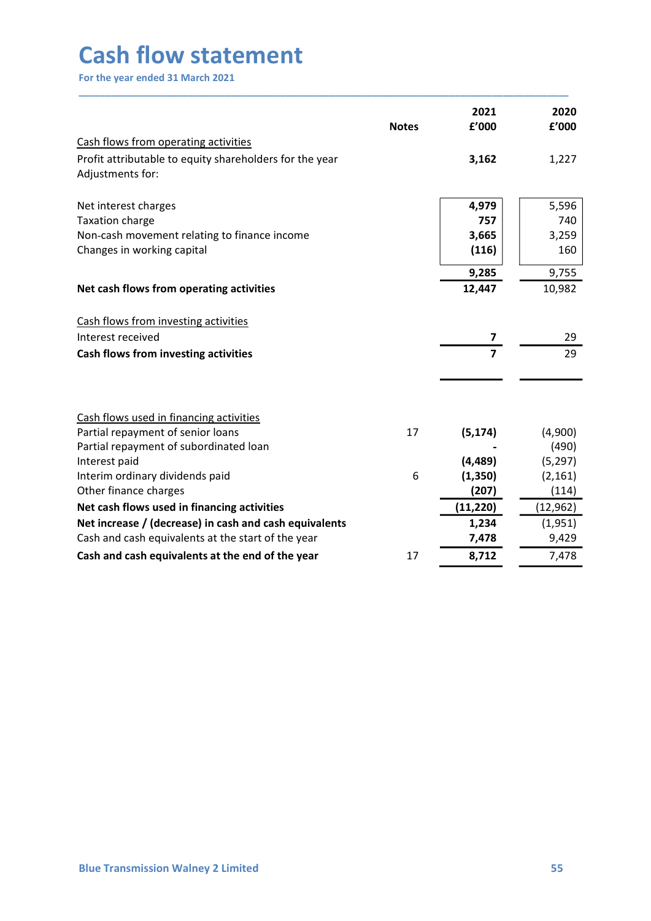# Cash flow statement

For the year ended 31 March 2021

| | Notes | 2021 £'000 | 2020 £'000 |
|---|---|---|---|
| Cash flows from operating activities | | | |
| Profit attributable to equity shareholders for the year | | **3,162** | 1,227 |
| Adjustments for: | | | |
| Net interest charges | | **4,979** | 5,596 |
| Taxation charge | | **757** | 740 |
| Non-cash movement relating to finance income | | **3,665** | 3,259 |
| Changes in working capital | | **(116)** | 160 |
| | | **9,285** | 9,755 |
| **Net cash flows from operating activities** | | **12,447** | 10,982 |
| Cash flows from investing activities | | | |
| Interest received | | **7** | 29 |
| **Cash flows from investing activities** | | **7** | 29 |
| Cash flows used in financing activities | | | |
| Partial repayment of senior loans | 17 | **(5,174)** | (4,900) |
| Partial repayment of subordinated loan | | **-** | (490) |
| Interest paid | | **(4,489)** | (5,297) |
| Interim ordinary dividends paid | 6 | **(1,350)** | (2,161) |
| Other finance charges | | **(207)** | (114) |
| **Net cash flows used in financing activities** | | **(11,220)** | (12,962) |
| **Net increase / (decrease) in cash and cash equivalents** | | **1,234** | (1,951) |
| Cash and cash equivalents at the start of the year | | **7,478** | 9,429 |
| **Cash and cash equivalents at the end of the year** | 17 | **8,712** | 7,478 |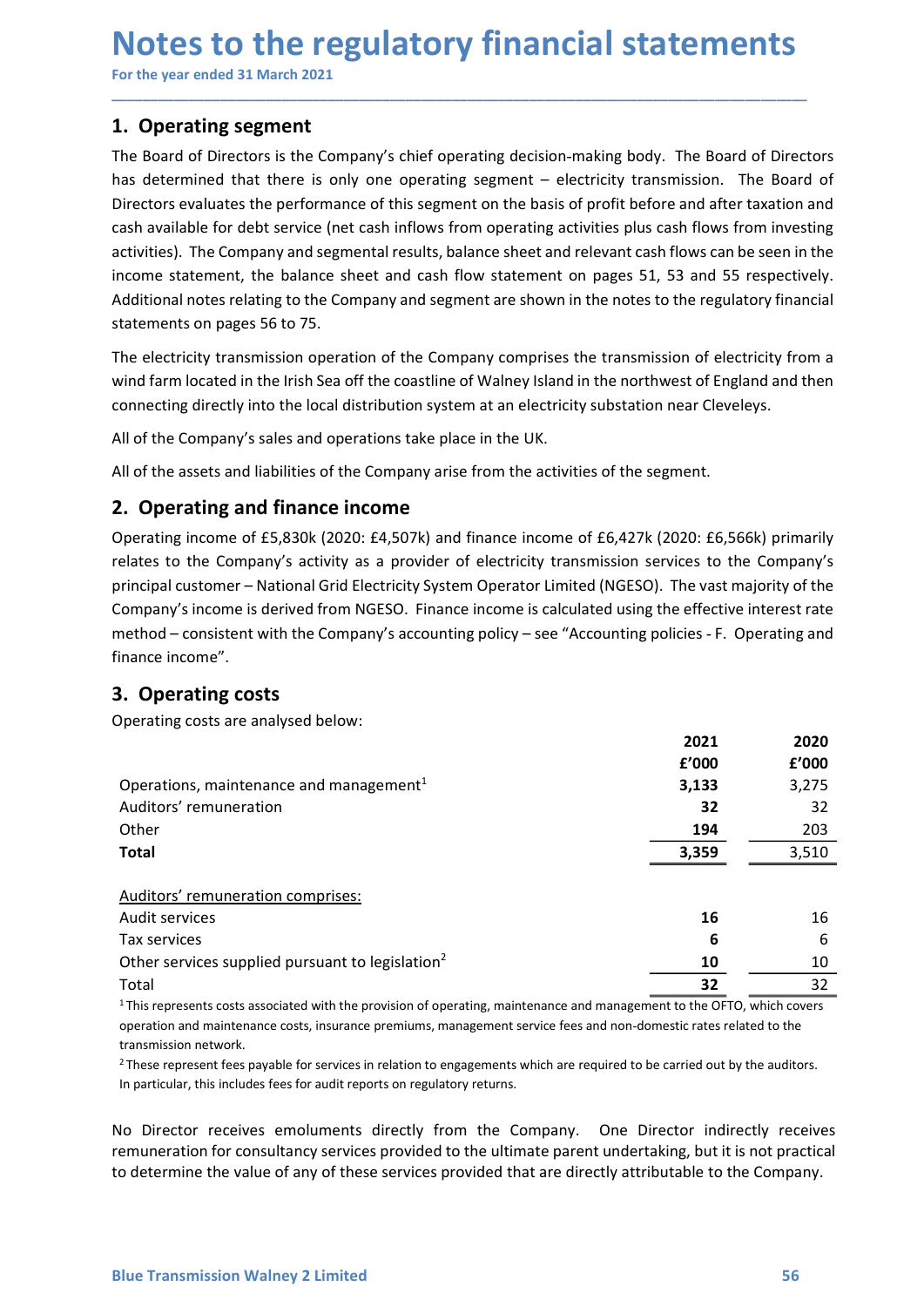# Notes to the regulatory financial statements

For the year ended 31 March 2021

## 1. Operating segment

The Board of Directors is the Company's chief operating decision-making body. The Board of Directors has determined that there is only one operating segment – electricity transmission. The Board of Directors evaluates the performance of this segment on the basis of profit before and after taxation and cash available for debt service (net cash inflows from operating activities plus cash flows from investing activities). The Company and segmental results, balance sheet and relevant cash flows can be seen in the income statement, the balance sheet and cash flow statement on pages 51, 53 and 55 respectively. Additional notes relating to the Company and segment are shown in the notes to the regulatory financial statements on pages 56 to 75.

The electricity transmission operation of the Company comprises the transmission of electricity from a wind farm located in the Irish Sea off the coastline of Walney Island in the northwest of England and then connecting directly into the local distribution system at an electricity substation near Cleveleys.

All of the Company's sales and operations take place in the UK.

All of the assets and liabilities of the Company arise from the activities of the segment.

## 2. Operating and finance income

Operating income of £5,830k (2020: £4,507k) and finance income of £6,427k (2020: £6,566k) primarily relates to the Company's activity as a provider of electricity transmission services to the Company's principal customer – National Grid Electricity System Operator Limited (NGESO). The vast majority of the Company's income is derived from NGESO. Finance income is calculated using the effective interest rate method – consistent with the Company's accounting policy – see "Accounting policies - F. Operating and finance income".

## 3. Operating costs

Operating costs are analysed below:

| | 2021<br>£'000 | 2020<br>£'000 |
|---|---|---|
| Operations, maintenance and management[1] | **3,133** | 3,275 |
| Auditors' remuneration | **32** | 32 |
| Other | **194** | 203 |
| **Total** | **3,359** | 3,510 |
| | | |
| Auditors' remuneration comprises: | | |
| Audit services | **16** | 16 |
| Tax services | **6** | 6 |
| Other services supplied pursuant to legislation[2] | **10** | 10 |
| Total | **32** | 32 |

[1] This represents costs associated with the provision of operating, maintenance and management to the OFTO, which covers operation and maintenance costs, insurance premiums, management service fees and non-domestic rates related to the transmission network.

[2] These represent fees payable for services in relation to engagements which are required to be carried out by the auditors. In particular, this includes fees for audit reports on regulatory returns.

No Director receives emoluments directly from the Company. One Director indirectly receives remuneration for consultancy services provided to the ultimate parent undertaking, but it is not practical to determine the value of any of these services provided that are directly attributable to the Company.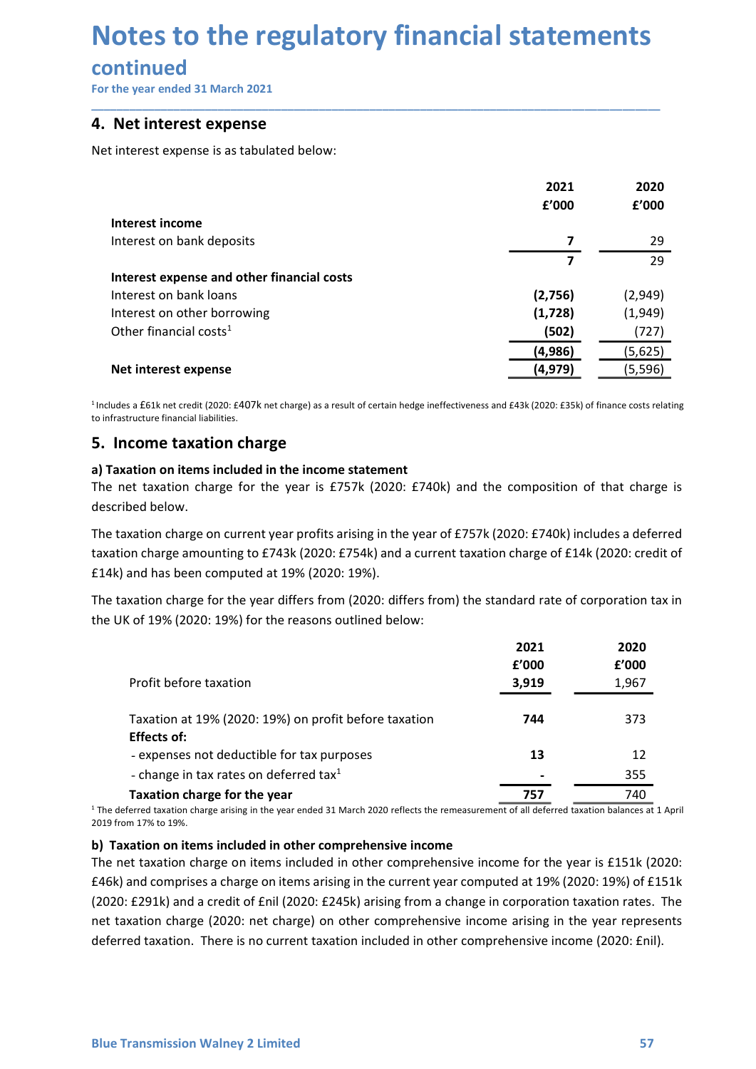# Notes to the regulatory financial statements

## continued

For the year ended 31 March 2021

## 4. Net interest expense

Net interest expense is as tabulated below:

| | 2021 £'000 | 2020 £'000 |
|---|---|---|
| **Interest income** | | |
| Interest on bank deposits | **7** | 29 |
| | **7** | 29 |
| **Interest expense and other financial costs** | | |
| Interest on bank loans | **(2,756)** | (2,949) |
| Interest on other borrowing | **(1,728)** | (1,949) |
| Other financial costs[1] | **(502)** | (727) |
| | **(4,986)** | (5,625) |
| **Net interest expense** | **(4,979)** | (5,596) |

[1] Includes a £61k net credit (2020: £407k net charge) as a result of certain hedge ineffectiveness and £43k (2020: £35k) of finance costs relating to infrastructure financial liabilities.

## 5. Income taxation charge

**a) Taxation on items included in the income statement**

The net taxation charge for the year is £757k (2020: £740k) and the composition of that charge is described below.

The taxation charge on current year profits arising in the year of £757k (2020: £740k) includes a deferred taxation charge amounting to £743k (2020: £754k) and a current taxation charge of £14k (2020: credit of £14k) and has been computed at 19% (2020: 19%).

The taxation charge for the year differs from (2020: differs from) the standard rate of corporation tax in the UK of 19% (2020: 19%) for the reasons outlined below:

| | 2021 £'000 | 2020 £'000 |
|---|---|---|
| Profit before taxation | **3,919** | 1,967 |
| Taxation at 19% (2020: 19%) on profit before taxation | **744** | 373 |
| **Effects of:** | | |
| - expenses not deductible for tax purposes | **13** | 12 |
| - change in tax rates on deferred tax[1] | **-** | 355 |
| **Taxation charge for the year** | **757** | 740 |

[1] The deferred taxation charge arising in the year ended 31 March 2020 reflects the remeasurement of all deferred taxation balances at 1 April 2019 from 17% to 19%.

**b) Taxation on items included in other comprehensive income**

The net taxation charge on items included in other comprehensive income for the year is £151k (2020: £46k) and comprises a charge on items arising in the current year computed at 19% (2020: 19%) of £151k (2020: £291k) and a credit of £nil (2020: £245k) arising from a change in corporation taxation rates. The net taxation charge (2020: net charge) on other comprehensive income arising in the year represents deferred taxation. There is no current taxation included in other comprehensive income (2020: £nil).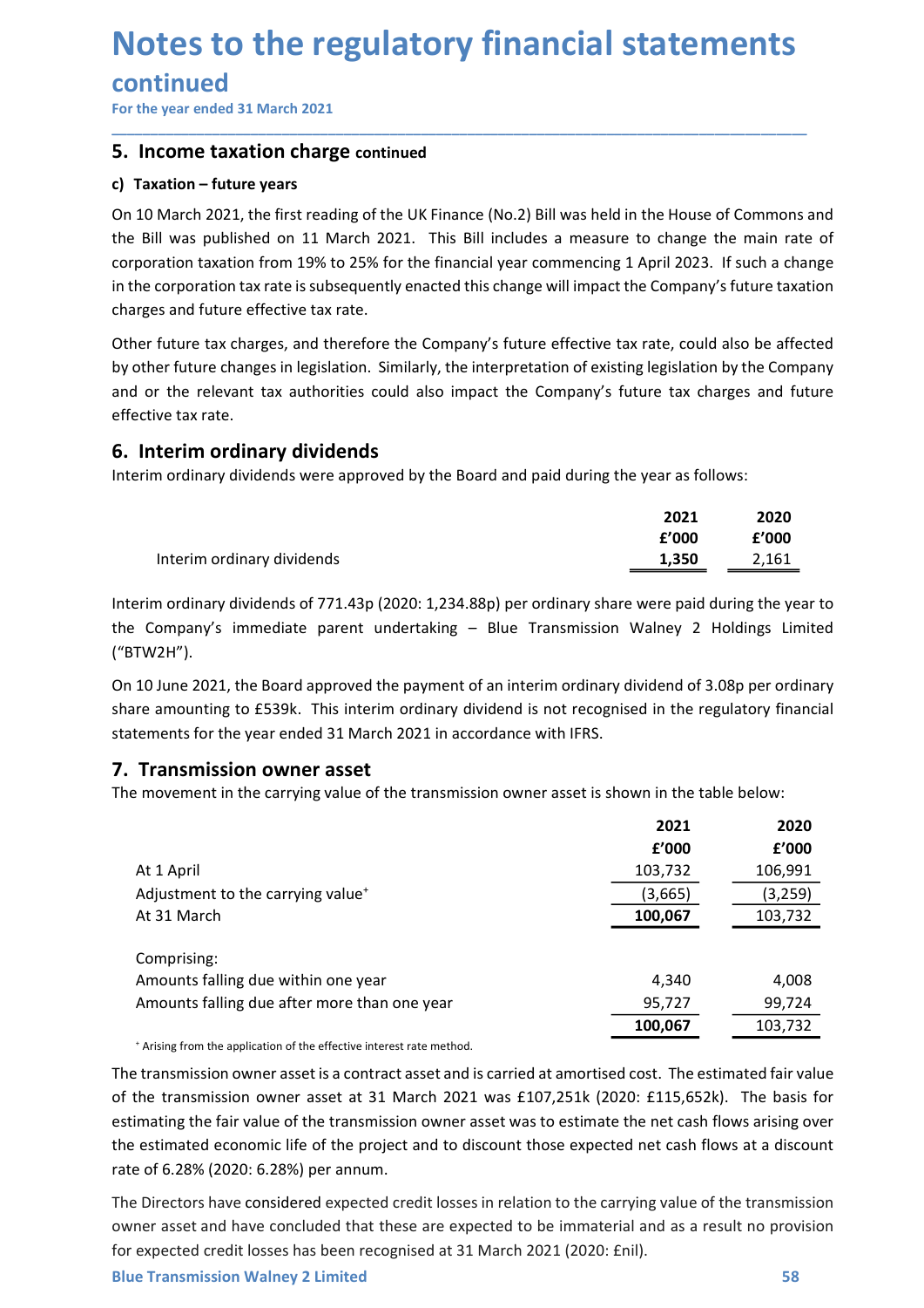# Notes to the regulatory financial statements

## continued

For the year ended 31 March 2021

## 5. Income taxation charge continued

### c) Taxation – future years

On 10 March 2021, the first reading of the UK Finance (No.2) Bill was held in the House of Commons and the Bill was published on 11 March 2021. This Bill includes a measure to change the main rate of corporation taxation from 19% to 25% for the financial year commencing 1 April 2023. If such a change in the corporation tax rate is subsequently enacted this change will impact the Company's future taxation charges and future effective tax rate.

Other future tax charges, and therefore the Company's future effective tax rate, could also be affected by other future changes in legislation. Similarly, the interpretation of existing legislation by the Company and or the relevant tax authorities could also impact the Company's future tax charges and future effective tax rate.

## 6. Interim ordinary dividends

Interim ordinary dividends were approved by the Board and paid during the year as follows:

| | 2021 | 2020 |
|---|---|---|
| | £'000 | £'000 |
| Interim ordinary dividends | 1,350 | 2,161 |

Interim ordinary dividends of 771.43p (2020: 1,234.88p) per ordinary share were paid during the year to the Company's immediate parent undertaking – Blue Transmission Walney 2 Holdings Limited ("BTW2H").

On 10 June 2021, the Board approved the payment of an interim ordinary dividend of 3.08p per ordinary share amounting to £539k. This interim ordinary dividend is not recognised in the regulatory financial statements for the year ended 31 March 2021 in accordance with IFRS.

## 7. Transmission owner asset

The movement in the carrying value of the transmission owner asset is shown in the table below:

| | 2021 | 2020 |
|---|---|---|
| | £'000 | £'000 |
| At 1 April | 103,732 | 106,991 |
| Adjustment to the carrying value⁺ | (3,665) | (3,259) |
| At 31 March | 100,067 | 103,732 |
| | | |
| Comprising: | | |
| Amounts falling due within one year | 4,340 | 4,008 |
| Amounts falling due after more than one year | 95,727 | 99,724 |
| | 100,067 | 103,732 |

⁺ Arising from the application of the effective interest rate method.

The transmission owner asset is a contract asset and is carried at amortised cost. The estimated fair value of the transmission owner asset at 31 March 2021 was £107,251k (2020: £115,652k). The basis for estimating the fair value of the transmission owner asset was to estimate the net cash flows arising over the estimated economic life of the project and to discount those expected net cash flows at a discount rate of 6.28% (2020: 6.28%) per annum.

The Directors have considered expected credit losses in relation to the carrying value of the transmission owner asset and have concluded that these are expected to be immaterial and as a result no provision for expected credit losses has been recognised at 31 March 2021 (2020: £nil).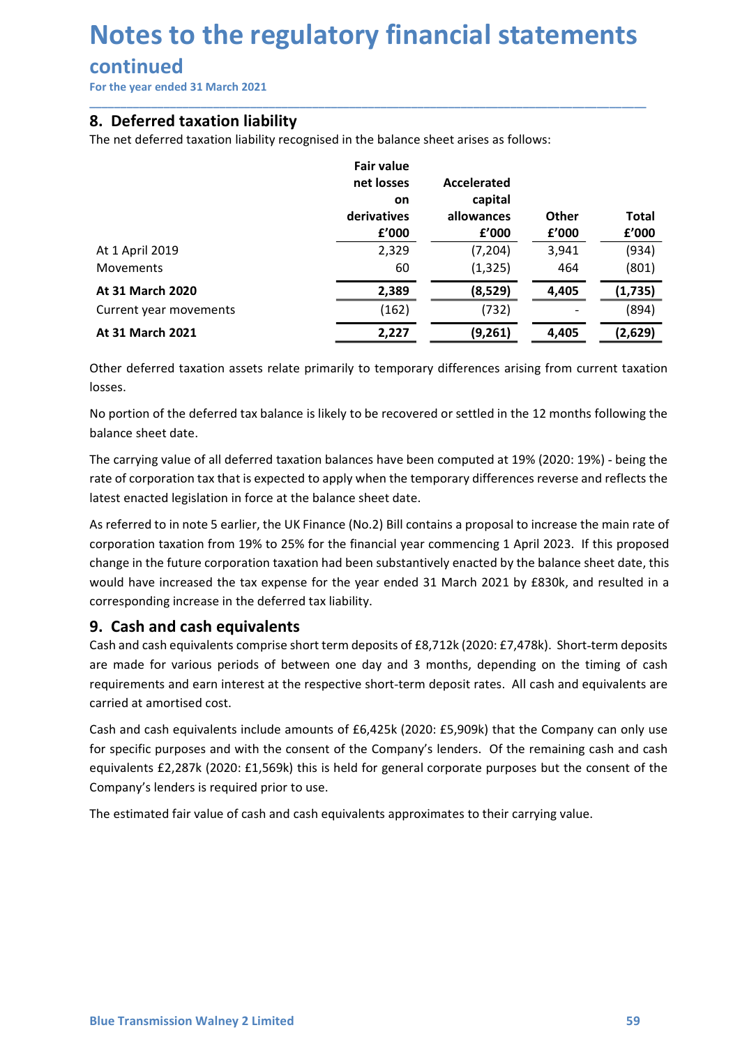# Notes to the regulatory financial statements

## continued

For the year ended 31 March 2021

## 8. Deferred taxation liability

The net deferred taxation liability recognised in the balance sheet arises as follows:

| | Fair value net losses on derivatives £'000 | Accelerated capital allowances £'000 | Other £'000 | Total £'000 |
|---|---|---|---|---|
| At 1 April 2019 | 2,329 | (7,204) | 3,941 | (934) |
| Movements | 60 | (1,325) | 464 | (801) |
| **At 31 March 2020** | **2,389** | **(8,529)** | **4,405** | **(1,735)** |
| Current year movements | (162) | (732) | - | (894) |
| **At 31 March 2021** | **2,227** | **(9,261)** | **4,405** | **(2,629)** |

Other deferred taxation assets relate primarily to temporary differences arising from current taxation losses.

No portion of the deferred tax balance is likely to be recovered or settled in the 12 months following the balance sheet date.

The carrying value of all deferred taxation balances have been computed at 19% (2020: 19%) - being the rate of corporation tax that is expected to apply when the temporary differences reverse and reflects the latest enacted legislation in force at the balance sheet date.

As referred to in note 5 earlier, the UK Finance (No.2) Bill contains a proposal to increase the main rate of corporation taxation from 19% to 25% for the financial year commencing 1 April 2023. If this proposed change in the future corporation taxation had been substantively enacted by the balance sheet date, this would have increased the tax expense for the year ended 31 March 2021 by £830k, and resulted in a corresponding increase in the deferred tax liability.

## 9. Cash and cash equivalents

Cash and cash equivalents comprise short term deposits of £8,712k (2020: £7,478k). Short-term deposits are made for various periods of between one day and 3 months, depending on the timing of cash requirements and earn interest at the respective short-term deposit rates. All cash and equivalents are carried at amortised cost.

Cash and cash equivalents include amounts of £6,425k (2020: £5,909k) that the Company can only use for specific purposes and with the consent of the Company's lenders. Of the remaining cash and cash equivalents £2,287k (2020: £1,569k) this is held for general corporate purposes but the consent of the Company's lenders is required prior to use.

The estimated fair value of cash and cash equivalents approximates to their carrying value.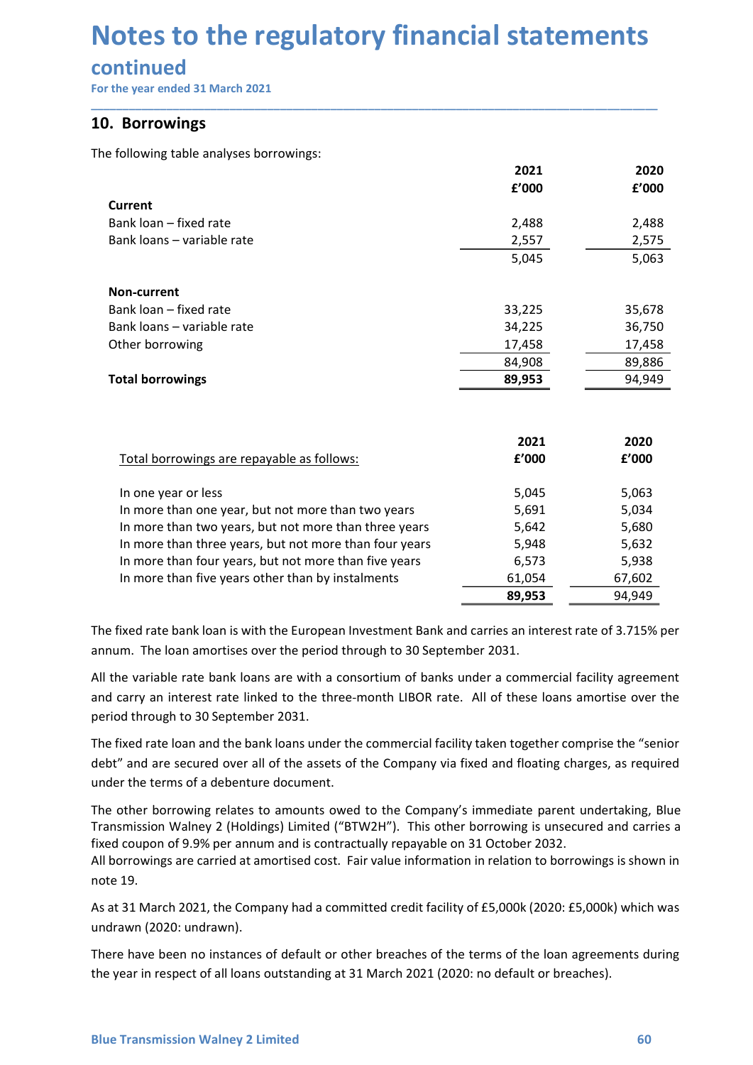# Notes to the regulatory financial statements

## continued

For the year ended 31 March 2021

### 10. Borrowings

The following table analyses borrowings:

| | 2021 £'000 | 2020 £'000 |
|---|---|---|
| **Current** | | |
| Bank loan – fixed rate | 2,488 | 2,488 |
| Bank loans – variable rate | 2,557 | 2,575 |
| | 5,045 | 5,063 |
| **Non-current** | | |
| Bank loan – fixed rate | 33,225 | 35,678 |
| Bank loans – variable rate | 34,225 | 36,750 |
| Other borrowing | 17,458 | 17,458 |
| | 84,908 | 89,886 |
| **Total borrowings** | **89,953** | 94,949 |

| Total borrowings are repayable as follows: | 2021 £'000 | 2020 £'000 |
|---|---|---|
| In one year or less | 5,045 | 5,063 |
| In more than one year, but not more than two years | 5,691 | 5,034 |
| In more than two years, but not more than three years | 5,642 | 5,680 |
| In more than three years, but not more than four years | 5,948 | 5,632 |
| In more than four years, but not more than five years | 6,573 | 5,938 |
| In more than five years other than by instalments | 61,054 | 67,602 |
| | **89,953** | 94,949 |

The fixed rate bank loan is with the European Investment Bank and carries an interest rate of 3.715% per annum. The loan amortises over the period through to 30 September 2031.

All the variable rate bank loans are with a consortium of banks under a commercial facility agreement and carry an interest rate linked to the three-month LIBOR rate. All of these loans amortise over the period through to 30 September 2031.

The fixed rate loan and the bank loans under the commercial facility taken together comprise the "senior debt" and are secured over all of the assets of the Company via fixed and floating charges, as required under the terms of a debenture document.

The other borrowing relates to amounts owed to the Company's immediate parent undertaking, Blue Transmission Walney 2 (Holdings) Limited ("BTW2H"). This other borrowing is unsecured and carries a fixed coupon of 9.9% per annum and is contractually repayable on 31 October 2032.
All borrowings are carried at amortised cost. Fair value information in relation to borrowings is shown in note 19.

As at 31 March 2021, the Company had a committed credit facility of £5,000k (2020: £5,000k) which was undrawn (2020: undrawn).

There have been no instances of default or other breaches of the terms of the loan agreements during the year in respect of all loans outstanding at 31 March 2021 (2020: no default or breaches).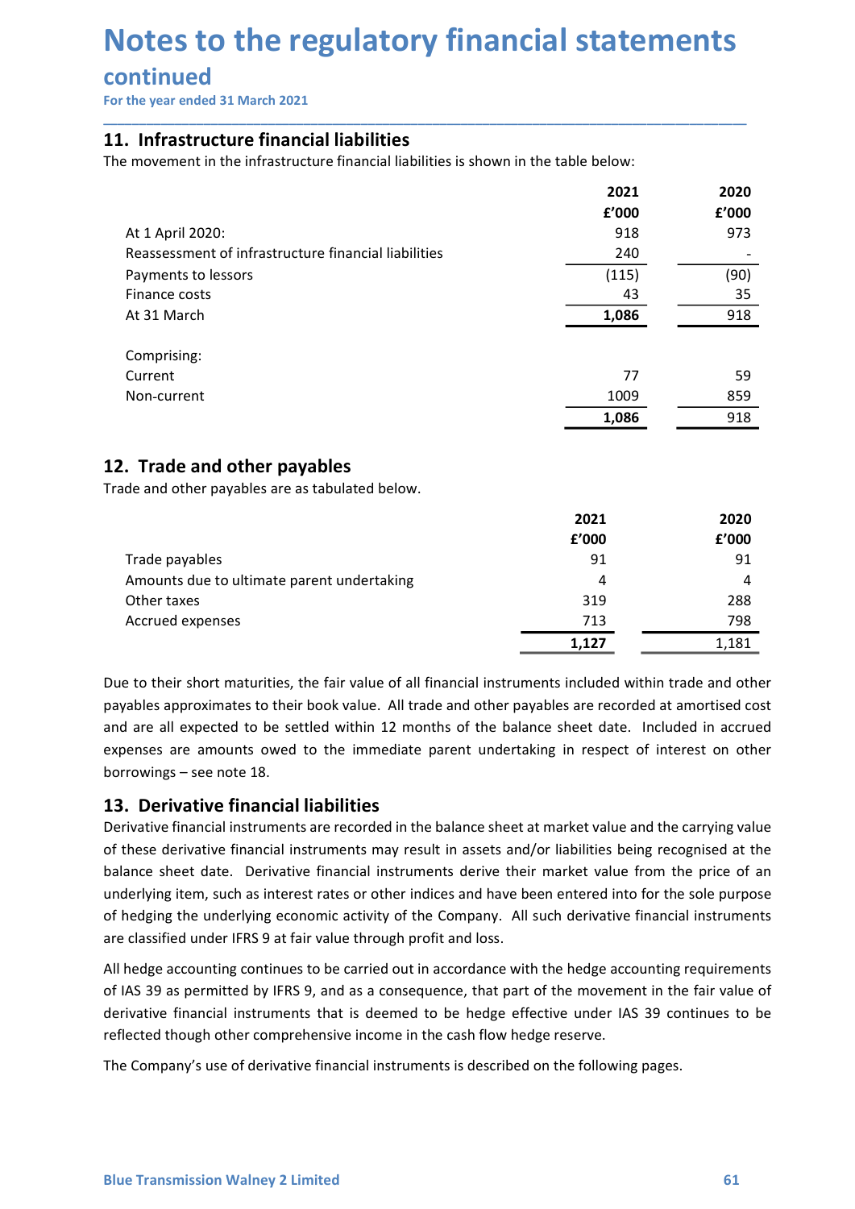# Notes to the regulatory financial statements

## continued

For the year ended 31 March 2021

### 11. Infrastructure financial liabilities

The movement in the infrastructure financial liabilities is shown in the table below:

| | 2021 | 2020 |
|---|---|---|
| | £'000 | £'000 |
| At 1 April 2020: | 918 | 973 |
| Reassessment of infrastructure financial liabilities | 240 | - |
| Payments to lessors | (115) | (90) |
| Finance costs | 43 | 35 |
| At 31 March | **1,086** | 918 |
| | | |
| Comprising: | | |
| Current | 77 | 59 |
| Non-current | 1009 | 859 |
| | **1,086** | 918 |

### 12. Trade and other payables

Trade and other payables are as tabulated below.

| | 2021 | 2020 |
|---|---|---|
| | £'000 | £'000 |
| Trade payables | 91 | 91 |
| Amounts due to ultimate parent undertaking | 4 | 4 |
| Other taxes | 319 | 288 |
| Accrued expenses | 713 | 798 |
| | **1,127** | 1,181 |

Due to their short maturities, the fair value of all financial instruments included within trade and other payables approximates to their book value. All trade and other payables are recorded at amortised cost and are all expected to be settled within 12 months of the balance sheet date. Included in accrued expenses are amounts owed to the immediate parent undertaking in respect of interest on other borrowings – see note 18.

### 13. Derivative financial liabilities

Derivative financial instruments are recorded in the balance sheet at market value and the carrying value of these derivative financial instruments may result in assets and/or liabilities being recognised at the balance sheet date. Derivative financial instruments derive their market value from the price of an underlying item, such as interest rates or other indices and have been entered into for the sole purpose of hedging the underlying economic activity of the Company. All such derivative financial instruments are classified under IFRS 9 at fair value through profit and loss.

All hedge accounting continues to be carried out in accordance with the hedge accounting requirements of IAS 39 as permitted by IFRS 9, and as a consequence, that part of the movement in the fair value of derivative financial instruments that is deemed to be hedge effective under IAS 39 continues to be reflected though other comprehensive income in the cash flow hedge reserve.

The Company's use of derivative financial instruments is described on the following pages.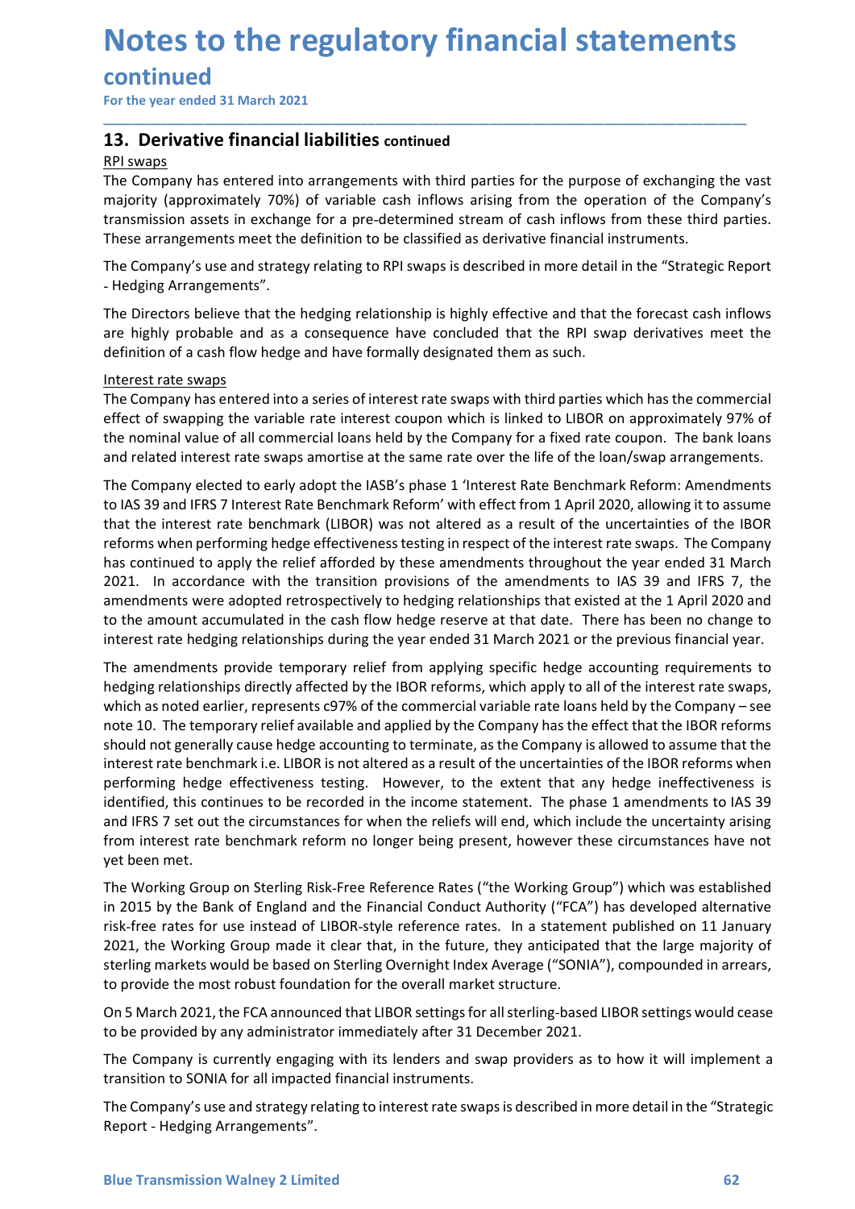# Notes to the regulatory financial statements

## continued

For the year ended 31 March 2021

### 13. Derivative financial liabilities continued

RPI swaps

The Company has entered into arrangements with third parties for the purpose of exchanging the vast majority (approximately 70%) of variable cash inflows arising from the operation of the Company's transmission assets in exchange for a pre-determined stream of cash inflows from these third parties. These arrangements meet the definition to be classified as derivative financial instruments.

The Company's use and strategy relating to RPI swaps is described in more detail in the "Strategic Report - Hedging Arrangements".

The Directors believe that the hedging relationship is highly effective and that the forecast cash inflows are highly probable and as a consequence have concluded that the RPI swap derivatives meet the definition of a cash flow hedge and have formally designated them as such.

Interest rate swaps

The Company has entered into a series of interest rate swaps with third parties which has the commercial effect of swapping the variable rate interest coupon which is linked to LIBOR on approximately 97% of the nominal value of all commercial loans held by the Company for a fixed rate coupon. The bank loans and related interest rate swaps amortise at the same rate over the life of the loan/swap arrangements.

The Company elected to early adopt the IASB's phase 1 'Interest Rate Benchmark Reform: Amendments to IAS 39 and IFRS 7 Interest Rate Benchmark Reform' with effect from 1 April 2020, allowing it to assume that the interest rate benchmark (LIBOR) was not altered as a result of the uncertainties of the IBOR reforms when performing hedge effectiveness testing in respect of the interest rate swaps. The Company has continued to apply the relief afforded by these amendments throughout the year ended 31 March 2021. In accordance with the transition provisions of the amendments to IAS 39 and IFRS 7, the amendments were adopted retrospectively to hedging relationships that existed at the 1 April 2020 and to the amount accumulated in the cash flow hedge reserve at that date. There has been no change to interest rate hedging relationships during the year ended 31 March 2021 or the previous financial year.

The amendments provide temporary relief from applying specific hedge accounting requirements to hedging relationships directly affected by the IBOR reforms, which apply to all of the interest rate swaps, which as noted earlier, represents c97% of the commercial variable rate loans held by the Company – see note 10. The temporary relief available and applied by the Company has the effect that the IBOR reforms should not generally cause hedge accounting to terminate, as the Company is allowed to assume that the interest rate benchmark i.e. LIBOR is not altered as a result of the uncertainties of the IBOR reforms when performing hedge effectiveness testing. However, to the extent that any hedge ineffectiveness is identified, this continues to be recorded in the income statement. The phase 1 amendments to IAS 39 and IFRS 7 set out the circumstances for when the reliefs will end, which include the uncertainty arising from interest rate benchmark reform no longer being present, however these circumstances have not yet been met.

The Working Group on Sterling Risk-Free Reference Rates ("the Working Group") which was established in 2015 by the Bank of England and the Financial Conduct Authority ("FCA") has developed alternative risk-free rates for use instead of LIBOR-style reference rates. In a statement published on 11 January 2021, the Working Group made it clear that, in the future, they anticipated that the large majority of sterling markets would be based on Sterling Overnight Index Average ("SONIA"), compounded in arrears, to provide the most robust foundation for the overall market structure.

On 5 March 2021, the FCA announced that LIBOR settings for all sterling-based LIBOR settings would cease to be provided by any administrator immediately after 31 December 2021.

The Company is currently engaging with its lenders and swap providers as to how it will implement a transition to SONIA for all impacted financial instruments.

The Company's use and strategy relating to interest rate swaps is described in more detail in the "Strategic Report - Hedging Arrangements".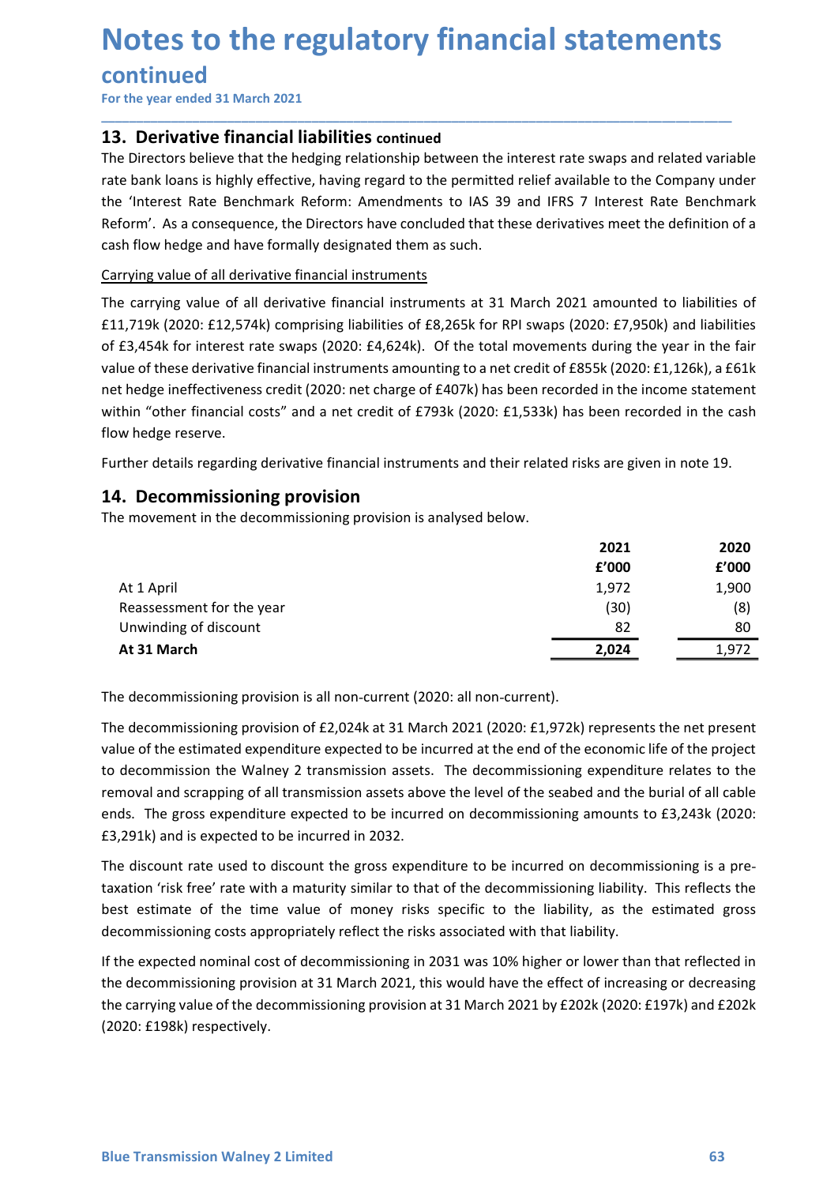# Notes to the regulatory financial statements

## continued

For the year ended 31 March 2021

### 13. Derivative financial liabilities continued

The Directors believe that the hedging relationship between the interest rate swaps and related variable rate bank loans is highly effective, having regard to the permitted relief available to the Company under the 'Interest Rate Benchmark Reform: Amendments to IAS 39 and IFRS 7 Interest Rate Benchmark Reform'. As a consequence, the Directors have concluded that these derivatives meet the definition of a cash flow hedge and have formally designated them as such.

Carrying value of all derivative financial instruments

The carrying value of all derivative financial instruments at 31 March 2021 amounted to liabilities of £11,719k (2020: £12,574k) comprising liabilities of £8,265k for RPI swaps (2020: £7,950k) and liabilities of £3,454k for interest rate swaps (2020: £4,624k). Of the total movements during the year in the fair value of these derivative financial instruments amounting to a net credit of £855k (2020: £1,126k), a £61k net hedge ineffectiveness credit (2020: net charge of £407k) has been recorded in the income statement within "other financial costs" and a net credit of £793k (2020: £1,533k) has been recorded in the cash flow hedge reserve.

Further details regarding derivative financial instruments and their related risks are given in note 19.

### 14. Decommissioning provision

The movement in the decommissioning provision is analysed below.

| | 2021 | 2020 |
|---|---|---|
| | £'000 | £'000 |
| At 1 April | 1,972 | 1,900 |
| Reassessment for the year | (30) | (8) |
| Unwinding of discount | 82 | 80 |
| **At 31 March** | **2,024** | 1,972 |

The decommissioning provision is all non-current (2020: all non-current).

The decommissioning provision of £2,024k at 31 March 2021 (2020: £1,972k) represents the net present value of the estimated expenditure expected to be incurred at the end of the economic life of the project to decommission the Walney 2 transmission assets. The decommissioning expenditure relates to the removal and scrapping of all transmission assets above the level of the seabed and the burial of all cable ends. The gross expenditure expected to be incurred on decommissioning amounts to £3,243k (2020: £3,291k) and is expected to be incurred in 2032.

The discount rate used to discount the gross expenditure to be incurred on decommissioning is a pre-taxation 'risk free' rate with a maturity similar to that of the decommissioning liability. This reflects the best estimate of the time value of money risks specific to the liability, as the estimated gross decommissioning costs appropriately reflect the risks associated with that liability.

If the expected nominal cost of decommissioning in 2031 was 10% higher or lower than that reflected in the decommissioning provision at 31 March 2021, this would have the effect of increasing or decreasing the carrying value of the decommissioning provision at 31 March 2021 by £202k (2020: £197k) and £202k (2020: £198k) respectively.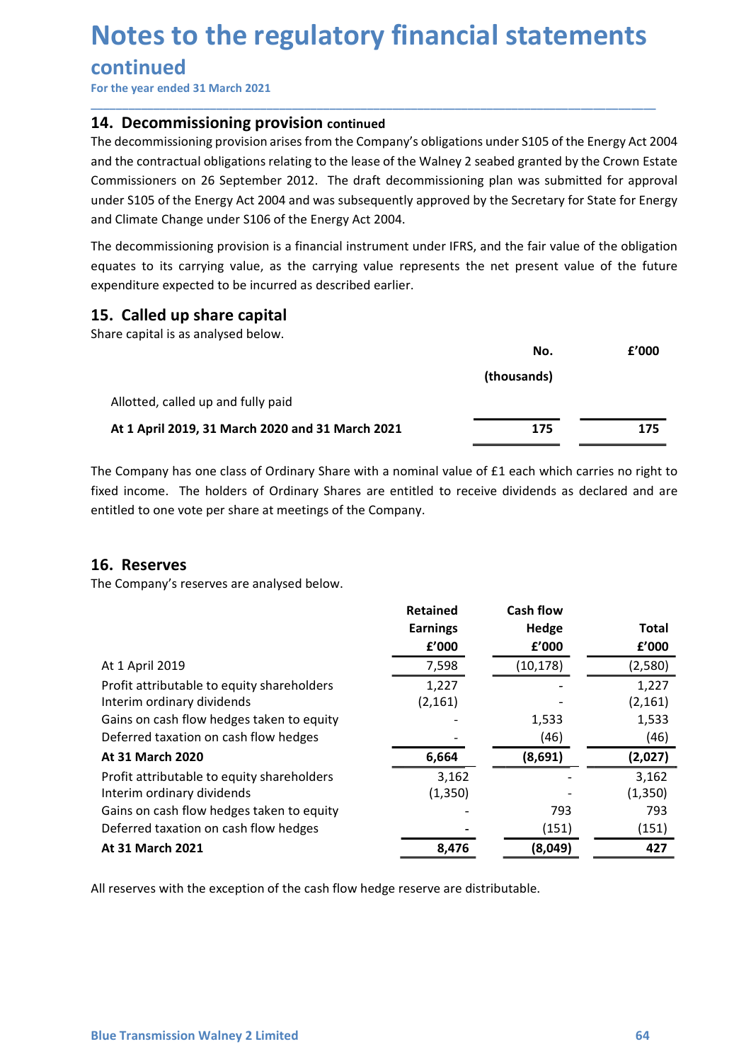# Notes to the regulatory financial statements

## continued

For the year ended 31 March 2021

### 14. Decommissioning provision continued

The decommissioning provision arises from the Company's obligations under S105 of the Energy Act 2004 and the contractual obligations relating to the lease of the Walney 2 seabed granted by the Crown Estate Commissioners on 26 September 2012. The draft decommissioning plan was submitted for approval under S105 of the Energy Act 2004 and was subsequently approved by the Secretary for State for Energy and Climate Change under S106 of the Energy Act 2004.

The decommissioning provision is a financial instrument under IFRS, and the fair value of the obligation equates to its carrying value, as the carrying value represents the net present value of the future expenditure expected to be incurred as described earlier.

### 15. Called up share capital

Share capital is as analysed below.

| | No. (thousands) | £'000 |
|---|---|---|
| Allotted, called up and fully paid | | |
| **At 1 April 2019, 31 March 2020 and 31 March 2021** | 175 | 175 |

The Company has one class of Ordinary Share with a nominal value of £1 each which carries no right to fixed income. The holders of Ordinary Shares are entitled to receive dividends as declared and are entitled to one vote per share at meetings of the Company.

### 16. Reserves

The Company's reserves are analysed below.

| | Retained Earnings £'000 | Cash flow Hedge £'000 | Total £'000 |
|---|---|---|---|
| At 1 April 2019 | 7,598 | (10,178) | (2,580) |
| Profit attributable to equity shareholders | 1,227 | - | 1,227 |
| Interim ordinary dividends | (2,161) | - | (2,161) |
| Gains on cash flow hedges taken to equity | - | 1,533 | 1,533 |
| Deferred taxation on cash flow hedges | - | (46) | (46) |
| **At 31 March 2020** | **6,664** | **(8,691)** | **(2,027)** |
| Profit attributable to equity shareholders | 3,162 | - | 3,162 |
| Interim ordinary dividends | (1,350) | - | (1,350) |
| Gains on cash flow hedges taken to equity | - | 793 | 793 |
| Deferred taxation on cash flow hedges | - | (151) | (151) |
| **At 31 March 2021** | **8,476** | **(8,049)** | **427** |

All reserves with the exception of the cash flow hedge reserve are distributable.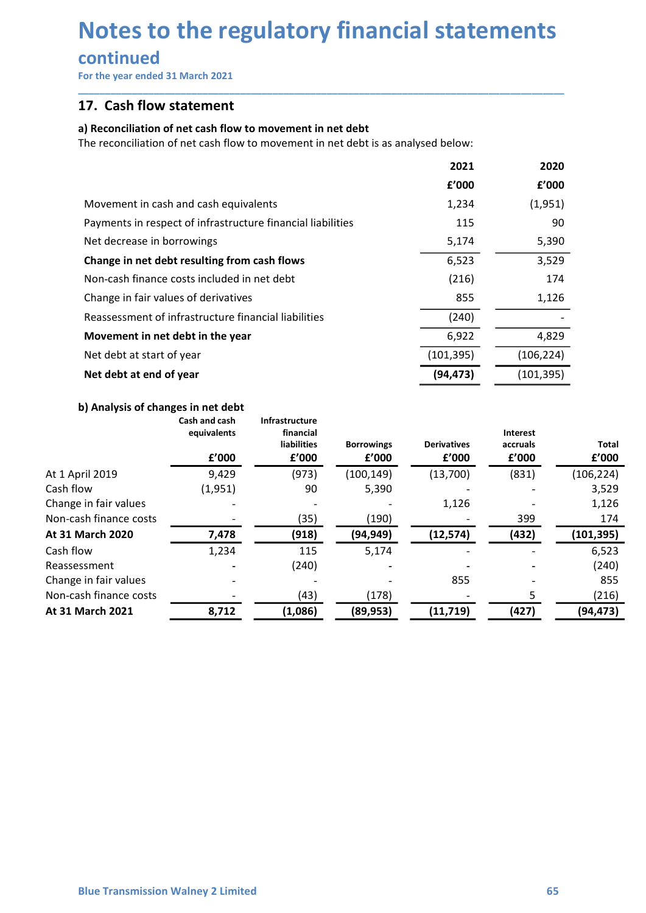# Notes to the regulatory financial statements

## continued

For the year ended 31 March 2021

### 17. Cash flow statement

**a) Reconciliation of net cash flow to movement in net debt**

The reconciliation of net cash flow to movement in net debt is as analysed below:

| | 2021 | 2020 |
|---|---|---|
| | £'000 | £'000 |
| Movement in cash and cash equivalents | 1,234 | (1,951) |
| Payments in respect of infrastructure financial liabilities | 115 | 90 |
| Net decrease in borrowings | 5,174 | 5,390 |
| **Change in net debt resulting from cash flows** | 6,523 | 3,529 |
| Non-cash finance costs included in net debt | (216) | 174 |
| Change in fair values of derivatives | 855 | 1,126 |
| Reassessment of infrastructure financial liabilities | (240) | - |
| **Movement in net debt in the year** | 6,922 | 4,829 |
| Net debt at start of year | (101,395) | (106,224) |
| **Net debt at end of year** | **(94,473)** | (101,395) |

**b) Analysis of changes in net debt**

| | Cash and cash equivalents | Infrastructure financial liabilities | Borrowings | Derivatives | Interest accruals | Total |
|---|---|---|---|---|---|---|
| | £'000 | £'000 | £'000 | £'000 | £'000 | £'000 |
| At 1 April 2019 | 9,429 | (973) | (100,149) | (13,700) | (831) | (106,224) |
| Cash flow | (1,951) | 90 | 5,390 | - | - | 3,529 |
| Change in fair values | - | - | - | 1,126 | - | 1,126 |
| Non-cash finance costs | - | (35) | (190) | - | 399 | 174 |
| **At 31 March 2020** | **7,478** | **(918)** | **(94,949)** | **(12,574)** | **(432)** | **(101,395)** |
| Cash flow | 1,234 | 115 | 5,174 | - | - | 6,523 |
| Reassessment | - | (240) | - | - | - | (240) |
| Change in fair values | - | - | - | 855 | - | 855 |
| Non-cash finance costs | - | (43) | (178) | - | 5 | (216) |
| **At 31 March 2021** | **8,712** | **(1,086)** | **(89,953)** | **(11,719)** | **(427)** | **(94,473)** |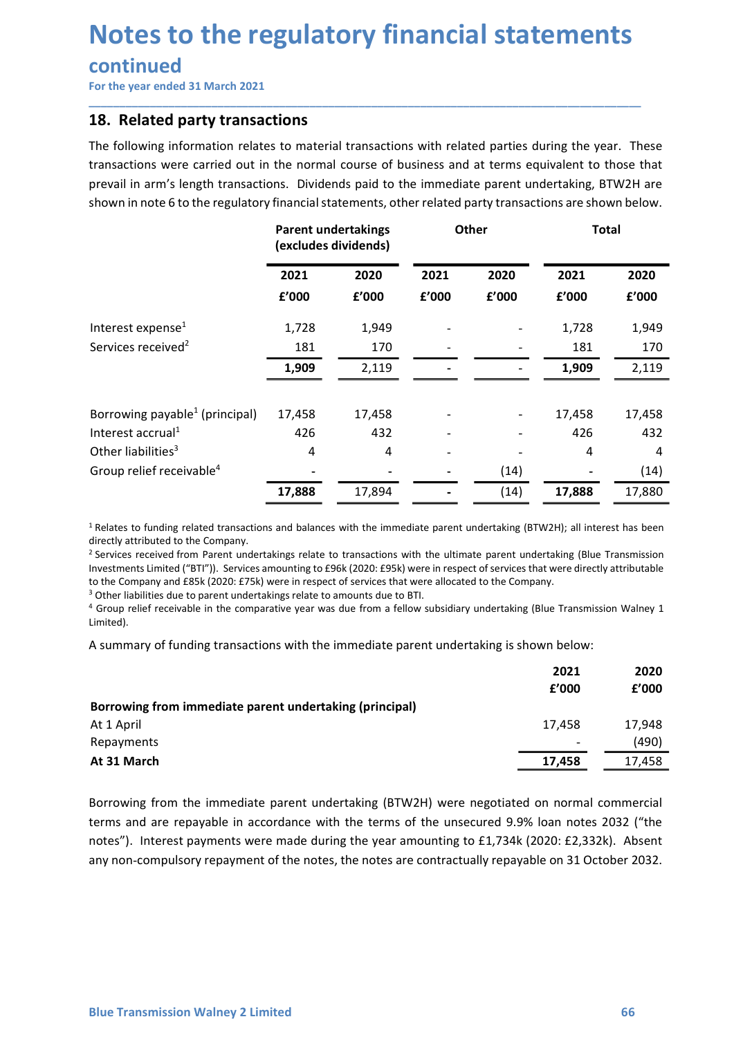# Notes to the regulatory financial statements

## continued

For the year ended 31 March 2021

### 18. Related party transactions

The following information relates to material transactions with related parties during the year. These transactions were carried out in the normal course of business and at terms equivalent to those that prevail in arm's length transactions. Dividends paid to the immediate parent undertaking, BTW2H are shown in note 6 to the regulatory financial statements, other related party transactions are shown below.

| | Parent undertakings (excludes dividends) | | Other | | Total | |
|---|---|---|---|---|---|---|
| | 2021 | 2020 | 2021 | 2020 | 2021 | 2020 |
| | £'000 | £'000 | £'000 | £'000 | £'000 | £'000 |
| Interest expense[1] | 1,728 | 1,949 | - | - | 1,728 | 1,949 |
| Services received[2] | 181 | 170 | - | - | 181 | 170 |
| | **1,909** | 2,119 | - | - | **1,909** | 2,119 |
| Borrowing payable[1] (principal) | 17,458 | 17,458 | - | - | 17,458 | 17,458 |
| Interest accrual[1] | 426 | 432 | - | - | 426 | 432 |
| Other liabilities[3] | 4 | 4 | - | - | 4 | 4 |
| Group relief receivable[4] | - | - | - | (14) | - | (14) |
| | **17,888** | 17,894 | - | (14) | **17,888** | 17,880 |

[1] Relates to funding related transactions and balances with the immediate parent undertaking (BTW2H); all interest has been directly attributed to the Company.
[2] Services received from Parent undertakings relate to transactions with the ultimate parent undertaking (Blue Transmission Investments Limited ("BTI")). Services amounting to £96k (2020: £95k) were in respect of services that were directly attributable to the Company and £85k (2020: £75k) were in respect of services that were allocated to the Company.
[3] Other liabilities due to parent undertakings relate to amounts due to BTI.
[4] Group relief receivable in the comparative year was due from a fellow subsidiary undertaking (Blue Transmission Walney 1 Limited).

A summary of funding transactions with the immediate parent undertaking is shown below:

| | 2021 | 2020 |
|---|---|---|
| | £'000 | £'000 |
| **Borrowing from immediate parent undertaking (principal)** | | |
| At 1 April | 17,458 | 17,948 |
| Repayments | - | (490) |
| **At 31 March** | **17,458** | 17,458 |

Borrowing from the immediate parent undertaking (BTW2H) were negotiated on normal commercial terms and are repayable in accordance with the terms of the unsecured 9.9% loan notes 2032 ("the notes"). Interest payments were made during the year amounting to £1,734k (2020: £2,332k). Absent any non-compulsory repayment of the notes, the notes are contractually repayable on 31 October 2032.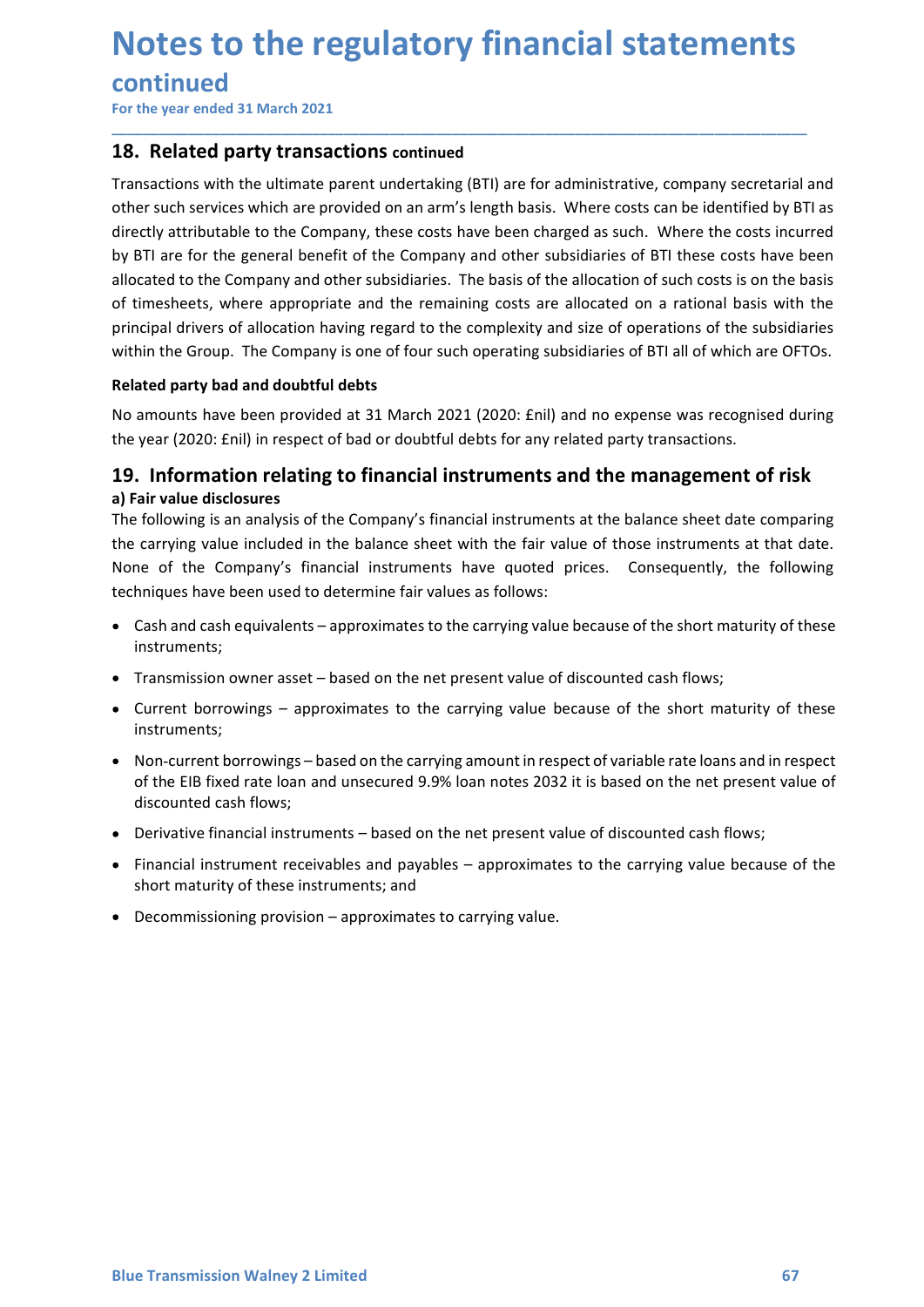# Notes to the regulatory financial statements

## continued

For the year ended 31 March 2021

## 18. Related party transactions continued

Transactions with the ultimate parent undertaking (BTI) are for administrative, company secretarial and other such services which are provided on an arm's length basis. Where costs can be identified by BTI as directly attributable to the Company, these costs have been charged as such. Where the costs incurred by BTI are for the general benefit of the Company and other subsidiaries of BTI these costs have been allocated to the Company and other subsidiaries. The basis of the allocation of such costs is on the basis of timesheets, where appropriate and the remaining costs are allocated on a rational basis with the principal drivers of allocation having regard to the complexity and size of operations of the subsidiaries within the Group. The Company is one of four such operating subsidiaries of BTI all of which are OFTOs.

**Related party bad and doubtful debts**

No amounts have been provided at 31 March 2021 (2020: £nil) and no expense was recognised during the year (2020: £nil) in respect of bad or doubtful debts for any related party transactions.

## 19. Information relating to financial instruments and the management of risk

**a) Fair value disclosures**

The following is an analysis of the Company's financial instruments at the balance sheet date comparing the carrying value included in the balance sheet with the fair value of those instruments at that date. None of the Company's financial instruments have quoted prices. Consequently, the following techniques have been used to determine fair values as follows:

- Cash and cash equivalents – approximates to the carrying value because of the short maturity of these instruments;
- Transmission owner asset – based on the net present value of discounted cash flows;
- Current borrowings – approximates to the carrying value because of the short maturity of these instruments;
- Non-current borrowings – based on the carrying amount in respect of variable rate loans and in respect of the EIB fixed rate loan and unsecured 9.9% loan notes 2032 it is based on the net present value of discounted cash flows;
- Derivative financial instruments – based on the net present value of discounted cash flows;
- Financial instrument receivables and payables – approximates to the carrying value because of the short maturity of these instruments; and
- Decommissioning provision – approximates to carrying value.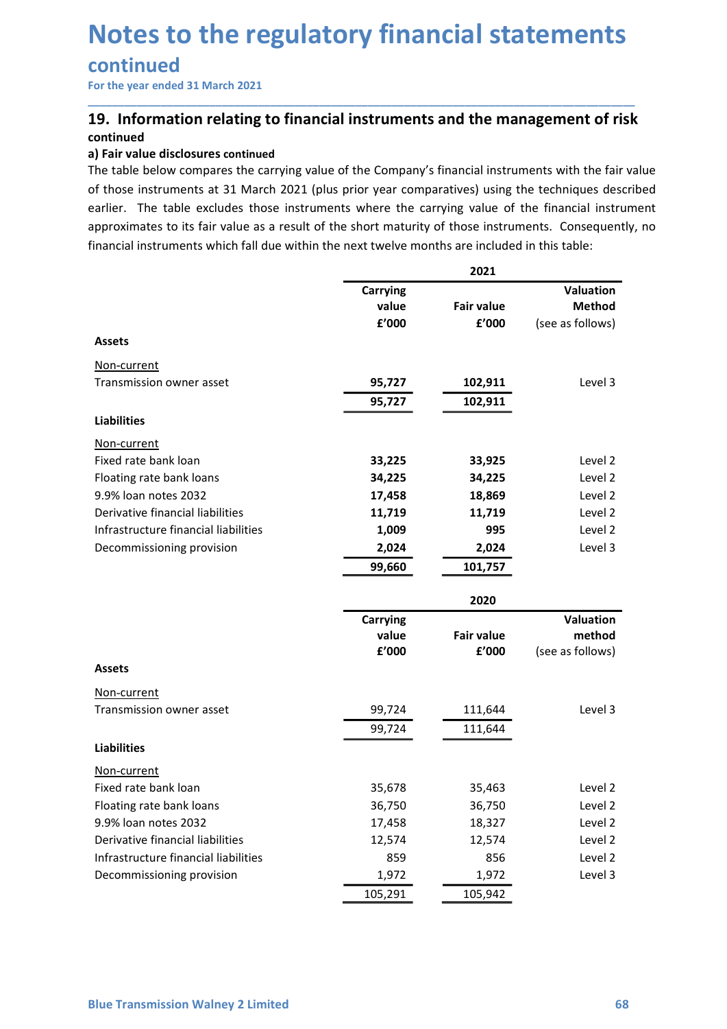# Notes to the regulatory financial statements

## continued

For the year ended 31 March 2021

### 19. Information relating to financial instruments and the management of risk continued

**a) Fair value disclosures continued**

The table below compares the carrying value of the Company's financial instruments with the fair value of those instruments at 31 March 2021 (plus prior year comparatives) using the techniques described earlier. The table excludes those instruments where the carrying value of the financial instrument approximates to its fair value as a result of the short maturity of those instruments. Consequently, no financial instruments which fall due within the next twelve months are included in this table:

| | 2021 | | |
|---|---|---|---|
| | **Carrying value £'000** | **Fair value £'000** | **Valuation Method (see as follows)** |
| **Assets** | | | |
| Non-current | | | |
| Transmission owner asset | **95,727** | **102,911** | Level 3 |
| | **95,727** | **102,911** | |
| **Liabilities** | | | |
| Non-current | | | |
| Fixed rate bank loan | **33,225** | **33,925** | Level 2 |
| Floating rate bank loans | **34,225** | **34,225** | Level 2 |
| 9.9% loan notes 2032 | **17,458** | **18,869** | Level 2 |
| Derivative financial liabilities | **11,719** | **11,719** | Level 2 |
| Infrastructure financial liabilities | **1,009** | **995** | Level 2 |
| Decommissioning provision | **2,024** | **2,024** | Level 3 |
| | **99,660** | **101,757** | |

| | 2020 | | |
|---|---|---|---|
| | **Carrying value £'000** | **Fair value £'000** | **Valuation method (see as follows)** |
| **Assets** | | | |
| Non-current | | | |
| Transmission owner asset | 99,724 | 111,644 | Level 3 |
| | 99,724 | 111,644 | |
| **Liabilities** | | | |
| Non-current | | | |
| Fixed rate bank loan | 35,678 | 35,463 | Level 2 |
| Floating rate bank loans | 36,750 | 36,750 | Level 2 |
| 9.9% loan notes 2032 | 17,458 | 18,327 | Level 2 |
| Derivative financial liabilities | 12,574 | 12,574 | Level 2 |
| Infrastructure financial liabilities | 859 | 856 | Level 2 |
| Decommissioning provision | 1,972 | 1,972 | Level 3 |
| | 105,291 | 105,942 | |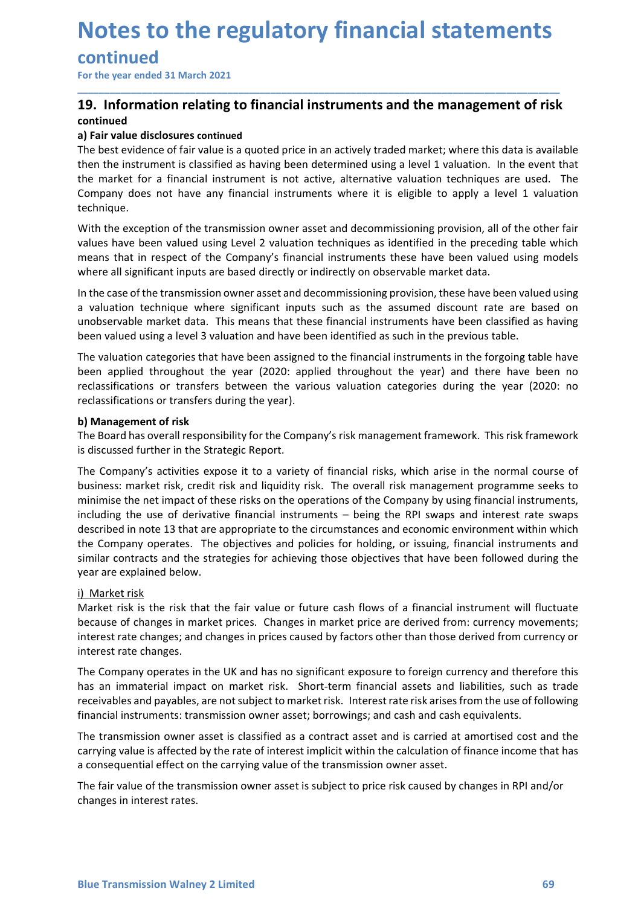# Notes to the regulatory financial statements

## continued

For the year ended 31 March 2021

## 19. Information relating to financial instruments and the management of risk

**continued**

**a) Fair value disclosures continued**

The best evidence of fair value is a quoted price in an actively traded market; where this data is available then the instrument is classified as having been determined using a level 1 valuation. In the event that the market for a financial instrument is not active, alternative valuation techniques are used. The Company does not have any financial instruments where it is eligible to apply a level 1 valuation technique.

With the exception of the transmission owner asset and decommissioning provision, all of the other fair values have been valued using Level 2 valuation techniques as identified in the preceding table which means that in respect of the Company's financial instruments these have been valued using models where all significant inputs are based directly or indirectly on observable market data.

In the case of the transmission owner asset and decommissioning provision, these have been valued using a valuation technique where significant inputs such as the assumed discount rate are based on unobservable market data. This means that these financial instruments have been classified as having been valued using a level 3 valuation and have been identified as such in the previous table.

The valuation categories that have been assigned to the financial instruments in the forgoing table have been applied throughout the year (2020: applied throughout the year) and there have been no reclassifications or transfers between the various valuation categories during the year (2020: no reclassifications or transfers during the year).

**b) Management of risk**

The Board has overall responsibility for the Company's risk management framework. This risk framework is discussed further in the Strategic Report.

The Company's activities expose it to a variety of financial risks, which arise in the normal course of business: market risk, credit risk and liquidity risk. The overall risk management programme seeks to minimise the net impact of these risks on the operations of the Company by using financial instruments, including the use of derivative financial instruments – being the RPI swaps and interest rate swaps described in note 13 that are appropriate to the circumstances and economic environment within which the Company operates. The objectives and policies for holding, or issuing, financial instruments and similar contracts and the strategies for achieving those objectives that have been followed during the year are explained below.

i) Market risk

Market risk is the risk that the fair value or future cash flows of a financial instrument will fluctuate because of changes in market prices. Changes in market price are derived from: currency movements; interest rate changes; and changes in prices caused by factors other than those derived from currency or interest rate changes.

The Company operates in the UK and has no significant exposure to foreign currency and therefore this has an immaterial impact on market risk. Short-term financial assets and liabilities, such as trade receivables and payables, are not subject to market risk. Interest rate risk arises from the use of following financial instruments: transmission owner asset; borrowings; and cash and cash equivalents.

The transmission owner asset is classified as a contract asset and is carried at amortised cost and the carrying value is affected by the rate of interest implicit within the calculation of finance income that has a consequential effect on the carrying value of the transmission owner asset.

The fair value of the transmission owner asset is subject to price risk caused by changes in RPI and/or changes in interest rates.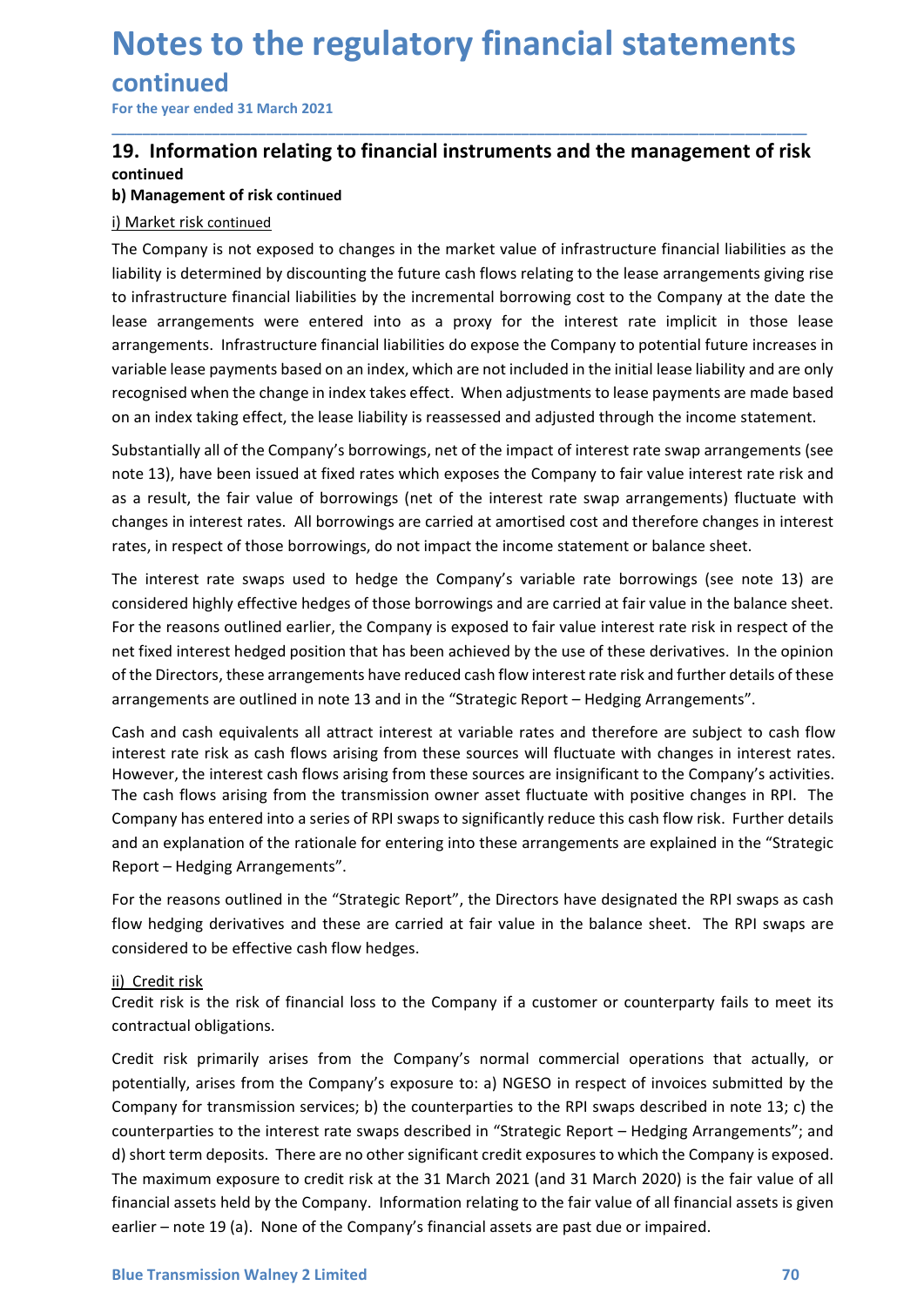# Notes to the regulatory financial statements

## continued

For the year ended 31 March 2021

## 19. Information relating to financial instruments and the management of risk

**continued**

**b) Management of risk continued**

i) Market risk continued

The Company is not exposed to changes in the market value of infrastructure financial liabilities as the liability is determined by discounting the future cash flows relating to the lease arrangements giving rise to infrastructure financial liabilities by the incremental borrowing cost to the Company at the date the lease arrangements were entered into as a proxy for the interest rate implicit in those lease arrangements. Infrastructure financial liabilities do expose the Company to potential future increases in variable lease payments based on an index, which are not included in the initial lease liability and are only recognised when the change in index takes effect. When adjustments to lease payments are made based on an index taking effect, the lease liability is reassessed and adjusted through the income statement.

Substantially all of the Company's borrowings, net of the impact of interest rate swap arrangements (see note 13), have been issued at fixed rates which exposes the Company to fair value interest rate risk and as a result, the fair value of borrowings (net of the interest rate swap arrangements) fluctuate with changes in interest rates. All borrowings are carried at amortised cost and therefore changes in interest rates, in respect of those borrowings, do not impact the income statement or balance sheet.

The interest rate swaps used to hedge the Company's variable rate borrowings (see note 13) are considered highly effective hedges of those borrowings and are carried at fair value in the balance sheet. For the reasons outlined earlier, the Company is exposed to fair value interest rate risk in respect of the net fixed interest hedged position that has been achieved by the use of these derivatives. In the opinion of the Directors, these arrangements have reduced cash flow interest rate risk and further details of these arrangements are outlined in note 13 and in the "Strategic Report – Hedging Arrangements".

Cash and cash equivalents all attract interest at variable rates and therefore are subject to cash flow interest rate risk as cash flows arising from these sources will fluctuate with changes in interest rates. However, the interest cash flows arising from these sources are insignificant to the Company's activities. The cash flows arising from the transmission owner asset fluctuate with positive changes in RPI. The Company has entered into a series of RPI swaps to significantly reduce this cash flow risk. Further details and an explanation of the rationale for entering into these arrangements are explained in the "Strategic Report – Hedging Arrangements".

For the reasons outlined in the "Strategic Report", the Directors have designated the RPI swaps as cash flow hedging derivatives and these are carried at fair value in the balance sheet. The RPI swaps are considered to be effective cash flow hedges.

ii) Credit risk

Credit risk is the risk of financial loss to the Company if a customer or counterparty fails to meet its contractual obligations.

Credit risk primarily arises from the Company's normal commercial operations that actually, or potentially, arises from the Company's exposure to: a) NGESO in respect of invoices submitted by the Company for transmission services; b) the counterparties to the RPI swaps described in note 13; c) the counterparties to the interest rate swaps described in "Strategic Report – Hedging Arrangements"; and d) short term deposits. There are no other significant credit exposures to which the Company is exposed. The maximum exposure to credit risk at the 31 March 2021 (and 31 March 2020) is the fair value of all financial assets held by the Company. Information relating to the fair value of all financial assets is given earlier – note 19 (a). None of the Company's financial assets are past due or impaired.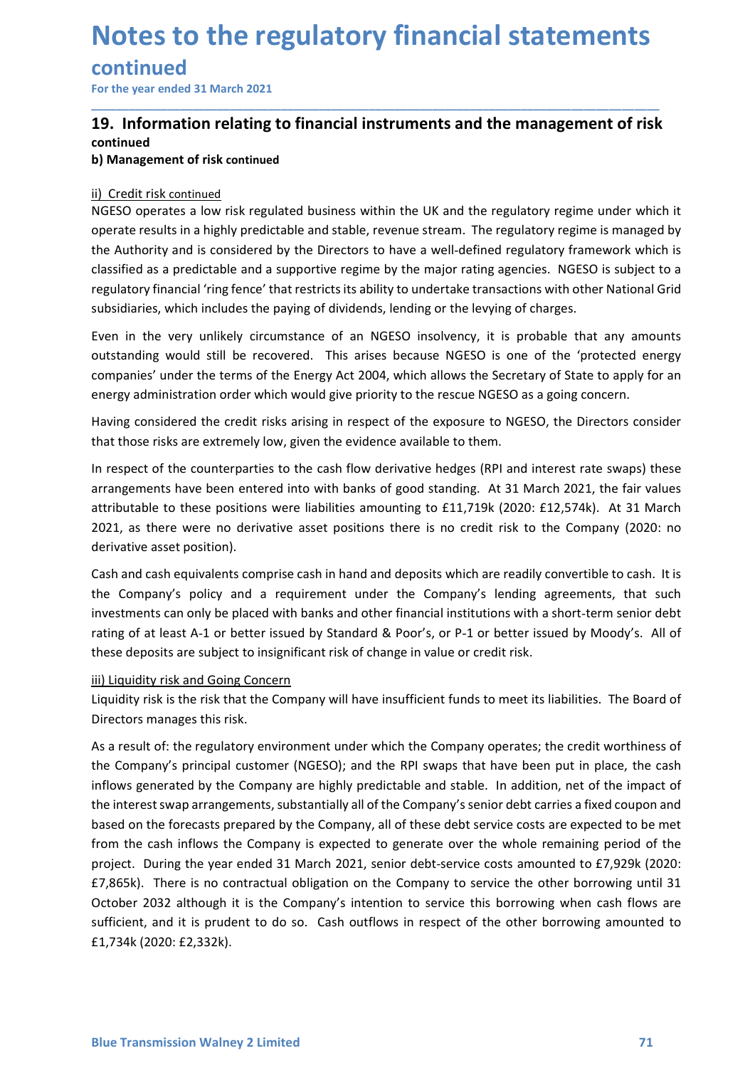# Notes to the regulatory financial statements

## continued

For the year ended 31 March 2021

## 19. Information relating to financial instruments and the management of risk

**continued**

**b) Management of risk continued**

ii) Credit risk continued

NGESO operates a low risk regulated business within the UK and the regulatory regime under which it operate results in a highly predictable and stable, revenue stream. The regulatory regime is managed by the Authority and is considered by the Directors to have a well-defined regulatory framework which is classified as a predictable and a supportive regime by the major rating agencies. NGESO is subject to a regulatory financial 'ring fence' that restricts its ability to undertake transactions with other National Grid subsidiaries, which includes the paying of dividends, lending or the levying of charges.

Even in the very unlikely circumstance of an NGESO insolvency, it is probable that any amounts outstanding would still be recovered. This arises because NGESO is one of the 'protected energy companies' under the terms of the Energy Act 2004, which allows the Secretary of State to apply for an energy administration order which would give priority to the rescue NGESO as a going concern.

Having considered the credit risks arising in respect of the exposure to NGESO, the Directors consider that those risks are extremely low, given the evidence available to them.

In respect of the counterparties to the cash flow derivative hedges (RPI and interest rate swaps) these arrangements have been entered into with banks of good standing. At 31 March 2021, the fair values attributable to these positions were liabilities amounting to £11,719k (2020: £12,574k). At 31 March 2021, as there were no derivative asset positions there is no credit risk to the Company (2020: no derivative asset position).

Cash and cash equivalents comprise cash in hand and deposits which are readily convertible to cash. It is the Company's policy and a requirement under the Company's lending agreements, that such investments can only be placed with banks and other financial institutions with a short-term senior debt rating of at least A-1 or better issued by Standard & Poor's, or P-1 or better issued by Moody's. All of these deposits are subject to insignificant risk of change in value or credit risk.

iii) Liquidity risk and Going Concern

Liquidity risk is the risk that the Company will have insufficient funds to meet its liabilities. The Board of Directors manages this risk.

As a result of: the regulatory environment under which the Company operates; the credit worthiness of the Company's principal customer (NGESO); and the RPI swaps that have been put in place, the cash inflows generated by the Company are highly predictable and stable. In addition, net of the impact of the interest swap arrangements, substantially all of the Company's senior debt carries a fixed coupon and based on the forecasts prepared by the Company, all of these debt service costs are expected to be met from the cash inflows the Company is expected to generate over the whole remaining period of the project. During the year ended 31 March 2021, senior debt-service costs amounted to £7,929k (2020: £7,865k). There is no contractual obligation on the Company to service the other borrowing until 31 October 2032 although it is the Company's intention to service this borrowing when cash flows are sufficient, and it is prudent to do so. Cash outflows in respect of the other borrowing amounted to £1,734k (2020: £2,332k).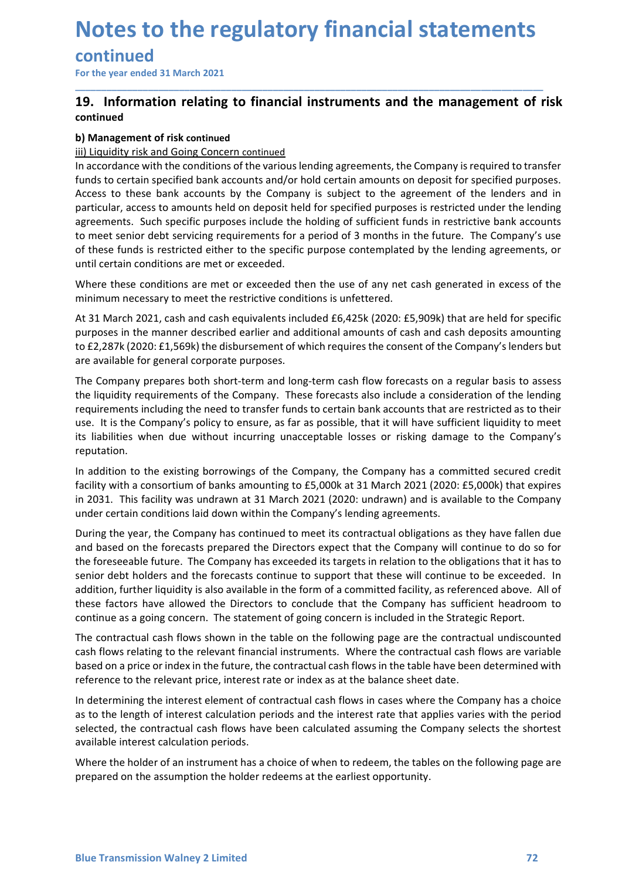# Notes to the regulatory financial statements

## continued

For the year ended 31 March 2021

## 19. Information relating to financial instruments and the management of risk continued

### b) Management of risk continued

iii) Liquidity risk and Going Concern continued

In accordance with the conditions of the various lending agreements, the Company is required to transfer funds to certain specified bank accounts and/or hold certain amounts on deposit for specified purposes. Access to these bank accounts by the Company is subject to the agreement of the lenders and in particular, access to amounts held on deposit held for specified purposes is restricted under the lending agreements. Such specific purposes include the holding of sufficient funds in restrictive bank accounts to meet senior debt servicing requirements for a period of 3 months in the future. The Company's use of these funds is restricted either to the specific purpose contemplated by the lending agreements, or until certain conditions are met or exceeded.

Where these conditions are met or exceeded then the use of any net cash generated in excess of the minimum necessary to meet the restrictive conditions is unfettered.

At 31 March 2021, cash and cash equivalents included £6,425k (2020: £5,909k) that are held for specific purposes in the manner described earlier and additional amounts of cash and cash deposits amounting to £2,287k (2020: £1,569k) the disbursement of which requires the consent of the Company's lenders but are available for general corporate purposes.

The Company prepares both short-term and long-term cash flow forecasts on a regular basis to assess the liquidity requirements of the Company. These forecasts also include a consideration of the lending requirements including the need to transfer funds to certain bank accounts that are restricted as to their use. It is the Company's policy to ensure, as far as possible, that it will have sufficient liquidity to meet its liabilities when due without incurring unacceptable losses or risking damage to the Company's reputation.

In addition to the existing borrowings of the Company, the Company has a committed secured credit facility with a consortium of banks amounting to £5,000k at 31 March 2021 (2020: £5,000k) that expires in 2031. This facility was undrawn at 31 March 2021 (2020: undrawn) and is available to the Company under certain conditions laid down within the Company's lending agreements.

During the year, the Company has continued to meet its contractual obligations as they have fallen due and based on the forecasts prepared the Directors expect that the Company will continue to do so for the foreseeable future. The Company has exceeded its targets in relation to the obligations that it has to senior debt holders and the forecasts continue to support that these will continue to be exceeded. In addition, further liquidity is also available in the form of a committed facility, as referenced above. All of these factors have allowed the Directors to conclude that the Company has sufficient headroom to continue as a going concern. The statement of going concern is included in the Strategic Report.

The contractual cash flows shown in the table on the following page are the contractual undiscounted cash flows relating to the relevant financial instruments. Where the contractual cash flows are variable based on a price or index in the future, the contractual cash flows in the table have been determined with reference to the relevant price, interest rate or index as at the balance sheet date.

In determining the interest element of contractual cash flows in cases where the Company has a choice as to the length of interest calculation periods and the interest rate that applies varies with the period selected, the contractual cash flows have been calculated assuming the Company selects the shortest available interest calculation periods.

Where the holder of an instrument has a choice of when to redeem, the tables on the following page are prepared on the assumption the holder redeems at the earliest opportunity.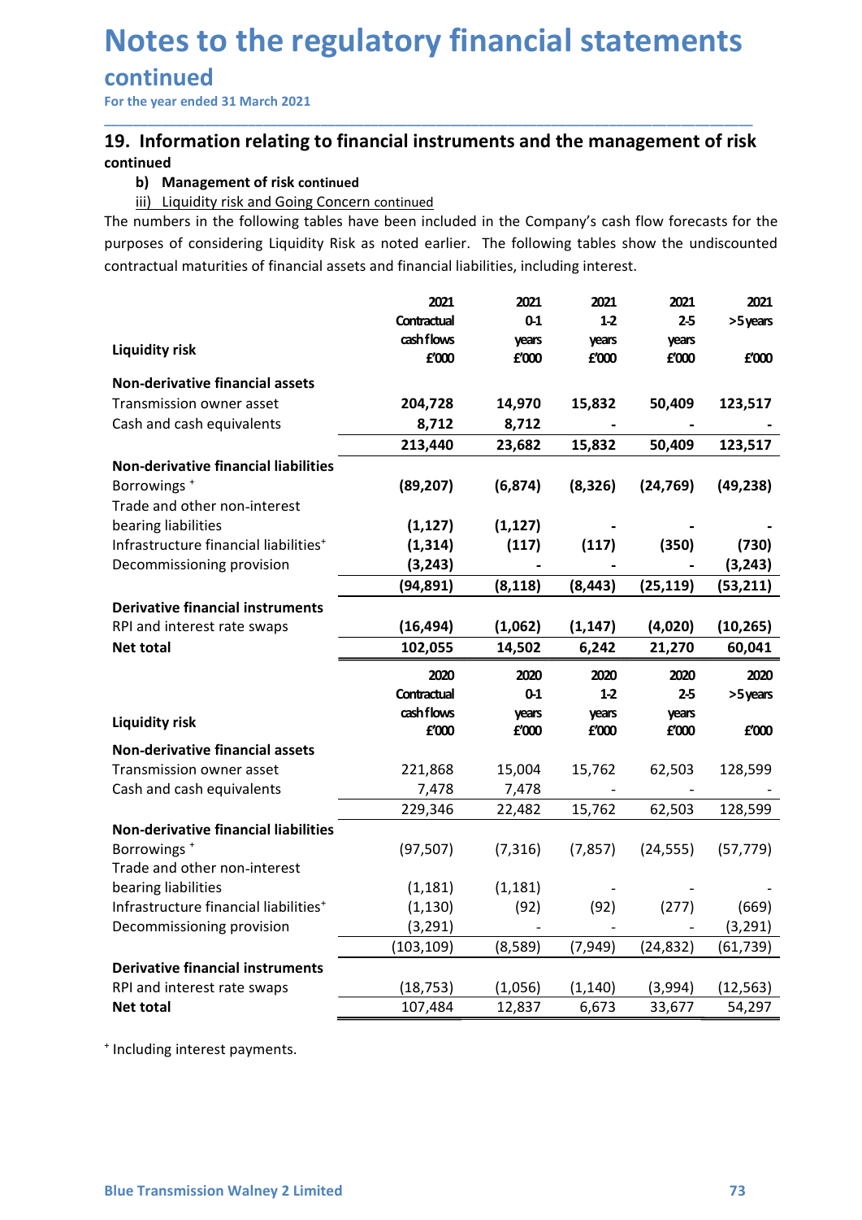# Notes to the regulatory financial statements

## continued

For the year ended 31 March 2021

## 19. Information relating to financial instruments and the management of risk

**continued**

**b) Management of risk continued**

iii) Liquidity risk and Going Concern continued

The numbers in the following tables have been included in the Company's cash flow forecasts for the purposes of considering Liquidity Risk as noted earlier. The following tables show the undiscounted contractual maturities of financial assets and financial liabilities, including interest.

| Liquidity risk | 2021 Contractual cash flows £'000 | 2021 0-1 years £'000 | 2021 1-2 years £'000 | 2021 2-5 years £'000 | 2021 >5 years £'000 |
|---|---|---|---|---|---|
| **Non-derivative financial assets** | | | | | |
| Transmission owner asset | **204,728** | **14,970** | **15,832** | **50,409** | **123,517** |
| Cash and cash equivalents | **8,712** | **8,712** | **-** | **-** | **-** |
| | **213,440** | **23,682** | **15,832** | **50,409** | **123,517** |
| **Non-derivative financial liabilities** | | | | | |
| Borrowings ⁺ | **(89,207)** | **(6,874)** | **(8,326)** | **(24,769)** | **(49,238)** |
| Trade and other non-interest bearing liabilities | **(1,127)** | **(1,127)** | **-** | **-** | **-** |
| Infrastructure financial liabilities⁺ | **(1,314)** | **(117)** | **(117)** | **(350)** | **(730)** |
| Decommissioning provision | **(3,243)** | **-** | **-** | **-** | **(3,243)** |
| | **(94,891)** | **(8,118)** | **(8,443)** | **(25,119)** | **(53,211)** |
| **Derivative financial instruments** | | | | | |
| RPI and interest rate swaps | **(16,494)** | **(1,062)** | **(1,147)** | **(4,020)** | **(10,265)** |
| **Net total** | **102,055** | **14,502** | **6,242** | **21,270** | **60,041** |

| Liquidity risk | 2020 Contractual cash flows £'000 | 2020 0-1 years £'000 | 2020 1-2 years £'000 | 2020 2-5 years £'000 | 2020 >5 years £'000 |
|---|---|---|---|---|---|
| **Non-derivative financial assets** | | | | | |
| Transmission owner asset | 221,868 | 15,004 | 15,762 | 62,503 | 128,599 |
| Cash and cash equivalents | 7,478 | 7,478 | - | - | - |
| | 229,346 | 22,482 | 15,762 | 62,503 | 128,599 |
| **Non-derivative financial liabilities** | | | | | |
| Borrowings ⁺ | (97,507) | (7,316) | (7,857) | (24,555) | (57,779) |
| Trade and other non-interest bearing liabilities | (1,181) | (1,181) | - | - | - |
| Infrastructure financial liabilities⁺ | (1,130) | (92) | (92) | (277) | (669) |
| Decommissioning provision | (3,291) | - | - | - | (3,291) |
| | (103,109) | (8,589) | (7,949) | (24,832) | (61,739) |
| **Derivative financial instruments** | | | | | |
| RPI and interest rate swaps | (18,753) | (1,056) | (1,140) | (3,994) | (12,563) |
| **Net total** | 107,484 | 12,837 | 6,673 | 33,677 | 54,297 |

⁺ Including interest payments.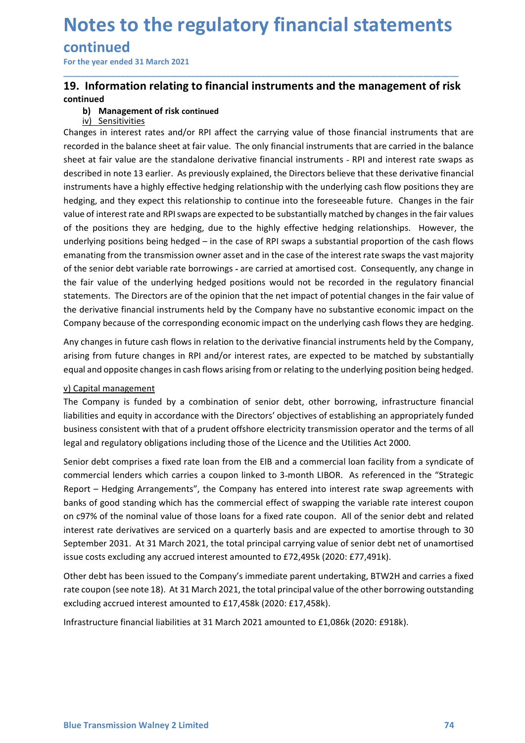# Notes to the regulatory financial statements

## continued

For the year ended 31 March 2021

## 19. Information relating to financial instruments and the management of risk

**continued**

### b) Management of risk continued

iv) Sensitivities

Changes in interest rates and/or RPI affect the carrying value of those financial instruments that are recorded in the balance sheet at fair value. The only financial instruments that are carried in the balance sheet at fair value are the standalone derivative financial instruments - RPI and interest rate swaps as described in note 13 earlier. As previously explained, the Directors believe that these derivative financial instruments have a highly effective hedging relationship with the underlying cash flow positions they are hedging, and they expect this relationship to continue into the foreseeable future. Changes in the fair value of interest rate and RPI swaps are expected to be substantially matched by changes in the fair values of the positions they are hedging, due to the highly effective hedging relationships. However, the underlying positions being hedged – in the case of RPI swaps a substantial proportion of the cash flows emanating from the transmission owner asset and in the case of the interest rate swaps the vast majority of the senior debt variable rate borrowings - are carried at amortised cost. Consequently, any change in the fair value of the underlying hedged positions would not be recorded in the regulatory financial statements. The Directors are of the opinion that the net impact of potential changes in the fair value of the derivative financial instruments held by the Company have no substantive economic impact on the Company because of the corresponding economic impact on the underlying cash flows they are hedging.

Any changes in future cash flows in relation to the derivative financial instruments held by the Company, arising from future changes in RPI and/or interest rates, are expected to be matched by substantially equal and opposite changes in cash flows arising from or relating to the underlying position being hedged.

v) Capital management

The Company is funded by a combination of senior debt, other borrowing, infrastructure financial liabilities and equity in accordance with the Directors' objectives of establishing an appropriately funded business consistent with that of a prudent offshore electricity transmission operator and the terms of all legal and regulatory obligations including those of the Licence and the Utilities Act 2000.

Senior debt comprises a fixed rate loan from the EIB and a commercial loan facility from a syndicate of commercial lenders which carries a coupon linked to 3-month LIBOR. As referenced in the "Strategic Report – Hedging Arrangements", the Company has entered into interest rate swap agreements with banks of good standing which has the commercial effect of swapping the variable rate interest coupon on c97% of the nominal value of those loans for a fixed rate coupon. All of the senior debt and related interest rate derivatives are serviced on a quarterly basis and are expected to amortise through to 30 September 2031. At 31 March 2021, the total principal carrying value of senior debt net of unamortised issue costs excluding any accrued interest amounted to £72,495k (2020: £77,491k).

Other debt has been issued to the Company's immediate parent undertaking, BTW2H and carries a fixed rate coupon (see note 18). At 31 March 2021, the total principal value of the other borrowing outstanding excluding accrued interest amounted to £17,458k (2020: £17,458k).

Infrastructure financial liabilities at 31 March 2021 amounted to £1,086k (2020: £918k).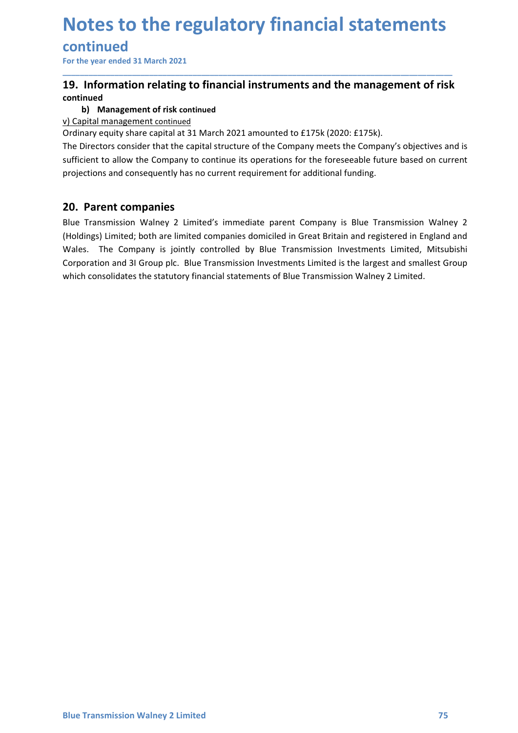# Notes to the regulatory financial statements

## continued

For the year ended 31 March 2021

## 19. Information relating to financial instruments and the management of risk

**continued**

### b) Management of risk continued

v) Capital management continued

Ordinary equity share capital at 31 March 2021 amounted to £175k (2020: £175k).

The Directors consider that the capital structure of the Company meets the Company's objectives and is sufficient to allow the Company to continue its operations for the foreseeable future based on current projections and consequently has no current requirement for additional funding.

## 20. Parent companies

Blue Transmission Walney 2 Limited's immediate parent Company is Blue Transmission Walney 2 (Holdings) Limited; both are limited companies domiciled in Great Britain and registered in England and Wales. The Company is jointly controlled by Blue Transmission Investments Limited, Mitsubishi Corporation and 3I Group plc. Blue Transmission Investments Limited is the largest and smallest Group which consolidates the statutory financial statements of Blue Transmission Walney 2 Limited.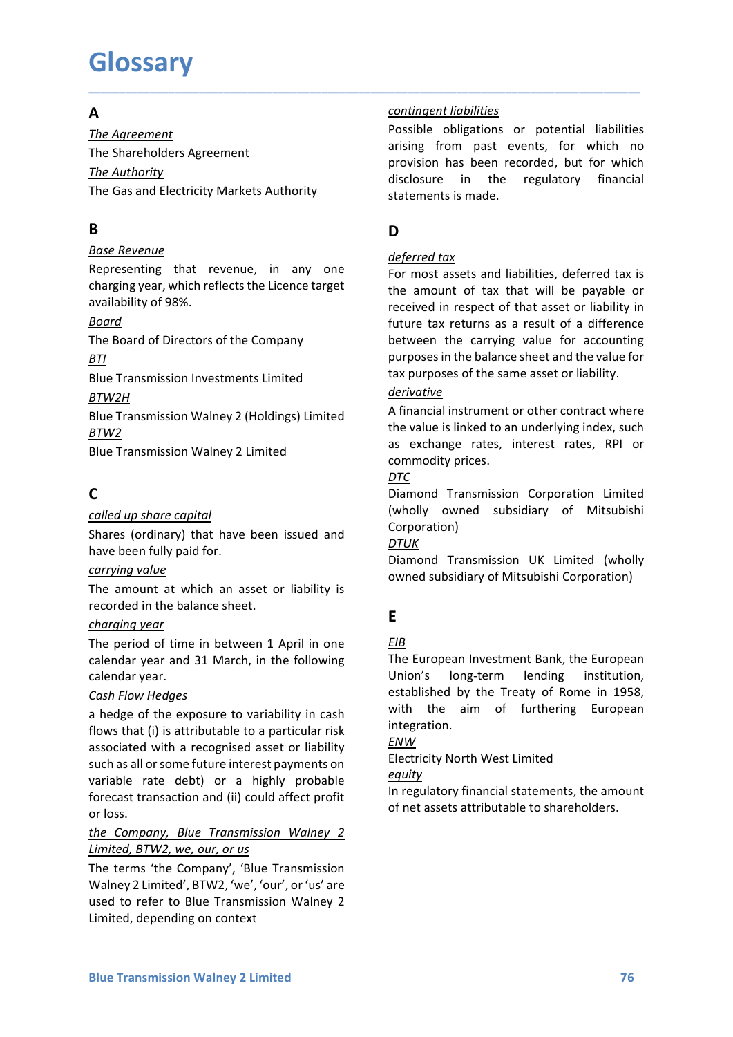# Glossary

## A

*The Agreement*

The Shareholders Agreement

*The Authority*

The Gas and Electricity Markets Authority

## B

*Base Revenue*

Representing that revenue, in any one charging year, which reflects the Licence target availability of 98%.

*Board*

The Board of Directors of the Company

*BTI*

Blue Transmission Investments Limited

*BTW2H*

Blue Transmission Walney 2 (Holdings) Limited

*BTW2*

Blue Transmission Walney 2 Limited

## C

*called up share capital*

Shares (ordinary) that have been issued and have been fully paid for.

*carrying value*

The amount at which an asset or liability is recorded in the balance sheet.

*charging year*

The period of time in between 1 April in one calendar year and 31 March, in the following calendar year.

*Cash Flow Hedges*

a hedge of the exposure to variability in cash flows that (i) is attributable to a particular risk associated with a recognised asset or liability such as all or some future interest payments on variable rate debt) or a highly probable forecast transaction and (ii) could affect profit or loss.

*the Company, Blue Transmission Walney 2 Limited, BTW2, we, our, or us*

The terms 'the Company', 'Blue Transmission Walney 2 Limited', BTW2, 'we', 'our', or 'us' are used to refer to Blue Transmission Walney 2 Limited, depending on context

*contingent liabilities*

Possible obligations or potential liabilities arising from past events, for which no provision has been recorded, but for which disclosure in the regulatory financial statements is made.

## D

*deferred tax*

For most assets and liabilities, deferred tax is the amount of tax that will be payable or received in respect of that asset or liability in future tax returns as a result of a difference between the carrying value for accounting purposes in the balance sheet and the value for tax purposes of the same asset or liability.

*derivative*

A financial instrument or other contract where the value is linked to an underlying index, such as exchange rates, interest rates, RPI or commodity prices.

*DTC*

Diamond Transmission Corporation Limited (wholly owned subsidiary of Mitsubishi Corporation)

*DTUK*

Diamond Transmission UK Limited (wholly owned subsidiary of Mitsubishi Corporation)

## E

*EIB*

The European Investment Bank, the European Union's long-term lending institution, established by the Treaty of Rome in 1958, with the aim of furthering European integration.

*ENW*

Electricity North West Limited

*equity*

In regulatory financial statements, the amount of net assets attributable to shareholders.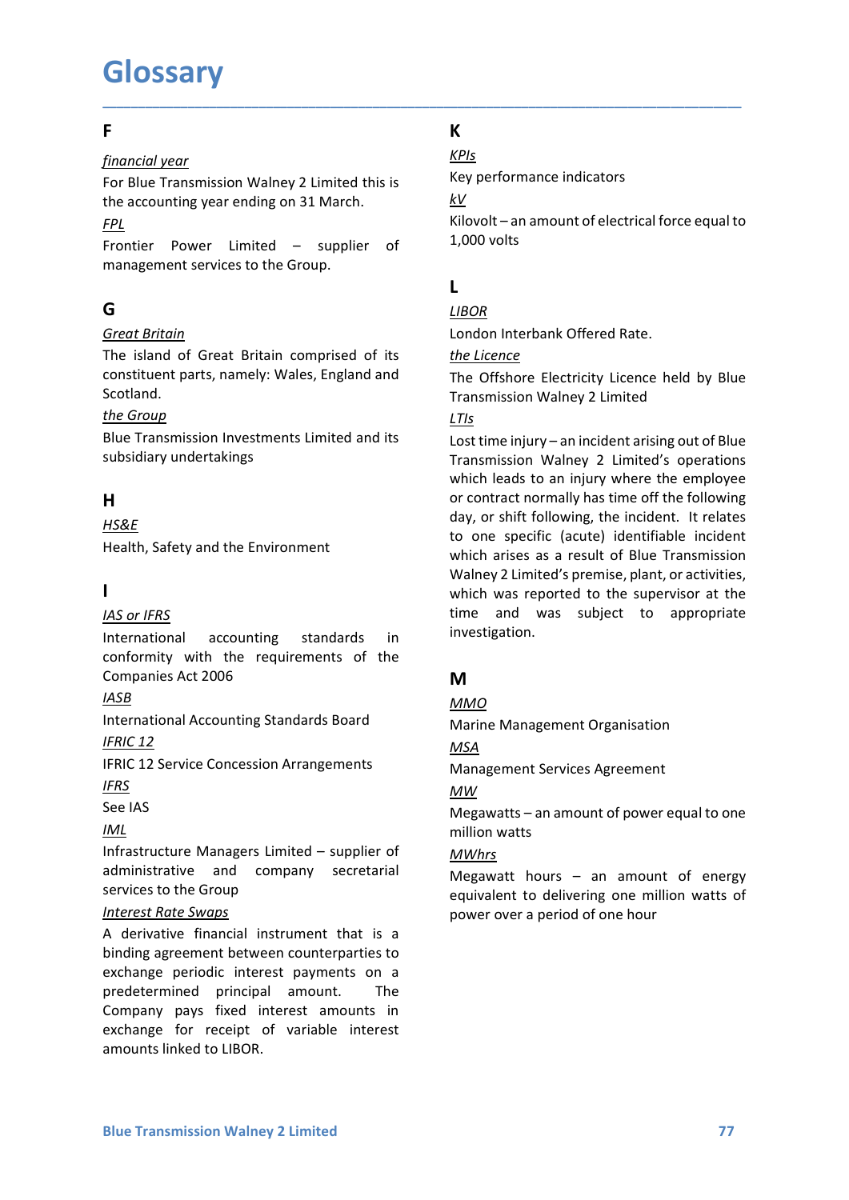# Glossary

## F

*financial year*

For Blue Transmission Walney 2 Limited this is the accounting year ending on 31 March.

*FPL*

Frontier Power Limited – supplier of management services to the Group.

## G

*Great Britain*

The island of Great Britain comprised of its constituent parts, namely: Wales, England and Scotland.

*the Group*

Blue Transmission Investments Limited and its subsidiary undertakings

## H

*HS&E*

Health, Safety and the Environment

## I

*IAS or IFRS*

International accounting standards in conformity with the requirements of the Companies Act 2006

*IASB*

International Accounting Standards Board

*IFRIC 12*

IFRIC 12 Service Concession Arrangements

*IFRS*

See IAS

*IML*

Infrastructure Managers Limited – supplier of administrative and company secretarial services to the Group

*Interest Rate Swaps*

A derivative financial instrument that is a binding agreement between counterparties to exchange periodic interest payments on a predetermined principal amount. The Company pays fixed interest amounts in exchange for receipt of variable interest amounts linked to LIBOR.

## K

*KPIs*

Key performance indicators

*kV*

Kilovolt – an amount of electrical force equal to 1,000 volts

## L

*LIBOR*

London Interbank Offered Rate.

*the Licence*

The Offshore Electricity Licence held by Blue Transmission Walney 2 Limited

*LTIs*

Lost time injury – an incident arising out of Blue Transmission Walney 2 Limited's operations which leads to an injury where the employee or contract normally has time off the following day, or shift following, the incident. It relates to one specific (acute) identifiable incident which arises as a result of Blue Transmission Walney 2 Limited's premise, plant, or activities, which was reported to the supervisor at the time and was subject to appropriate investigation.

## M

*MMO*

Marine Management Organisation

*MSA*

Management Services Agreement

*MW*

Megawatts – an amount of power equal to one million watts

*MWhrs*

Megawatt hours – an amount of energy equivalent to delivering one million watts of power over a period of one hour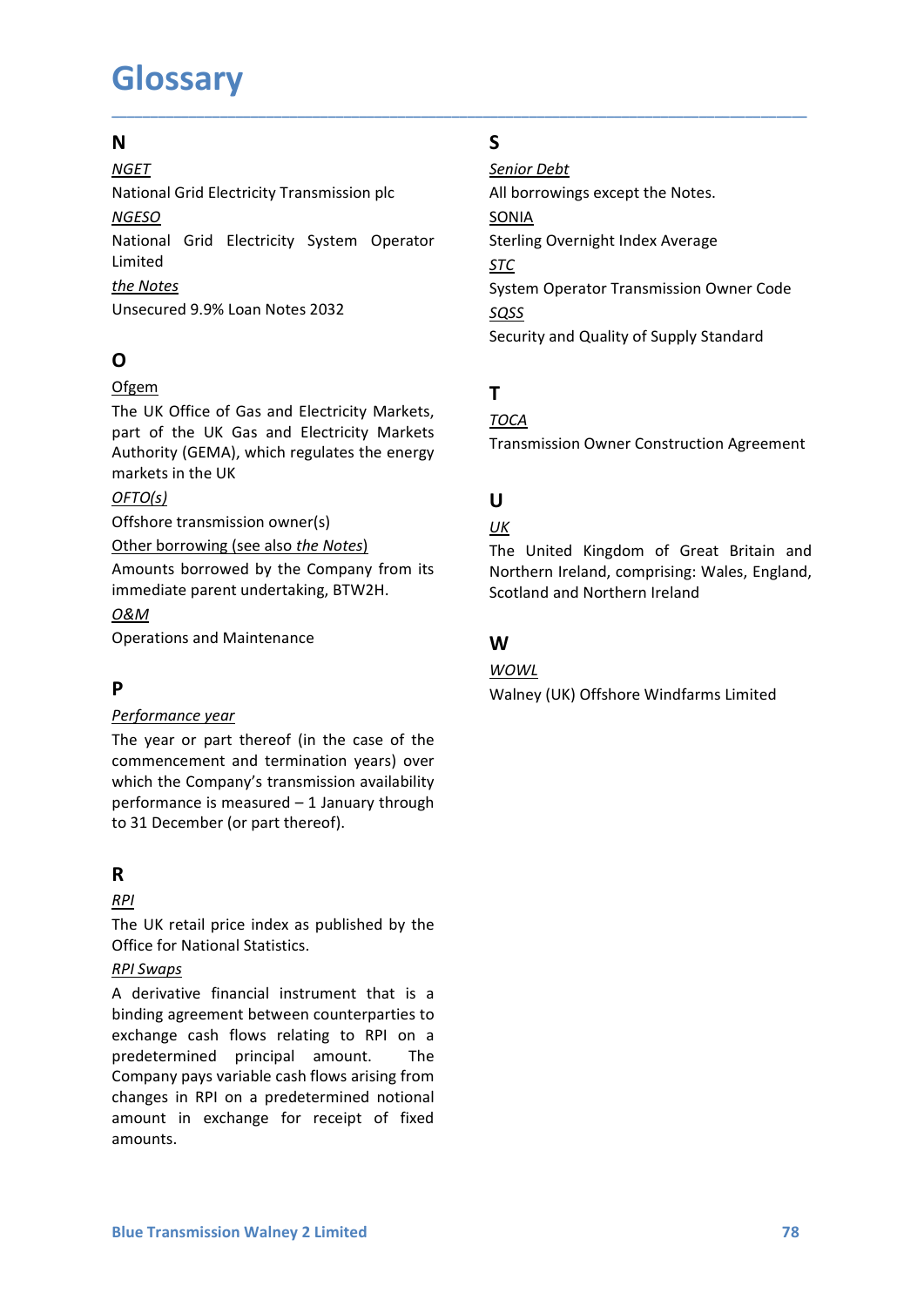# Glossary

## N

*NGET*

National Grid Electricity Transmission plc

*NGESO*

National Grid Electricity System Operator Limited

*the Notes*

Unsecured 9.9% Loan Notes 2032

## O

Ofgem

The UK Office of Gas and Electricity Markets, part of the UK Gas and Electricity Markets Authority (GEMA), which regulates the energy markets in the UK

*OFTO(s)*

Offshore transmission owner(s)

Other borrowing (see also *the Notes*)

Amounts borrowed by the Company from its immediate parent undertaking, BTW2H.

*O&M*

Operations and Maintenance

## P

*Performance year*

The year or part thereof (in the case of the commencement and termination years) over which the Company's transmission availability performance is measured – 1 January through to 31 December (or part thereof).

## R

*RPI*

The UK retail price index as published by the Office for National Statistics.

*RPI Swaps*

A derivative financial instrument that is a binding agreement between counterparties to exchange cash flows relating to RPI on a predetermined principal amount. The Company pays variable cash flows arising from changes in RPI on a predetermined notional amount in exchange for receipt of fixed amounts.

## S

*Senior Debt*

All borrowings except the Notes.

SONIA

Sterling Overnight Index Average

*STC*

System Operator Transmission Owner Code

*SQSS*

Security and Quality of Supply Standard

## T

*TOCA*

Transmission Owner Construction Agreement

## U

*UK*

The United Kingdom of Great Britain and Northern Ireland, comprising: Wales, England, Scotland and Northern Ireland

## W

*WOWL*

Walney (UK) Offshore Windfarms Limited